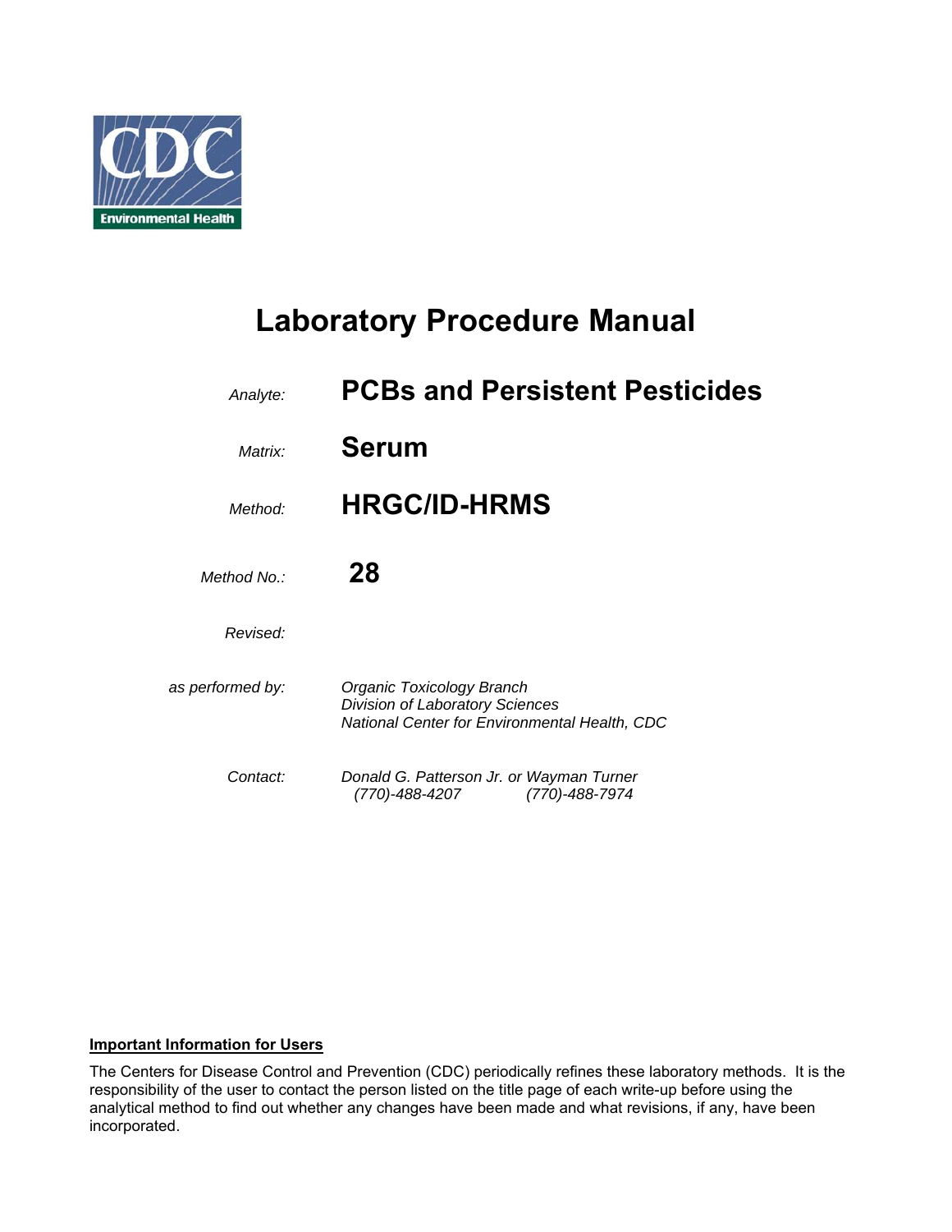CDC

Environmental Health

# Laboratory Procedure Manual

| | |
|---|---|
| *Analyte:* | **PCBs and Persistent Pesticides** |
| *Matrix:* | **Serum** |
| *Method:* | **HRGC/ID-HRMS** |
| *Method No.:* | **28** |
| *Revised:* | |
| *as performed by:* | *Organic Toxicology Branch*<br>*Division of Laboratory Sciences*<br>*National Center for Environmental Health, CDC* |
| *Contact:* | *Donald G. Patterson Jr. or Wayman Turner*<br>*(770)-488-4207 (770)-488-7974* |

**Important Information for Users**

The Centers for Disease Control and Prevention (CDC) periodically refines these laboratory methods. It is the responsibility of the user to contact the person listed on the title page of each write-up before using the analytical method to find out whether any changes have been made and what revisions, if any, have been incorporated.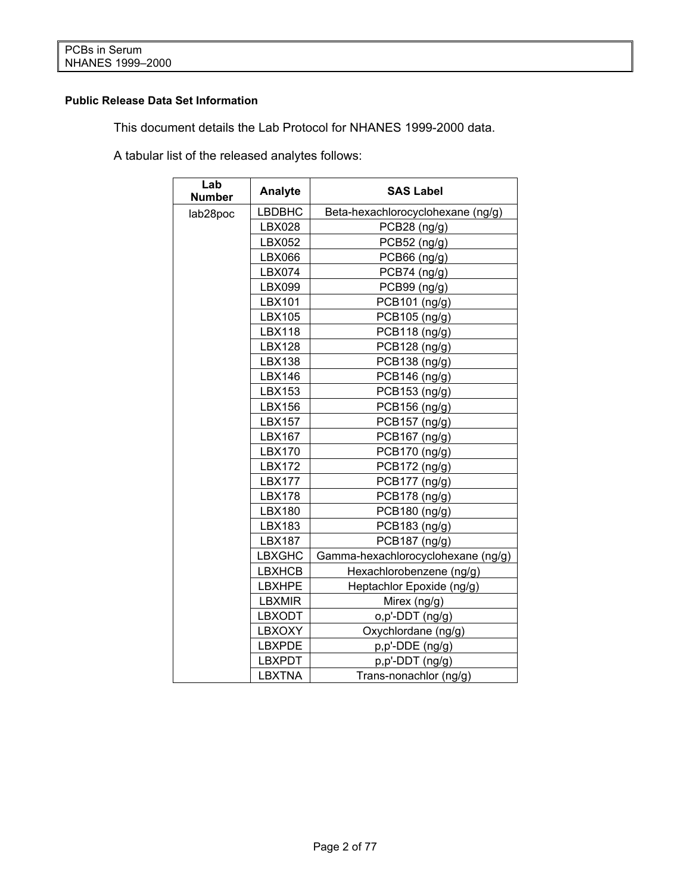**Public Release Data Set Information**

This document details the Lab Protocol for NHANES 1999-2000 data.

A tabular list of the released analytes follows:

| Lab Number | Analyte | SAS Label |
|---|---|---|
| lab28poc | LBDBHC | Beta-hexachlorocyclohexane (ng/g) |
| | LBX028 | PCB28 (ng/g) |
| | LBX052 | PCB52 (ng/g) |
| | LBX066 | PCB66 (ng/g) |
| | LBX074 | PCB74 (ng/g) |
| | LBX099 | PCB99 (ng/g) |
| | LBX101 | PCB101 (ng/g) |
| | LBX105 | PCB105 (ng/g) |
| | LBX118 | PCB118 (ng/g) |
| | LBX128 | PCB128 (ng/g) |
| | LBX138 | PCB138 (ng/g) |
| | LBX146 | PCB146 (ng/g) |
| | LBX153 | PCB153 (ng/g) |
| | LBX156 | PCB156 (ng/g) |
| | LBX157 | PCB157 (ng/g) |
| | LBX167 | PCB167 (ng/g) |
| | LBX170 | PCB170 (ng/g) |
| | LBX172 | PCB172 (ng/g) |
| | LBX177 | PCB177 (ng/g) |
| | LBX178 | PCB178 (ng/g) |
| | LBX180 | PCB180 (ng/g) |
| | LBX183 | PCB183 (ng/g) |
| | LBX187 | PCB187 (ng/g) |
| | LBXGHC | Gamma-hexachlorocyclohexane (ng/g) |
| | LBXHCB | Hexachlorobenzene (ng/g) |
| | LBXHPE | Heptachlor Epoxide (ng/g) |
| | LBXMIR | Mirex (ng/g) |
| | LBXODT | o,p'-DDT (ng/g) |
| | LBXOXY | Oxychlordane (ng/g) |
| | LBXPDE | p,p'-DDE (ng/g) |
| | LBXPDT | p,p'-DDT (ng/g) |
| | LBXTNA | Trans-nonachlor (ng/g) |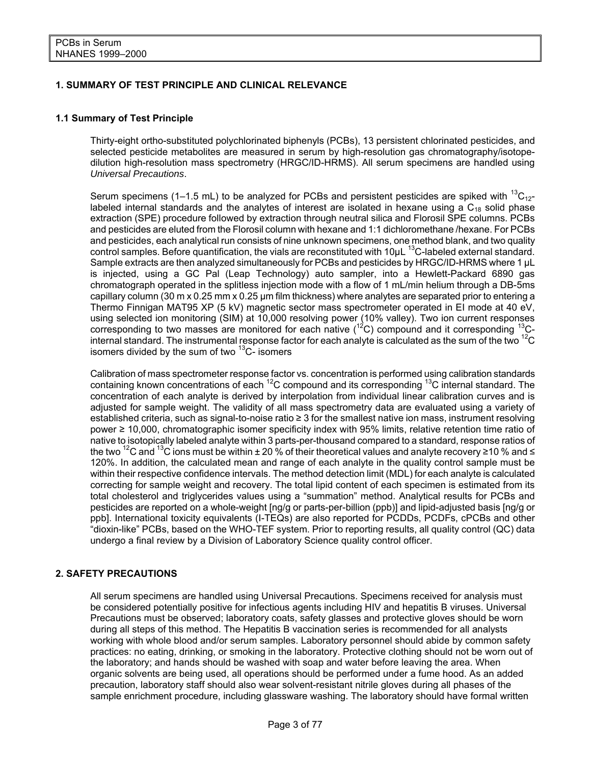## 1. SUMMARY OF TEST PRINCIPLE AND CLINICAL RELEVANCE

### 1.1 Summary of Test Principle

Thirty-eight ortho-substituted polychlorinated biphenyls (PCBs), 13 persistent chlorinated pesticides, and selected pesticide metabolites are measured in serum by high-resolution gas chromatography/isotope-dilution high-resolution mass spectrometry (HRGC/ID-HRMS). All serum specimens are handled using *Universal Precautions*.

Serum specimens (1–1.5 mL) to be analyzed for PCBs and persistent pesticides are spiked with $^{13}C_{12}$-labeled internal standards and the analytes of interest are isolated in hexane using a $C_{18}$ solid phase extraction (SPE) procedure followed by extraction through neutral silica and Florosil SPE columns. PCBs and pesticides are eluted from the Florosil column with hexane and 1:1 dichloromethane /hexane. For PCBs and pesticides, each analytical run consists of nine unknown specimens, one method blank, and two quality control samples. Before quantification, the vials are reconstituted with 10µL $^{13}C$-labeled external standard. Sample extracts are then analyzed simultaneously for PCBs and pesticides by HRGC/ID-HRMS where 1 µL is injected, using a GC Pal (Leap Technology) auto sampler, into a Hewlett-Packard 6890 gas chromatograph operated in the splitless injection mode with a flow of 1 mL/min helium through a DB-5ms capillary column (30 m x 0.25 mm x 0.25 µm film thickness) where analytes are separated prior to entering a Thermo Finnigan MAT95 XP (5 kV) magnetic sector mass spectrometer operated in EI mode at 40 eV, using selected ion monitoring (SIM) at 10,000 resolving power (10% valley). Two ion current responses corresponding to two masses are monitored for each native ($^{12}C$) compound and it corresponding $^{13}C$-internal standard. The instrumental response factor for each analyte is calculated as the sum of the two $^{12}C$ isomers divided by the sum of two $^{13}C$- isomers

Calibration of mass spectrometer response factor vs. concentration is performed using calibration standards containing known concentrations of each $^{12}C$ compound and its corresponding $^{13}C$ internal standard. The concentration of each analyte is derived by interpolation from individual linear calibration curves and is adjusted for sample weight. The validity of all mass spectrometry data are evaluated using a variety of established criteria, such as signal-to-noise ratio ≥ 3 for the smallest native ion mass, instrument resolving power ≥ 10,000, chromatographic isomer specificity index with 95% limits, relative retention time ratio of native to isotopically labeled analyte within 3 parts-per-thousand compared to a standard, response ratios of the two $^{12}C$ and $^{13}C$ ions must be within ± 20 % of their theoretical values and analyte recovery ≥10 % and ≤ 120%. In addition, the calculated mean and range of each analyte in the quality control sample must be within their respective confidence intervals. The method detection limit (MDL) for each analyte is calculated correcting for sample weight and recovery. The total lipid content of each specimen is estimated from its total cholesterol and triglycerides values using a "summation" method. Analytical results for PCBs and pesticides are reported on a whole-weight [ng/g or parts-per-billion (ppb)] and lipid-adjusted basis [ng/g or ppb]. International toxicity equivalents (I-TEQs) are also reported for PCDDs, PCDFs, cPCBs and other "dioxin-like" PCBs, based on the WHO-TEF system. Prior to reporting results, all quality control (QC) data undergo a final review by a Division of Laboratory Science quality control officer.

## 2. SAFETY PRECAUTIONS

All serum specimens are handled using Universal Precautions. Specimens received for analysis must be considered potentially positive for infectious agents including HIV and hepatitis B viruses. Universal Precautions must be observed; laboratory coats, safety glasses and protective gloves should be worn during all steps of this method. The Hepatitis B vaccination series is recommended for all analysts working with whole blood and/or serum samples. Laboratory personnel should abide by common safety practices: no eating, drinking, or smoking in the laboratory. Protective clothing should not be worn out of the laboratory; and hands should be washed with soap and water before leaving the area. When organic solvents are being used, all operations should be performed under a fume hood. As an added precaution, laboratory staff should also wear solvent-resistant nitrile gloves during all phases of the sample enrichment procedure, including glassware washing. The laboratory should have formal written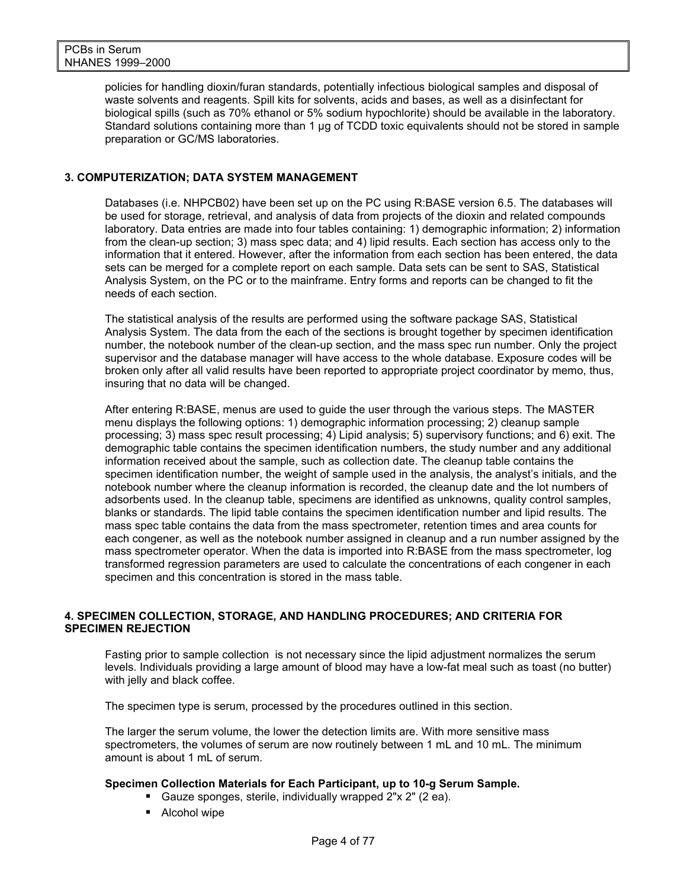policies for handling dioxin/furan standards, potentially infectious biological samples and disposal of waste solvents and reagents. Spill kits for solvents, acids and bases, as well as a disinfectant for biological spills (such as 70% ethanol or 5% sodium hypochlorite) should be available in the laboratory. Standard solutions containing more than 1 µg of TCDD toxic equivalents should not be stored in sample preparation or GC/MS laboratories.

## 3. COMPUTERIZATION; DATA SYSTEM MANAGEMENT

Databases (i.e. NHPCB02) have been set up on the PC using R:BASE version 6.5. The databases will be used for storage, retrieval, and analysis of data from projects of the dioxin and related compounds laboratory. Data entries are made into four tables containing: 1) demographic information; 2) information from the clean-up section; 3) mass spec data; and 4) lipid results. Each section has access only to the information that it entered. However, after the information from each section has been entered, the data sets can be merged for a complete report on each sample. Data sets can be sent to SAS, Statistical Analysis System, on the PC or to the mainframe. Entry forms and reports can be changed to fit the needs of each section.

The statistical analysis of the results are performed using the software package SAS, Statistical Analysis System. The data from the each of the sections is brought together by specimen identification number, the notebook number of the clean-up section, and the mass spec run number. Only the project supervisor and the database manager will have access to the whole database. Exposure codes will be broken only after all valid results have been reported to appropriate project coordinator by memo, thus, insuring that no data will be changed.

After entering R:BASE, menus are used to guide the user through the various steps. The MASTER menu displays the following options: 1) demographic information processing; 2) cleanup sample processing; 3) mass spec result processing; 4) Lipid analysis; 5) supervisory functions; and 6) exit. The demographic table contains the specimen identification numbers, the study number and any additional information received about the sample, such as collection date. The cleanup table contains the specimen identification number, the weight of sample used in the analysis, the analyst's initials, and the notebook number where the cleanup information is recorded, the cleanup date and the lot numbers of adsorbents used. In the cleanup table, specimens are identified as unknowns, quality control samples, blanks or standards. The lipid table contains the specimen identification number and lipid results. The mass spec table contains the data from the mass spectrometer, retention times and area counts for each congener, as well as the notebook number assigned in cleanup and a run number assigned by the mass spectrometer operator. When the data is imported into R:BASE from the mass spectrometer, log transformed regression parameters are used to calculate the concentrations of each congener in each specimen and this concentration is stored in the mass table.

## 4. SPECIMEN COLLECTION, STORAGE, AND HANDLING PROCEDURES; AND CRITERIA FOR SPECIMEN REJECTION

Fasting prior to sample collection is not necessary since the lipid adjustment normalizes the serum levels. Individuals providing a large amount of blood may have a low-fat meal such as toast (no butter) with jelly and black coffee.

The specimen type is serum, processed by the procedures outlined in this section.

The larger the serum volume, the lower the detection limits are. With more sensitive mass spectrometers, the volumes of serum are now routinely between 1 mL and 10 mL. The minimum amount is about 1 mL of serum.

**Specimen Collection Materials for Each Participant, up to 10-g Serum Sample.**

- Gauze sponges, sterile, individually wrapped 2"x 2" (2 ea).
- Alcohol wipe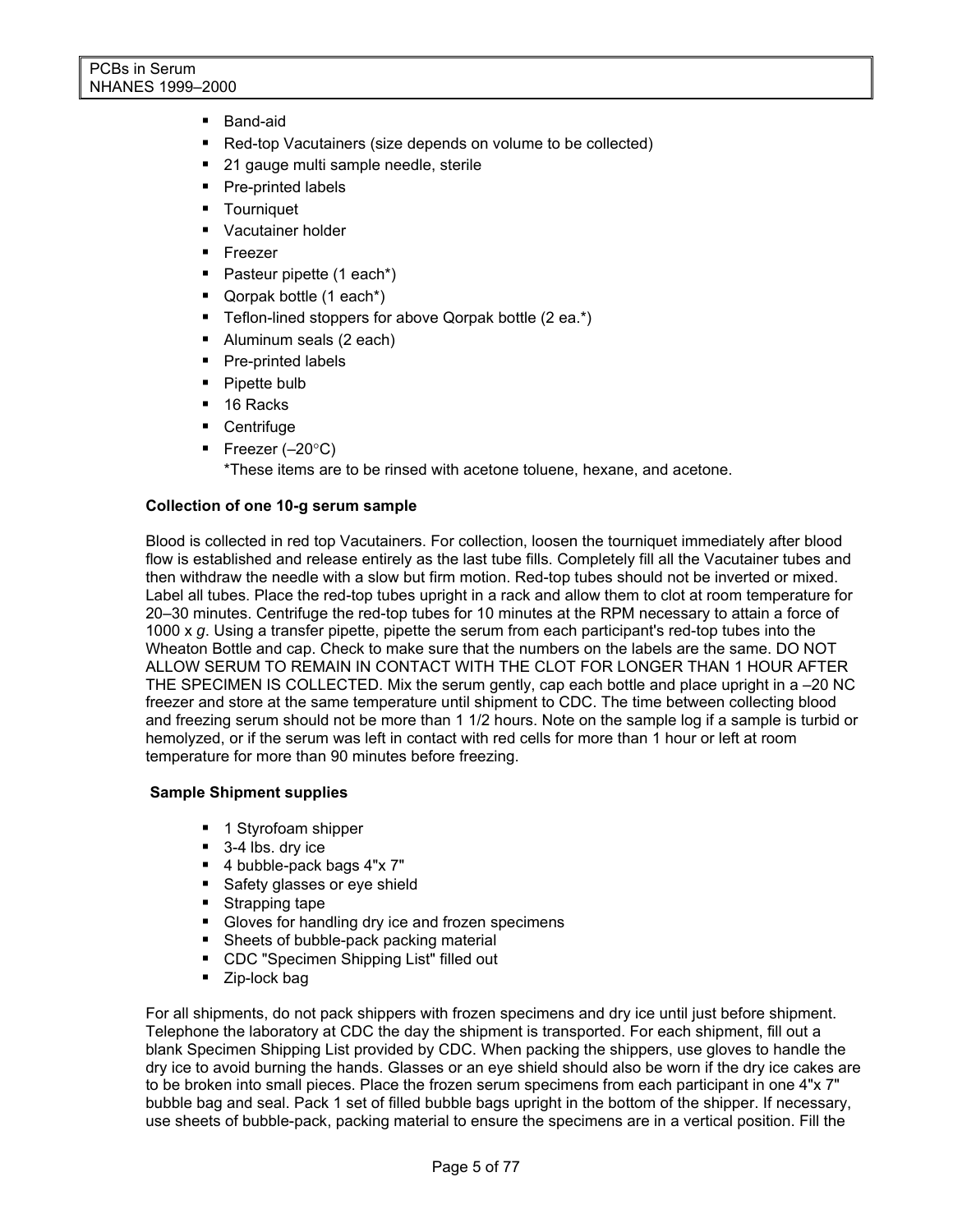- Band-aid
- Red-top Vacutainers (size depends on volume to be collected)
- 21 gauge multi sample needle, sterile
- Pre-printed labels
- Tourniquet
- Vacutainer holder
- Freezer
- Pasteur pipette (1 each*)
- Qorpak bottle (1 each*)
- Teflon-lined stoppers for above Qorpak bottle (2 ea.*)
- Aluminum seals (2 each)
- Pre-printed labels
- Pipette bulb
- 16 Racks
- Centrifuge
- Freezer (–20°C)
  *These items are to be rinsed with acetone toluene, hexane, and acetone.

**Collection of one 10-g serum sample**

Blood is collected in red top Vacutainers. For collection, loosen the tourniquet immediately after blood flow is established and release entirely as the last tube fills. Completely fill all the Vacutainer tubes and then withdraw the needle with a slow but firm motion. Red-top tubes should not be inverted or mixed. Label all tubes. Place the red-top tubes upright in a rack and allow them to clot at room temperature for 20–30 minutes. Centrifuge the red-top tubes for 10 minutes at the RPM necessary to attain a force of 1000 x *g*. Using a transfer pipette, pipette the serum from each participant's red-top tubes into the Wheaton Bottle and cap. Check to make sure that the numbers on the labels are the same. DO NOT ALLOW SERUM TO REMAIN IN CONTACT WITH THE CLOT FOR LONGER THAN 1 HOUR AFTER THE SPECIMEN IS COLLECTED. Mix the serum gently, cap each bottle and place upright in a –20 NC freezer and store at the same temperature until shipment to CDC. The time between collecting blood and freezing serum should not be more than 1 1/2 hours. Note on the sample log if a sample is turbid or hemolyzed, or if the serum was left in contact with red cells for more than 1 hour or left at room temperature for more than 90 minutes before freezing.

**Sample Shipment supplies**

- 1 Styrofoam shipper
- 3-4 lbs. dry ice
- 4 bubble-pack bags 4"x 7"
- Safety glasses or eye shield
- Strapping tape
- Gloves for handling dry ice and frozen specimens
- Sheets of bubble-pack packing material
- CDC "Specimen Shipping List" filled out
- Zip-lock bag

For all shipments, do not pack shippers with frozen specimens and dry ice until just before shipment. Telephone the laboratory at CDC the day the shipment is transported. For each shipment, fill out a blank Specimen Shipping List provided by CDC. When packing the shippers, use gloves to handle the dry ice to avoid burning the hands. Glasses or an eye shield should also be worn if the dry ice cakes are to be broken into small pieces. Place the frozen serum specimens from each participant in one 4"x 7" bubble bag and seal. Pack 1 set of filled bubble bags upright in the bottom of the shipper. If necessary, use sheets of bubble-pack, packing material to ensure the specimens are in a vertical position. Fill the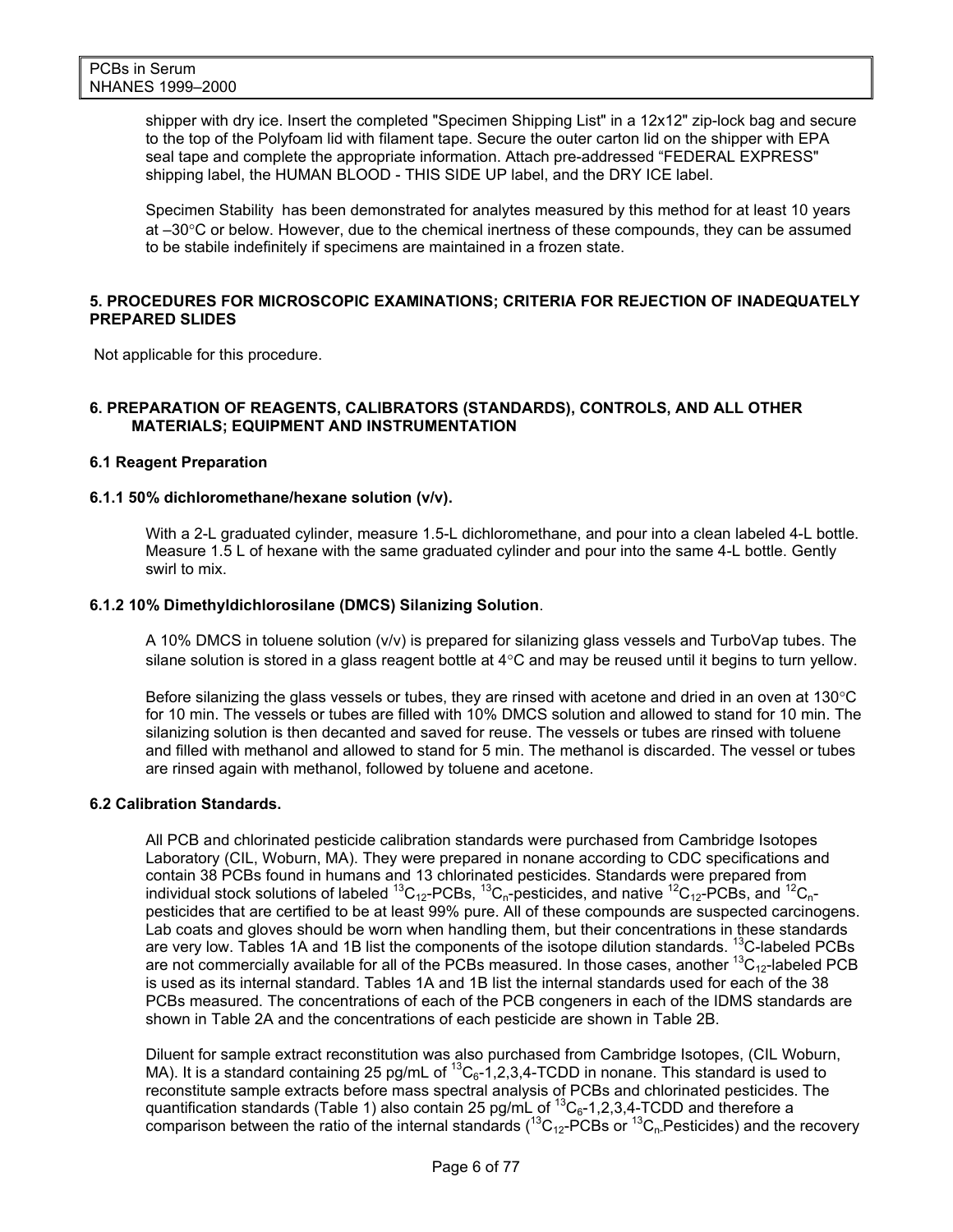shipper with dry ice. Insert the completed "Specimen Shipping List" in a 12x12" zip-lock bag and secure to the top of the Polyfoam lid with filament tape. Secure the outer carton lid on the shipper with EPA seal tape and complete the appropriate information. Attach pre-addressed "FEDERAL EXPRESS" shipping label, the HUMAN BLOOD - THIS SIDE UP label, and the DRY ICE label.

Specimen Stability has been demonstrated for analytes measured by this method for at least 10 years at –30°C or below. However, due to the chemical inertness of these compounds, they can be assumed to be stabile indefinitely if specimens are maintained in a frozen state.

**5. PROCEDURES FOR MICROSCOPIC EXAMINATIONS; CRITERIA FOR REJECTION OF INADEQUATELY PREPARED SLIDES**

Not applicable for this procedure.

**6. PREPARATION OF REAGENTS, CALIBRATORS (STANDARDS), CONTROLS, AND ALL OTHER MATERIALS; EQUIPMENT AND INSTRUMENTATION**

**6.1 Reagent Preparation**

**6.1.1 50% dichloromethane/hexane solution (v/v).**

With a 2-L graduated cylinder, measure 1.5-L dichloromethane, and pour into a clean labeled 4-L bottle. Measure 1.5 L of hexane with the same graduated cylinder and pour into the same 4-L bottle. Gently swirl to mix.

**6.1.2 10% Dimethyldichlorosilane (DMCS) Silanizing Solution**.

A 10% DMCS in toluene solution (v/v) is prepared for silanizing glass vessels and TurboVap tubes. The silane solution is stored in a glass reagent bottle at 4°C and may be reused until it begins to turn yellow.

Before silanizing the glass vessels or tubes, they are rinsed with acetone and dried in an oven at 130°C for 10 min. The vessels or tubes are filled with 10% DMCS solution and allowed to stand for 10 min. The silanizing solution is then decanted and saved for reuse. The vessels or tubes are rinsed with toluene and filled with methanol and allowed to stand for 5 min. The methanol is discarded. The vessel or tubes are rinsed again with methanol, followed by toluene and acetone.

**6.2 Calibration Standards.**

All PCB and chlorinated pesticide calibration standards were purchased from Cambridge Isotopes Laboratory (CIL, Woburn, MA). They were prepared in nonane according to CDC specifications and contain 38 PCBs found in humans and 13 chlorinated pesticides. Standards were prepared from individual stock solutions of labeled $^{13}C_{12}$-PCBs, $^{13}C_{n}$-pesticides, and native $^{12}C_{12}$-PCBs, and $^{12}C_{n}$-pesticides that are certified to be at least 99% pure. All of these compounds are suspected carcinogens. Lab coats and gloves should be worn when handling them, but their concentrations in these standards are very low. Tables 1A and 1B list the components of the isotope dilution standards. $^{13}C$-labeled PCBs are not commercially available for all of the PCBs measured. In those cases, another $^{13}C_{12}$-labeled PCB is used as its internal standard. Tables 1A and 1B list the internal standards used for each of the 38 PCBs measured. The concentrations of each of the PCB congeners in each of the IDMS standards are shown in Table 2A and the concentrations of each pesticide are shown in Table 2B.

Diluent for sample extract reconstitution was also purchased from Cambridge Isotopes, (CIL Woburn, MA). It is a standard containing 25 pg/mL of $^{13}C_{6}$-1,2,3,4-TCDD in nonane. This standard is used to reconstitute sample extracts before mass spectral analysis of PCBs and chlorinated pesticides. The quantification standards (Table 1) also contain 25 pg/mL of $^{13}C_{6}$-1,2,3,4-TCDD and therefore a comparison between the ratio of the internal standards ($^{13}C_{12}$-PCBs or $^{13}C_{n}$-Pesticides) and the recovery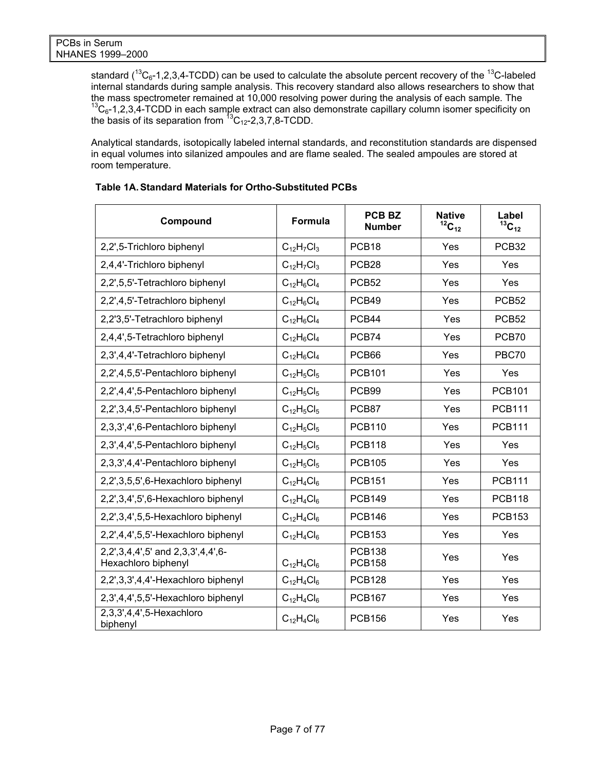standard ($^{13}C_6$-1,2,3,4-TCDD) can be used to calculate the absolute percent recovery of the $^{13}C$-labeled internal standards during sample analysis. This recovery standard also allows researchers to show that the mass spectrometer remained at 10,000 resolving power during the analysis of each sample. The $^{13}C_6$-1,2,3,4-TCDD in each sample extract can also demonstrate capillary column isomer specificity on the basis of its separation from $^{13}C_{12}$-2,3,7,8-TCDD.

Analytical standards, isotopically labeled internal standards, and reconstitution standards are dispensed in equal volumes into silanized ampoules and are flame sealed. The sealed ampoules are stored at room temperature.

**Table 1A. Standard Materials for Ortho-Substituted PCBs**

| Compound | Formula | PCB BZ Number | Native $^{12}C_{12}$ | Label $^{13}C_{12}$ |
|---|---|---|---|---|
| 2,2',5-Trichloro biphenyl | $C_{12}H_7Cl_3$ | PCB18 | Yes | PCB32 |
| 2,4,4'-Trichloro biphenyl | $C_{12}H_7Cl_3$ | PCB28 | Yes | Yes |
| 2,2',5,5'-Tetrachloro biphenyl | $C_{12}H_6Cl_4$ | PCB52 | Yes | Yes |
| 2,2',4,5'-Tetrachloro biphenyl | $C_{12}H_6Cl_4$ | PCB49 | Yes | PCB52 |
| 2,2'3,5'-Tetrachloro biphenyl | $C_{12}H_6Cl_4$ | PCB44 | Yes | PCB52 |
| 2,4,4',5-Tetrachloro biphenyl | $C_{12}H_6Cl_4$ | PCB74 | Yes | PCB70 |
| 2,3',4,4'-Tetrachloro biphenyl | $C_{12}H_6Cl_4$ | PCB66 | Yes | PBC70 |
| 2,2',4,5,5'-Pentachloro biphenyl | $C_{12}H_5Cl_5$ | PCB101 | Yes | Yes |
| 2,2',4,4',5-Pentachloro biphenyl | $C_{12}H_5Cl_5$ | PCB99 | Yes | PCB101 |
| 2,2',3,4,5'-Pentachloro biphenyl | $C_{12}H_5Cl_5$ | PCB87 | Yes | PCB111 |
| 2,3,3',4',6-Pentachloro biphenyl | $C_{12}H_5Cl_5$ | PCB110 | Yes | PCB111 |
| 2,3',4,4',5-Pentachloro biphenyl | $C_{12}H_5Cl_5$ | PCB118 | Yes | Yes |
| 2,3,3',4,4'-Pentachloro biphenyl | $C_{12}H_5Cl_5$ | PCB105 | Yes | Yes |
| 2,2',3,5,5',6-Hexachloro biphenyl | $C_{12}H_4Cl_6$ | PCB151 | Yes | PCB111 |
| 2,2',3,4',5',6-Hexachloro biphenyl | $C_{12}H_4Cl_6$ | PCB149 | Yes | PCB118 |
| 2,2',3,4',5,5-Hexachloro biphenyl | $C_{12}H_4Cl_6$ | PCB146 | Yes | PCB153 |
| 2,2',4,4',5,5'-Hexachloro biphenyl | $C_{12}H_4Cl_6$ | PCB153 | Yes | Yes |
| 2,2',3,4,4',5' and 2,3,3',4,4',6-Hexachloro biphenyl | $C_{12}H_4Cl_6$ | PCB138 PCB158 | Yes | Yes |
| 2,2',3,3',4,4'-Hexachloro biphenyl | $C_{12}H_4Cl_6$ | PCB128 | Yes | Yes |
| 2,3',4,4',5,5'-Hexachloro biphenyl | $C_{12}H_4Cl_6$ | PCB167 | Yes | Yes |
| 2,3,3',4,4',5-Hexachloro biphenyl | $C_{12}H_4Cl_6$ | PCB156 | Yes | Yes |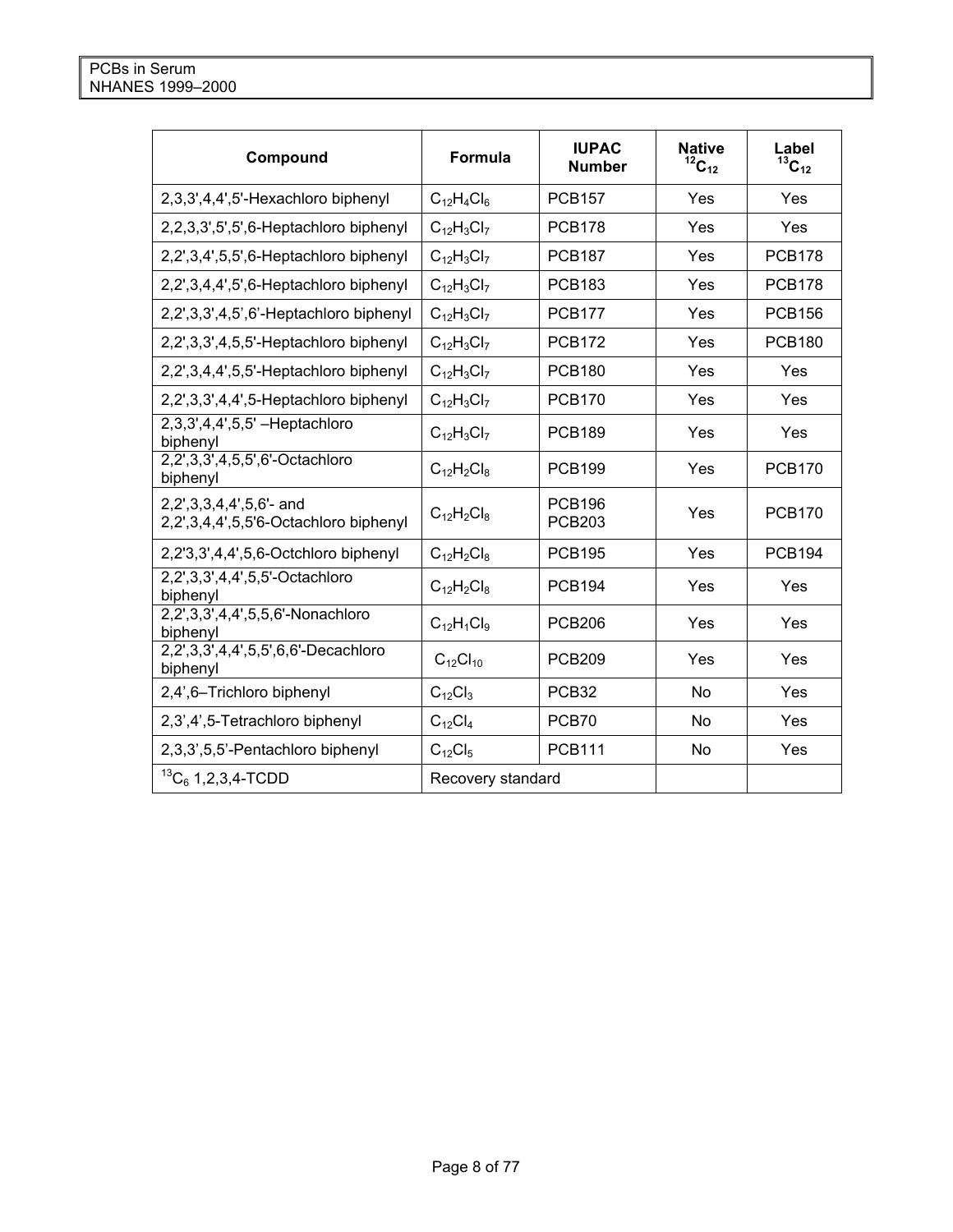| Compound | Formula | IUPAC Number | Native $^{12}C_{12}$ | Label $^{13}C_{12}$ |
|---|---|---|---|---|
| 2,3,3',4,4',5'-Hexachloro biphenyl | $C_{12}H_4Cl_6$ | PCB157 | Yes | Yes |
| 2,2,3,3',5',5',6-Heptachloro biphenyl | $C_{12}H_3Cl_7$ | PCB178 | Yes | Yes |
| 2,2',3,4',5,5',6-Heptachloro biphenyl | $C_{12}H_3Cl_7$ | PCB187 | Yes | PCB178 |
| 2,2',3,4,4',5',6-Heptachloro biphenyl | $C_{12}H_3Cl_7$ | PCB183 | Yes | PCB178 |
| 2,2',3,3',4,5',6'-Heptachloro biphenyl | $C_{12}H_3Cl_7$ | PCB177 | Yes | PCB156 |
| 2,2',3,3',4,5,5'-Heptachloro biphenyl | $C_{12}H_3Cl_7$ | PCB172 | Yes | PCB180 |
| 2,2',3,4,4',5,5'-Heptachloro biphenyl | $C_{12}H_3Cl_7$ | PCB180 | Yes | Yes |
| 2,2',3,3',4,4',5-Heptachloro biphenyl | $C_{12}H_3Cl_7$ | PCB170 | Yes | Yes |
| 2,3,3',4,4',5,5' –Heptachloro biphenyl | $C_{12}H_3Cl_7$ | PCB189 | Yes | Yes |
| 2,2',3,3',4,5,5',6'-Octachloro biphenyl | $C_{12}H_2Cl_8$ | PCB199 | Yes | PCB170 |
| 2,2',3,3,4,4',5,6'- and 2,2',3,4,4',5,5'6-Octachloro biphenyl | $C_{12}H_2Cl_8$ | PCB196 PCB203 | Yes | PCB170 |
| 2,2'3,3',4,4',5,6-Octchloro biphenyl | $C_{12}H_2Cl_8$ | PCB195 | Yes | PCB194 |
| 2,2',3,3',4,4',5,5'-Octachloro biphenyl | $C_{12}H_2Cl_8$ | PCB194 | Yes | Yes |
| 2,2',3,3',4,4',5,5,6'-Nonachloro biphenyl | $C_{12}H_1Cl_9$ | PCB206 | Yes | Yes |
| 2,2',3,3',4,4',5,5',6,6'-Decachloro biphenyl | $C_{12}Cl_{10}$ | PCB209 | Yes | Yes |
| 2,4',6–Trichloro biphenyl | $C_{12}Cl_3$ | PCB32 | No | Yes |
| 2,3',4',5-Tetrachloro biphenyl | $C_{12}Cl_4$ | PCB70 | No | Yes |
| 2,3,3',5,5'-Pentachloro biphenyl | $C_{12}Cl_5$ | PCB111 | No | Yes |
| $^{13}C_6$ 1,2,3,4-TCDD | Recovery standard | | | |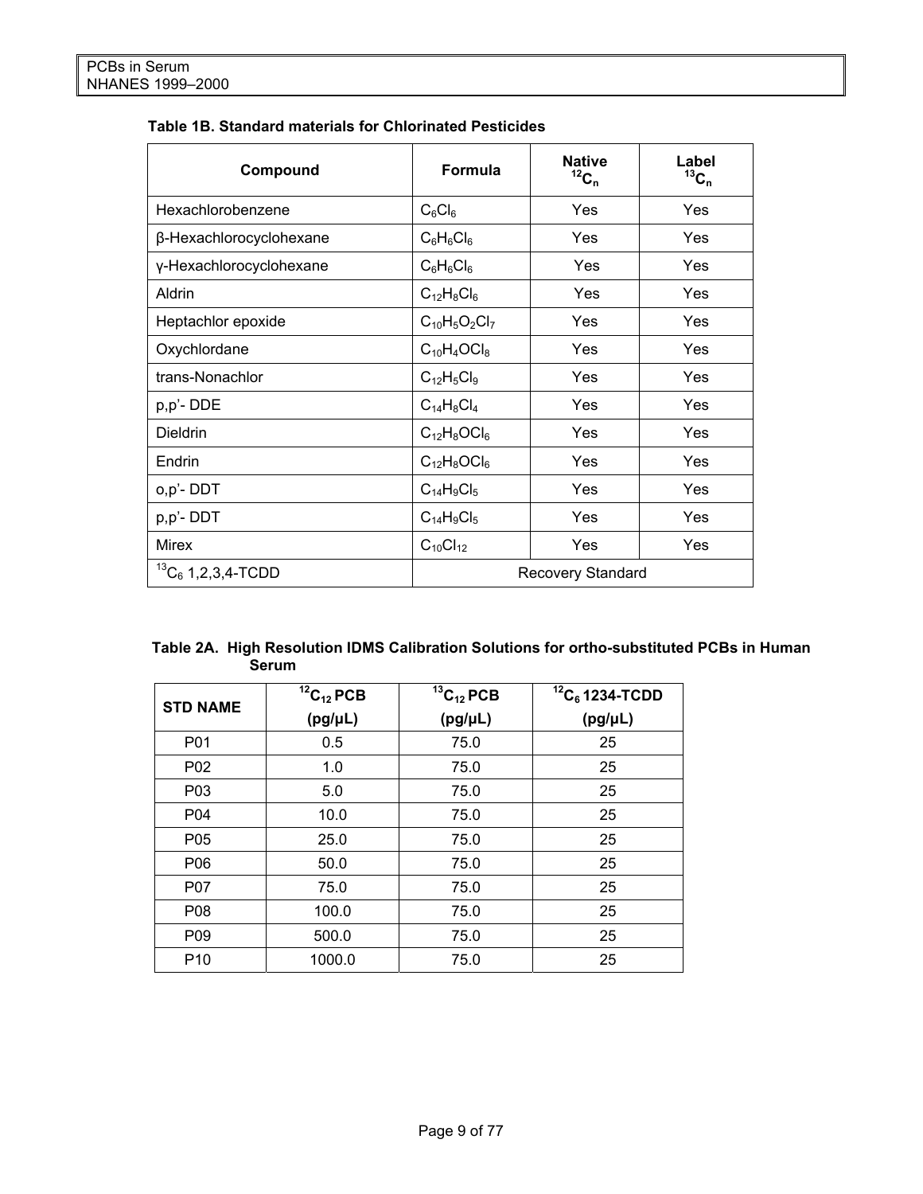**Table 1B. Standard materials for Chlorinated Pesticides**

| Compound | Formula | Native $^{12}C_n$ | Label $^{13}C_n$ |
|---|---|---|---|
| Hexachlorobenzene | $C_6Cl_6$ | Yes | Yes |
| β-Hexachlorocyclohexane | $C_6H_6Cl_6$ | Yes | Yes |
| γ-Hexachlorocyclohexane | $C_6H_6Cl_6$ | Yes | Yes |
| Aldrin | $C_{12}H_8Cl_6$ | Yes | Yes |
| Heptachlor epoxide | $C_{10}H_5O_2Cl_7$ | Yes | Yes |
| Oxychlordane | $C_{10}H_4OCl_8$ | Yes | Yes |
| trans-Nonachlor | $C_{12}H_5Cl_9$ | Yes | Yes |
| p,p'- DDE | $C_{14}H_8Cl_4$ | Yes | Yes |
| Dieldrin | $C_{12}H_8OCl_6$ | Yes | Yes |
| Endrin | $C_{12}H_8OCl_6$ | Yes | Yes |
| o,p'- DDT | $C_{14}H_9Cl_5$ | Yes | Yes |
| p,p'- DDT | $C_{14}H_9Cl_5$ | Yes | Yes |
| Mirex | $C_{10}Cl_{12}$ | Yes | Yes |
| $^{13}C_6$ 1,2,3,4-TCDD | Recovery Standard | | |

**Table 2A. High Resolution IDMS Calibration Solutions for ortho-substituted PCBs in Human Serum**

| STD NAME | $^{12}C_{12}$ PCB (pg/μL) | $^{13}C_{12}$ PCB (pg/μL) | $^{12}C_6$ 1234-TCDD (pg/μL) |
|---|---|---|---|
| P01 | 0.5 | 75.0 | 25 |
| P02 | 1.0 | 75.0 | 25 |
| P03 | 5.0 | 75.0 | 25 |
| P04 | 10.0 | 75.0 | 25 |
| P05 | 25.0 | 75.0 | 25 |
| P06 | 50.0 | 75.0 | 25 |
| P07 | 75.0 | 75.0 | 25 |
| P08 | 100.0 | 75.0 | 25 |
| P09 | 500.0 | 75.0 | 25 |
| P10 | 1000.0 | 75.0 | 25 |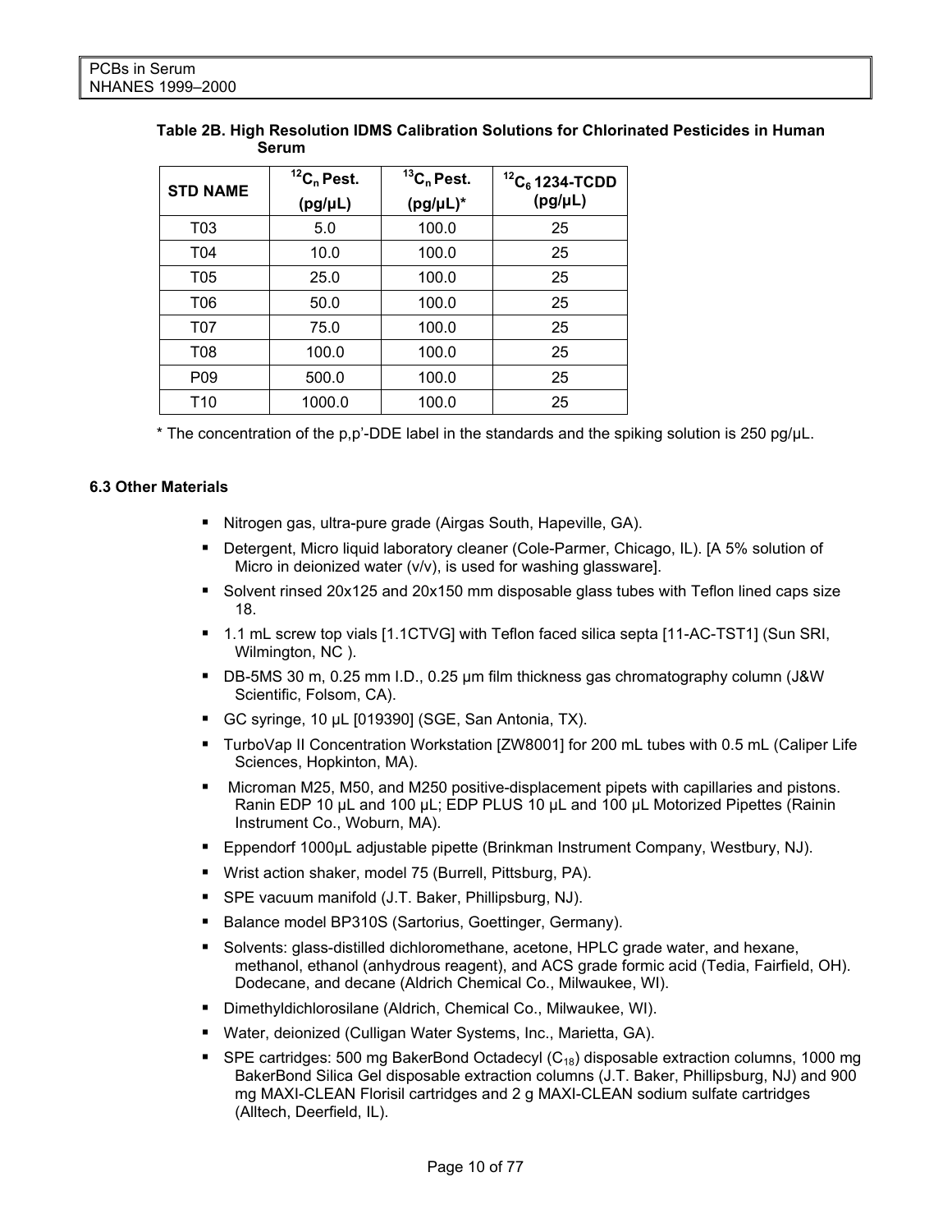**Table 2B. High Resolution IDMS Calibration Solutions for Chlorinated Pesticides in Human Serum**

| STD NAME | $^{12}C_n$ Pest. (pg/µL) | $^{13}C_n$ Pest. (pg/µL)* | $^{12}C_6$ 1234-TCDD (pg/µL) |
|---|---|---|---|
| T03 | 5.0 | 100.0 | 25 |
| T04 | 10.0 | 100.0 | 25 |
| T05 | 25.0 | 100.0 | 25 |
| T06 | 50.0 | 100.0 | 25 |
| T07 | 75.0 | 100.0 | 25 |
| T08 | 100.0 | 100.0 | 25 |
| P09 | 500.0 | 100.0 | 25 |
| T10 | 1000.0 | 100.0 | 25 |

* The concentration of the p,p'-DDE label in the standards and the spiking solution is 250 pg/µL.

### 6.3 Other Materials

- Nitrogen gas, ultra-pure grade (Airgas South, Hapeville, GA).
- Detergent, Micro liquid laboratory cleaner (Cole-Parmer, Chicago, IL). [A 5% solution of Micro in deionized water (v/v), is used for washing glassware].
- Solvent rinsed 20x125 and 20x150 mm disposable glass tubes with Teflon lined caps size 18.
- 1.1 mL screw top vials [1.1CTVG] with Teflon faced silica septa [11-AC-TST1] (Sun SRI, Wilmington, NC ).
- DB-5MS 30 m, 0.25 mm I.D., 0.25 µm film thickness gas chromatography column (J&W Scientific, Folsom, CA).
- GC syringe, 10 µL [019390] (SGE, San Antonia, TX).
- TurboVap II Concentration Workstation [ZW8001] for 200 mL tubes with 0.5 mL (Caliper Life Sciences, Hopkinton, MA).
- Microman M25, M50, and M250 positive-displacement pipets with capillaries and pistons. Ranin EDP 10 µL and 100 µL; EDP PLUS 10 µL and 100 µL Motorized Pipettes (Rainin Instrument Co., Woburn, MA).
- Eppendorf 1000µL adjustable pipette (Brinkman Instrument Company, Westbury, NJ).
- Wrist action shaker, model 75 (Burrell, Pittsburg, PA).
- SPE vacuum manifold (J.T. Baker, Phillipsburg, NJ).
- Balance model BP310S (Sartorius, Goettinger, Germany).
- Solvents: glass-distilled dichloromethane, acetone, HPLC grade water, and hexane, methanol, ethanol (anhydrous reagent), and ACS grade formic acid (Tedia, Fairfield, OH). Dodecane, and decane (Aldrich Chemical Co., Milwaukee, WI).
- Dimethyldichlorosilane (Aldrich, Chemical Co., Milwaukee, WI).
- Water, deionized (Culligan Water Systems, Inc., Marietta, GA).
- SPE cartridges: 500 mg BakerBond Octadecyl ($C_{18}$) disposable extraction columns, 1000 mg BakerBond Silica Gel disposable extraction columns (J.T. Baker, Phillipsburg, NJ) and 900 mg MAXI-CLEAN Florisil cartridges and 2 g MAXI-CLEAN sodium sulfate cartridges (Alltech, Deerfield, IL).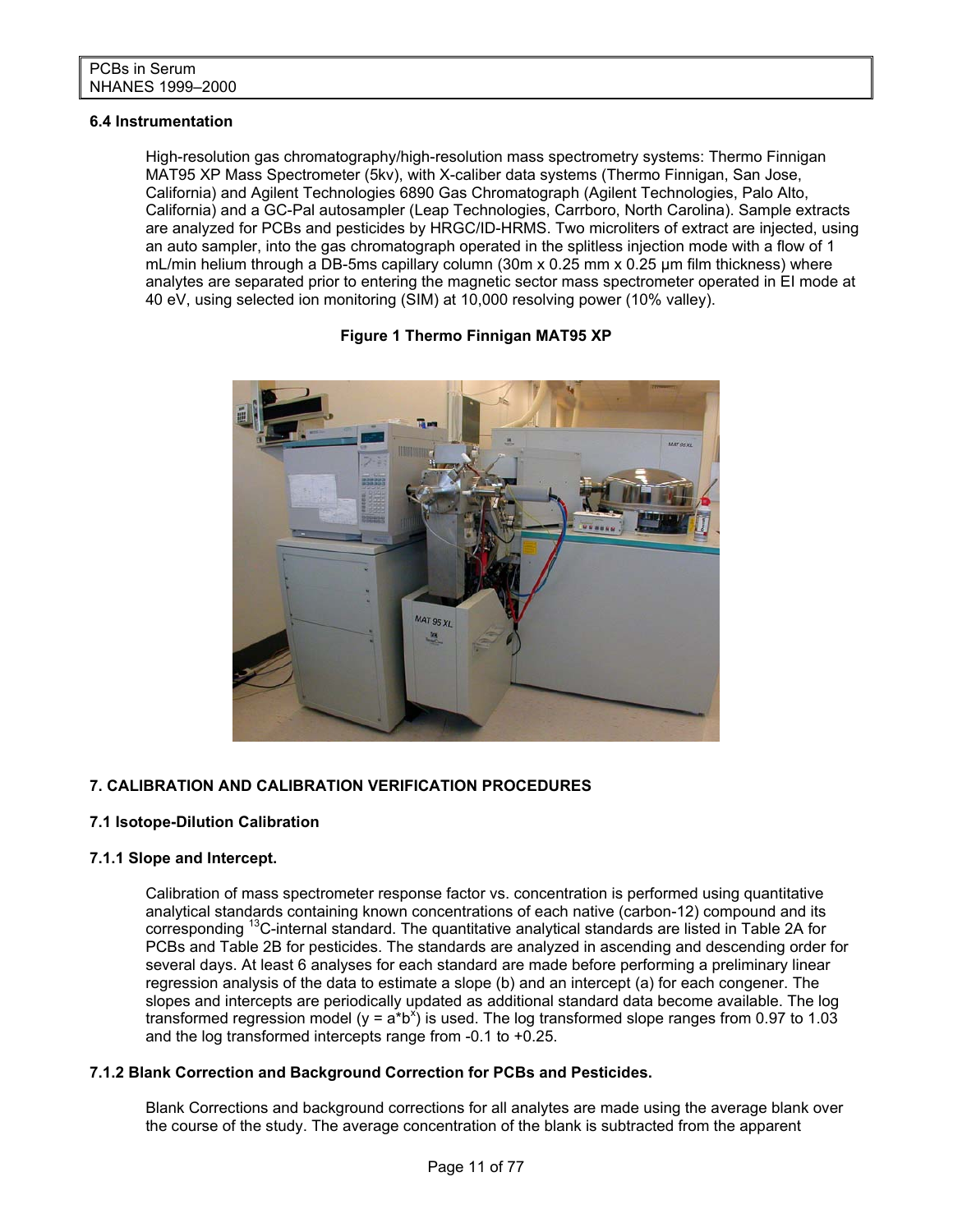### 6.4 Instrumentation

High-resolution gas chromatography/high-resolution mass spectrometry systems: Thermo Finnigan MAT95 XP Mass Spectrometer (5kv), with X-caliber data systems (Thermo Finnigan, San Jose, California) and Agilent Technologies 6890 Gas Chromatograph (Agilent Technologies, Palo Alto, California) and a GC-Pal autosampler (Leap Technologies, Carrboro, North Carolina). Sample extracts are analyzed for PCBs and pesticides by HRGC/ID-HRMS. Two microliters of extract are injected, using an auto sampler, into the gas chromatograph operated in the splitless injection mode with a flow of 1 mL/min helium through a DB-5ms capillary column (30m x 0.25 mm x 0.25 µm film thickness) where analytes are separated prior to entering the magnetic sector mass spectrometer operated in EI mode at 40 eV, using selected ion monitoring (SIM) at 10,000 resolving power (10% valley).

**Figure 1 Thermo Finnigan MAT95 XP**

## 7. CALIBRATION AND CALIBRATION VERIFICATION PROCEDURES

### 7.1 Isotope-Dilution Calibration

### 7.1.1 Slope and Intercept.

Calibration of mass spectrometer response factor vs. concentration is performed using quantitative analytical standards containing known concentrations of each native (carbon-12) compound and its corresponding $^{13}C$-internal standard. The quantitative analytical standards are listed in Table 2A for PCBs and Table 2B for pesticides. The standards are analyzed in ascending and descending order for several days. At least 6 analyses for each standard are made before performing a preliminary linear regression analysis of the data to estimate a slope (b) and an intercept (a) for each congener. The slopes and intercepts are periodically updated as additional standard data become available. The log transformed regression model ($y = a*b^x$) is used. The log transformed slope ranges from 0.97 to 1.03 and the log transformed intercepts range from -0.1 to +0.25.

### 7.1.2 Blank Correction and Background Correction for PCBs and Pesticides.

Blank Corrections and background corrections for all analytes are made using the average blank over the course of the study. The average concentration of the blank is subtracted from the apparent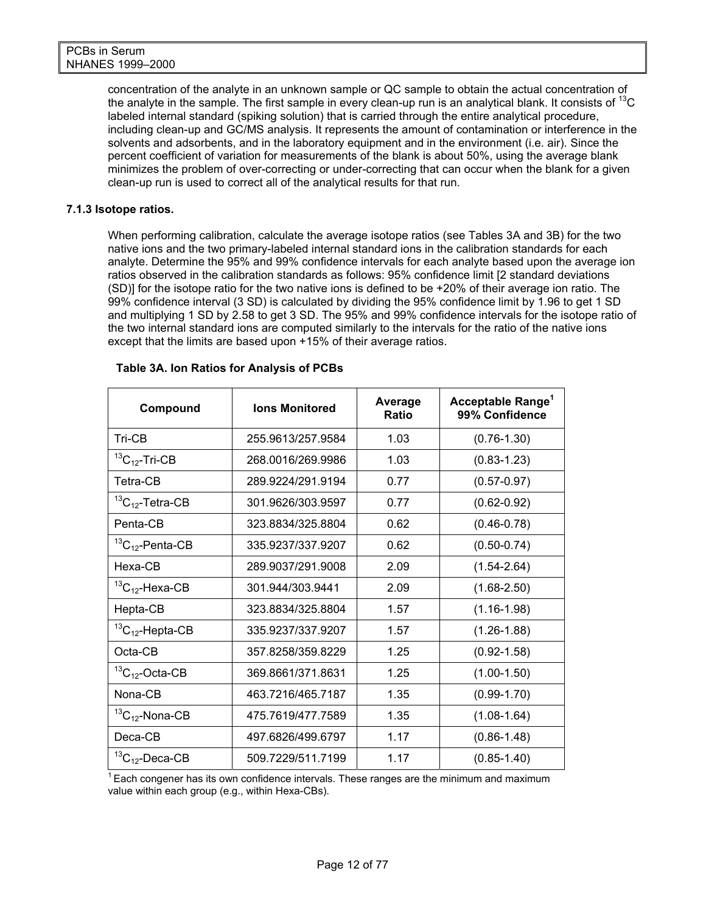concentration of the analyte in an unknown sample or QC sample to obtain the actual concentration of the analyte in the sample. The first sample in every clean-up run is an analytical blank. It consists of $^{13}C$ labeled internal standard (spiking solution) that is carried through the entire analytical procedure, including clean-up and GC/MS analysis. It represents the amount of contamination or interference in the solvents and adsorbents, and in the laboratory equipment and in the environment (i.e. air). Since the percent coefficient of variation for measurements of the blank is about 50%, using the average blank minimizes the problem of over-correcting or under-correcting that can occur when the blank for a given clean-up run is used to correct all of the analytical results for that run.

### 7.1.3 Isotope ratios.

When performing calibration, calculate the average isotope ratios (see Tables 3A and 3B) for the two native ions and the two primary-labeled internal standard ions in the calibration standards for each analyte. Determine the 95% and 99% confidence intervals for each analyte based upon the average ion ratios observed in the calibration standards as follows: 95% confidence limit [2 standard deviations (SD)] for the isotope ratio for the two native ions is defined to be +20% of their average ion ratio. The 99% confidence interval (3 SD) is calculated by dividing the 95% confidence limit by 1.96 to get 1 SD and multiplying 1 SD by 2.58 to get 3 SD. The 95% and 99% confidence intervals for the isotope ratio of the two internal standard ions are computed similarly to the intervals for the ratio of the native ions except that the limits are based upon +15% of their average ratios.

**Table 3A. Ion Ratios for Analysis of PCBs**

| Compound | Ions Monitored | Average Ratio | Acceptable Range[1] 99% Confidence |
|---|---|---|---|
| Tri-CB | 255.9613/257.9584 | 1.03 | (0.76-1.30) |
| $^{13}C_{12}$-Tri-CB | 268.0016/269.9986 | 1.03 | (0.83-1.23) |
| Tetra-CB | 289.9224/291.9194 | 0.77 | (0.57-0.97) |
| $^{13}C_{12}$-Tetra-CB | 301.9626/303.9597 | 0.77 | (0.62-0.92) |
| Penta-CB | 323.8834/325.8804 | 0.62 | (0.46-0.78) |
| $^{13}C_{12}$-Penta-CB | 335.9237/337.9207 | 0.62 | (0.50-0.74) |
| Hexa-CB | 289.9037/291.9008 | 2.09 | (1.54-2.64) |
| $^{13}C_{12}$-Hexa-CB | 301.944/303.9441 | 2.09 | (1.68-2.50) |
| Hepta-CB | 323.8834/325.8804 | 1.57 | (1.16-1.98) |
| $^{13}C_{12}$-Hepta-CB | 335.9237/337.9207 | 1.57 | (1.26-1.88) |
| Octa-CB | 357.8258/359.8229 | 1.25 | (0.92-1.58) |
| $^{13}C_{12}$-Octa-CB | 369.8661/371.8631 | 1.25 | (1.00-1.50) |
| Nona-CB | 463.7216/465.7187 | 1.35 | (0.99-1.70) |
| $^{13}C_{12}$-Nona-CB | 475.7619/477.7589 | 1.35 | (1.08-1.64) |
| Deca-CB | 497.6826/499.6797 | 1.17 | (0.86-1.48) |
| $^{13}C_{12}$-Deca-CB | 509.7229/511.7199 | 1.17 | (0.85-1.40) |

[1] Each congener has its own confidence intervals. These ranges are the minimum and maximum value within each group (e.g., within Hexa-CBs).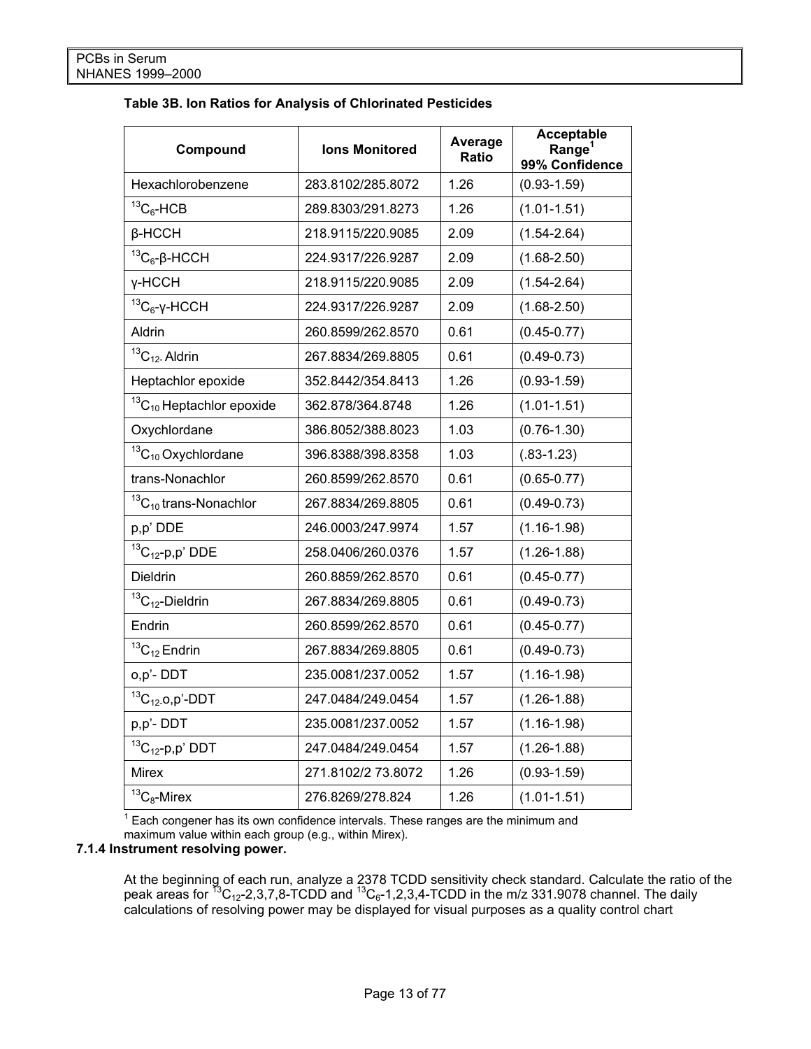**Table 3B. Ion Ratios for Analysis of Chlorinated Pesticides**

| Compound | Ions Monitored | Average Ratio | Acceptable Range[1] 99% Confidence |
|---|---|---|---|
| Hexachlorobenzene | 283.8102/285.8072 | 1.26 | (0.93-1.59) |
| $^{13}C_6$-HCB | 289.8303/291.8273 | 1.26 | (1.01-1.51) |
| β-HCCH | 218.9115/220.9085 | 2.09 | (1.54-2.64) |
| $^{13}C_6$-β-HCCH | 224.9317/226.9287 | 2.09 | (1.68-2.50) |
| γ-HCCH | 218.9115/220.9085 | 2.09 | (1.54-2.64) |
| $^{13}C_6$-γ-HCCH | 224.9317/226.9287 | 2.09 | (1.68-2.50) |
| Aldrin | 260.8599/262.8570 | 0.61 | (0.45-0.77) |
| $^{13}C_{12}$ Aldrin | 267.8834/269.8805 | 0.61 | (0.49-0.73) |
| Heptachlor epoxide | 352.8442/354.8413 | 1.26 | (0.93-1.59) |
| $^{13}C_{10}$ Heptachlor epoxide | 362.878/364.8748 | 1.26 | (1.01-1.51) |
| Oxychlordane | 386.8052/388.8023 | 1.03 | (0.76-1.30) |
| $^{13}C_{10}$ Oxychlordane | 396.8388/398.8358 | 1.03 | (.83-1.23) |
| trans-Nonachlor | 260.8599/262.8570 | 0.61 | (0.65-0.77) |
| $^{13}C_{10}$ trans-Nonachlor | 267.8834/269.8805 | 0.61 | (0.49-0.73) |
| p,p' DDE | 246.0003/247.9974 | 1.57 | (1.16-1.98) |
| $^{13}C_{12}$-p,p' DDE | 258.0406/260.0376 | 1.57 | (1.26-1.88) |
| Dieldrin | 260.8859/262.8570 | 0.61 | (0.45-0.77) |
| $^{13}C_{12}$-Dieldrin | 267.8834/269.8805 | 0.61 | (0.49-0.73) |
| Endrin | 260.8599/262.8570 | 0.61 | (0.45-0.77) |
| $^{13}C_{12}$ Endrin | 267.8834/269.8805 | 0.61 | (0.49-0.73) |
| o,p'- DDT | 235.0081/237.0052 | 1.57 | (1.16-1.98) |
| $^{13}C_{12}$-o,p'-DDT | 247.0484/249.0454 | 1.57 | (1.26-1.88) |
| p,p'- DDT | 235.0081/237.0052 | 1.57 | (1.16-1.98) |
| $^{13}C_{12}$-p,p' DDT | 247.0484/249.0454 | 1.57 | (1.26-1.88) |
| Mirex | 271.8102/2 73.8072 | 1.26 | (0.93-1.59) |
| $^{13}C_8$-Mirex | 276.8269/278.824 | 1.26 | (1.01-1.51) |

[1] Each congener has its own confidence intervals. These ranges are the minimum and maximum value within each group (e.g., within Mirex).

**7.1.4 Instrument resolving power.**

At the beginning of each run, analyze a 2378 TCDD sensitivity check standard. Calculate the ratio of the peak areas for $^{13}C_{12}$-2,3,7,8-TCDD and $^{13}C_6$-1,2,3,4-TCDD in the m/z 331.9078 channel. The daily calculations of resolving power may be displayed for visual purposes as a quality control chart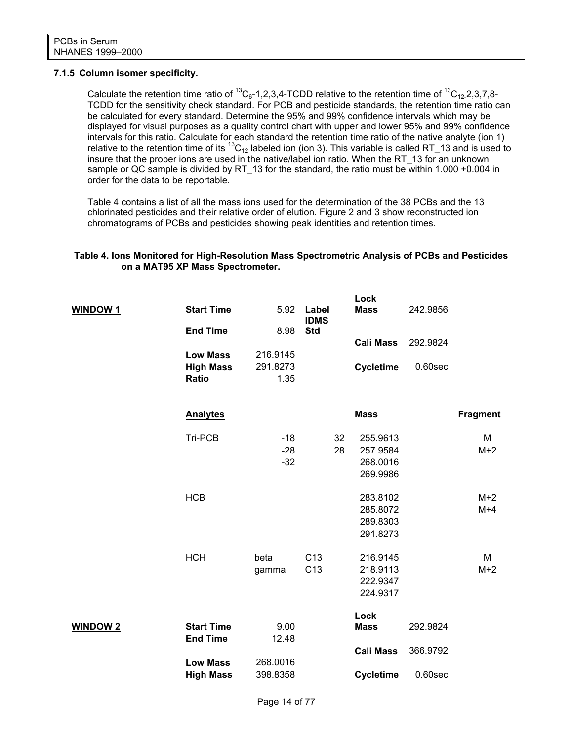### 7.1.5 Column isomer specificity.

Calculate the retention time ratio of $^{13}C_6$-1,2,3,4-TCDD relative to the retention time of $^{13}C_{12}$-2,3,7,8-TCDD for the sensitivity check standard. For PCB and pesticide standards, the retention time ratio can be calculated for every standard. Determine the 95% and 99% confidence intervals which may be displayed for visual purposes as a quality control chart with upper and lower 95% and 99% confidence intervals for this ratio. Calculate for each standard the retention time ratio of the native analyte (ion 1) relative to the retention time of its $^{13}C_{12}$ labeled ion (ion 3). This variable is called RT_13 and is used to insure that the proper ions are used in the native/label ion ratio. When the RT_13 for an unknown sample or QC sample is divided by RT_13 for the standard, the ratio must be within 1.000 +0.004 in order for the data to be reportable.

Table 4 contains a list of all the mass ions used for the determination of the 38 PCBs and the 13 chlorinated pesticides and their relative order of elution. Figure 2 and 3 show reconstructed ion chromatograms of PCBs and pesticides showing peak identities and retention times.

**Table 4. Ions Monitored for High-Resolution Mass Spectrometric Analysis of PCBs and Pesticides on a MAT95 XP Mass Spectrometer.**

| | | | | | | |
|---|---|---|---|---|---|---|
| **WINDOW 1** | **Start Time** | 5.92 | **Label IDMS Std** | **Lock Mass** | 242.9856 | |
| | **End Time** | 8.98 | | | | |
| | | | | **Cali Mass** | 292.9824 | |
| | **Low Mass** | 216.9145 | | | | |
| | **High Mass** | 291.8273 | | **Cycletime** | 0.60sec | |
| | **Ratio** | 1.35 | | | | |
| | **Analytes** | | | **Mass** | | **Fragment** |
| | Tri-PCB | -18 | 32 | 255.9613 | | M |
| | | -28 | 28 | 257.9584 | | M+2 |
| | | -32 | | 268.0016 | | |
| | | | | 269.9986 | | |
| | HCB | | | 283.8102 | | M+2 |
| | | | | 285.8072 | | M+4 |
| | | | | 289.8303 | | |
| | | | | 291.8273 | | |
| | HCH | beta | C13 | 216.9145 | | M |
| | | gamma | C13 | 218.9113 | | M+2 |
| | | | | 222.9347 | | |
| | | | | 224.9317 | | |
| **WINDOW 2** | **Start Time** | 9.00 | | **Lock Mass** | 292.9824 | |
| | **End Time** | 12.48 | | | | |
| | | | | **Cali Mass** | 366.9792 | |
| | **Low Mass** | 268.0016 | | | | |
| | **High Mass** | 398.8358 | | **Cycletime** | 0.60sec | |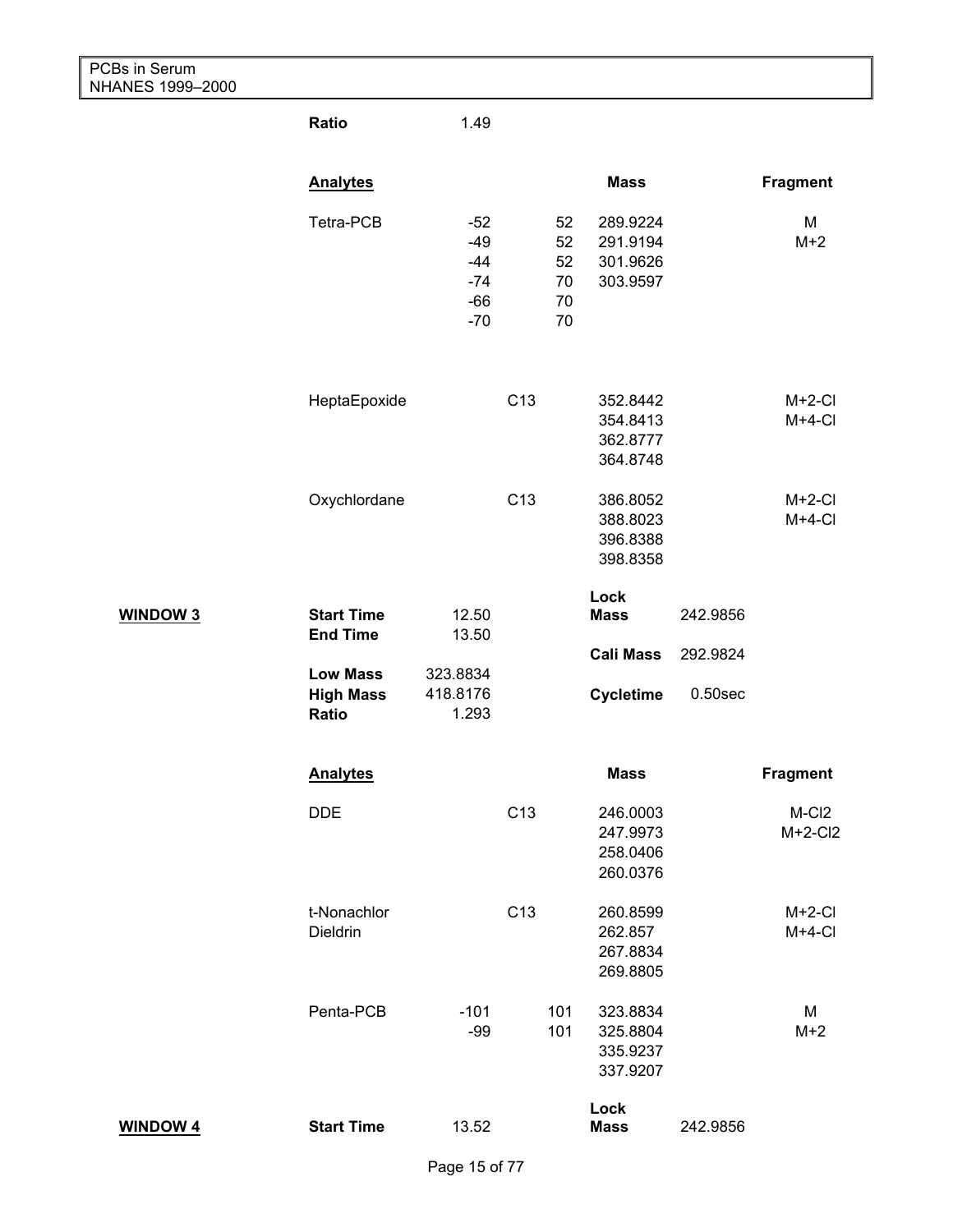| | | | | | | |
|---|---|---|---|---|---|---|
| | **Ratio** | 1.49 | | | | |
| | **Analytes** | | | **Mass** | | **Fragment** |
| | Tetra-PCB | -52 | 52 | 289.9224 | | M |
| | | -49 | 52 | 291.9194 | | M+2 |
| | | -44 | 52 | 301.9626 | | |
| | | -74 | 70 | 303.9597 | | |
| | | -66 | 70 | | | |
| | | -70 | 70 | | | |
| | HeptaEpoxide | | C13 | 352.8442 | | M+2-Cl |
| | | | | 354.8413 | | M+4-Cl |
| | | | | 362.8777 | | |
| | | | | 364.8748 | | |
| | Oxychlordane | | C13 | 386.8052 | | M+2-Cl |
| | | | | 388.8023 | | M+4-Cl |
| | | | | 396.8388 | | |
| | | | | 398.8358 | | |
| **WINDOW 3** | **Start Time** | 12.50 | | **Lock Mass** | 242.9856 | |
| | **End Time** | 13.50 | | **Cali Mass** | 292.9824 | |
| | **Low Mass** | 323.8834 | | | | |
| | **High Mass** | 418.8176 | | **Cycletime** | 0.50sec | |
| | **Ratio** | 1.293 | | | | |
| | **Analytes** | | | **Mass** | | **Fragment** |
| | DDE | | C13 | 246.0003 | | M-Cl2 |
| | | | | 247.9973 | | M+2-Cl2 |
| | | | | 258.0406 | | |
| | | | | 260.0376 | | |
| | t-Nonachlor | | C13 | 260.8599 | | M+2-Cl |
| | Dieldrin | | | 262.857 | | M+4-Cl |
| | | | | 267.8834 | | |
| | | | | 269.8805 | | |
| | Penta-PCB | -101 | 101 | 323.8834 | | M |
| | | -99 | 101 | 325.8804 | | M+2 |
| | | | | 335.9237 | | |
| | | | | 337.9207 | | |
| **WINDOW 4** | **Start Time** | 13.52 | | **Lock Mass** | 242.9856 | |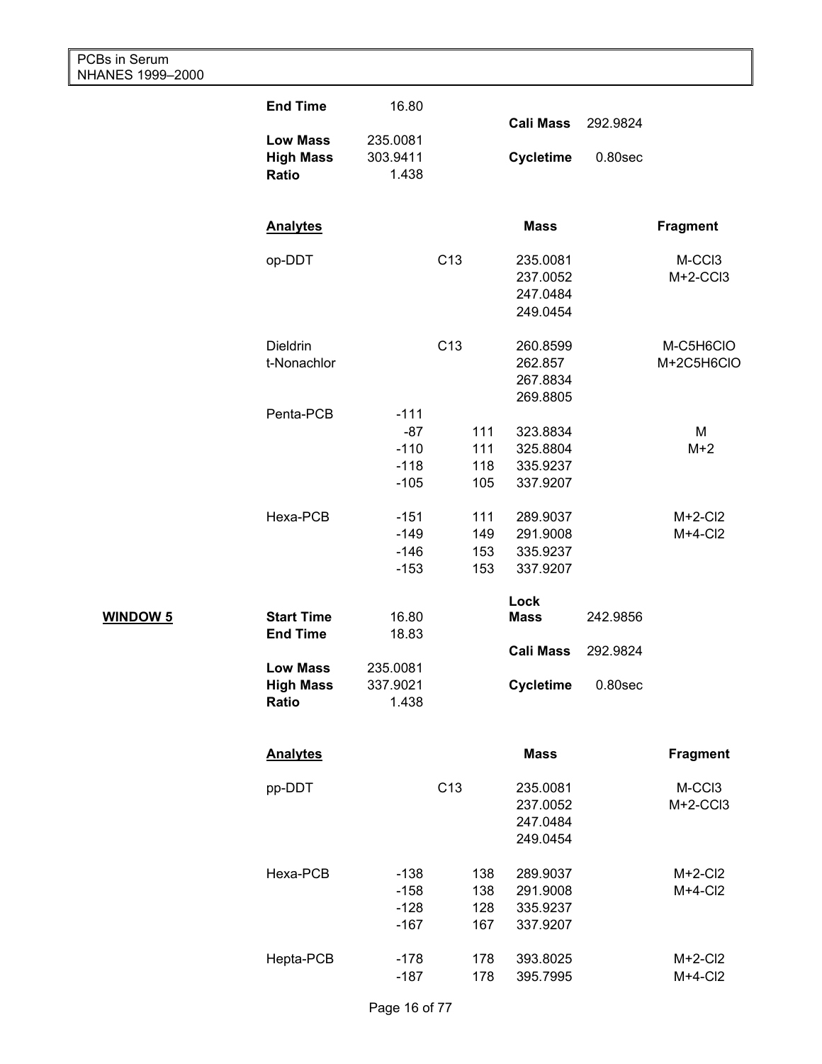| | | | | | | | |
|---|---|---|---|---|---|---|---|
| | **End Time** | 16.80 | | **Cali Mass** | 292.9824 | |
| | **Low Mass** | 235.0081 | | | | |
| | **High Mass** | 303.9411 | | **Cycletime** | 0.80sec | |
| | **Ratio** | 1.438 | | | | |

| **Analytes** | | | **Mass** | **Fragment** |
|---|---|---|---|---|
| op-DDT | | C13 | 235.0081 | M-CCl3 |
| | | | 237.0052 | M+2-CCl3 |
| | | | 247.0484 | |
| | | | 249.0454 | |
| Dieldrin | | C13 | 260.8599 | M-C5H6ClO |
| t-Nonachlor | | | 262.857 | M+2C5H6ClO |
| | | | 267.8834 | |
| | | | 269.8805 | |
| Penta-PCB | -111 | | | |
| | -87 | 111 | 323.8834 | M |
| | -110 | 111 | 325.8804 | M+2 |
| | -118 | 118 | 335.9237 | |
| | -105 | 105 | 337.9207 | |
| Hexa-PCB | -151 | 111 | 289.9037 | M+2-Cl2 |
| | -149 | 149 | 291.9008 | M+4-Cl2 |
| | -146 | 153 | 335.9237 | |
| | -153 | 153 | 337.9207 | |

**WINDOW 5**

| | | | |
|---|---|---|---|
| **Start Time** | 16.80 | **Lock Mass** | 242.9856 |
| **End Time** | 18.83 | **Cali Mass** | 292.9824 |
| **Low Mass** | 235.0081 | | |
| **High Mass** | 337.9021 | **Cycletime** | 0.80sec |
| **Ratio** | 1.438 | | |

| **Analytes** | | | **Mass** | **Fragment** |
|---|---|---|---|---|
| pp-DDT | | C13 | 235.0081 | M-CCl3 |
| | | | 237.0052 | M+2-CCl3 |
| | | | 247.0484 | |
| | | | 249.0454 | |
| Hexa-PCB | -138 | 138 | 289.9037 | M+2-Cl2 |
| | -158 | 138 | 291.9008 | M+4-Cl2 |
| | -128 | 128 | 335.9237 | |
| | -167 | 167 | 337.9207 | |
| Hepta-PCB | -178 | 178 | 393.8025 | M+2-Cl2 |
| | -187 | 178 | 395.7995 | M+4-Cl2 |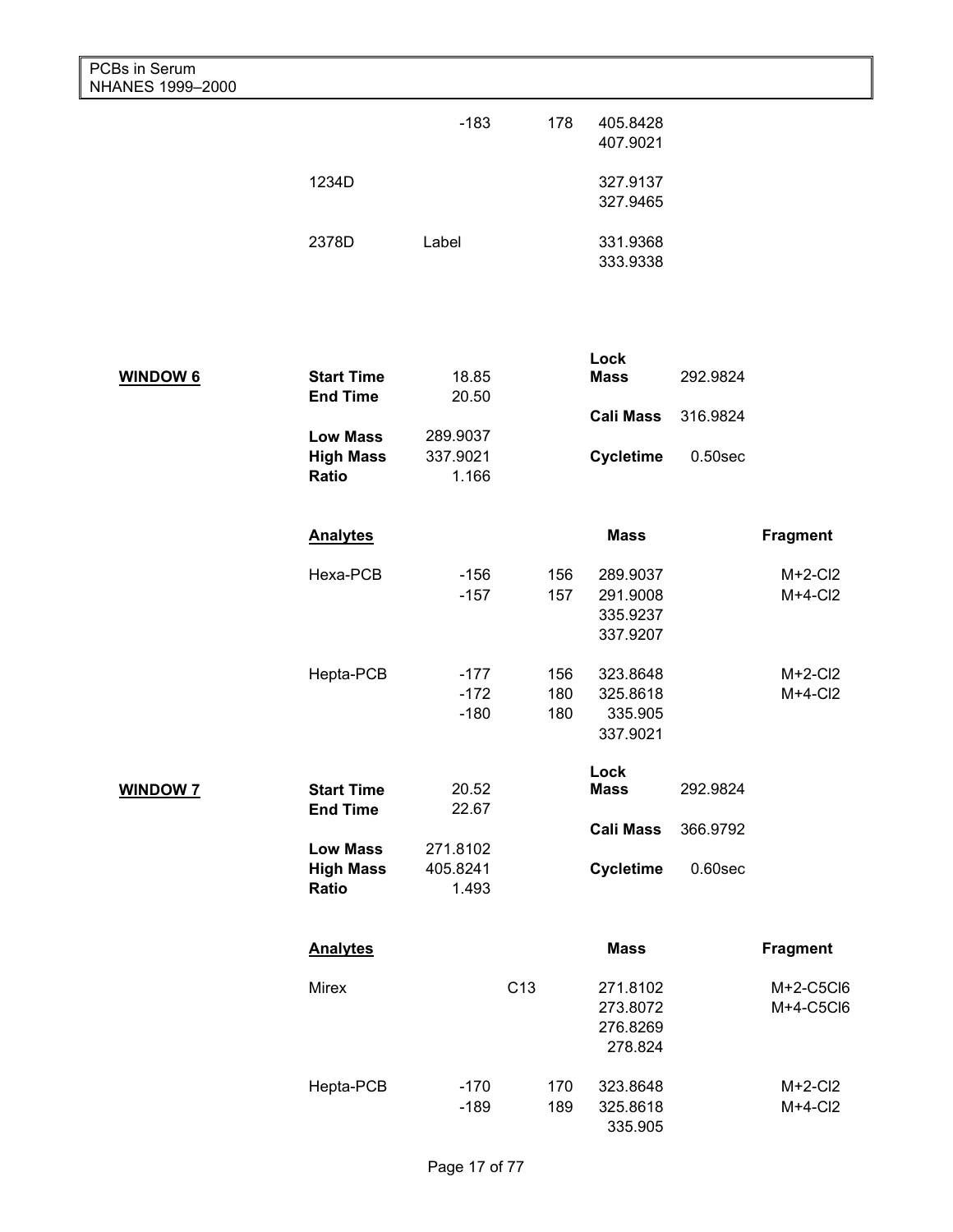| | | | | |
|---|---|---|---|---|
| | -183 | 178 | 405.8428 | |
| | | | 407.9021 | |
| 1234D | | | 327.9137 | |
| | | | 327.9465 | |
| 2378D | Label | | 331.9368 | |
| | | | 333.9338 | |

**WINDOW 6**

| | | | |
|---|---|---|---|
| **Start Time** | 18.85 | **Lock Mass** | 292.9824 |
| **End Time** | 20.50 | | |
| | | **Cali Mass** | 316.9824 |
| **Low Mass** | 289.9037 | | |
| **High Mass** | 337.9021 | **Cycletime** | 0.50sec |
| **Ratio** | 1.166 | | |

| **Analytes** | | | **Mass** | **Fragment** |
|---|---|---|---|---|
| Hexa-PCB | -156 | 156 | 289.9037 | M+2-Cl2 |
| | -157 | 157 | 291.9008 | M+4-Cl2 |
| | | | 335.9237 | |
| | | | 337.9207 | |
| Hepta-PCB | -177 | 156 | 323.8648 | M+2-Cl2 |
| | -172 | 180 | 325.8618 | M+4-Cl2 |
| | -180 | 180 | 335.905 | |
| | | | 337.9021 | |

**WINDOW 7**

| | | | |
|---|---|---|---|
| **Start Time** | 20.52 | **Lock Mass** | 292.9824 |
| **End Time** | 22.67 | | |
| | | **Cali Mass** | 366.9792 |
| **Low Mass** | 271.8102 | | |
| **High Mass** | 405.8241 | **Cycletime** | 0.60sec |
| **Ratio** | 1.493 | | |

| **Analytes** | | | **Mass** | **Fragment** |
|---|---|---|---|---|
| Mirex | | C13 | 271.8102 | M+2-C5Cl6 |
| | | | 273.8072 | M+4-C5Cl6 |
| | | | 276.8269 | |
| | | | 278.824 | |
| Hepta-PCB | -170 | 170 | 323.8648 | M+2-Cl2 |
| | -189 | 189 | 325.8618 | M+4-Cl2 |
| | | | 335.905 | |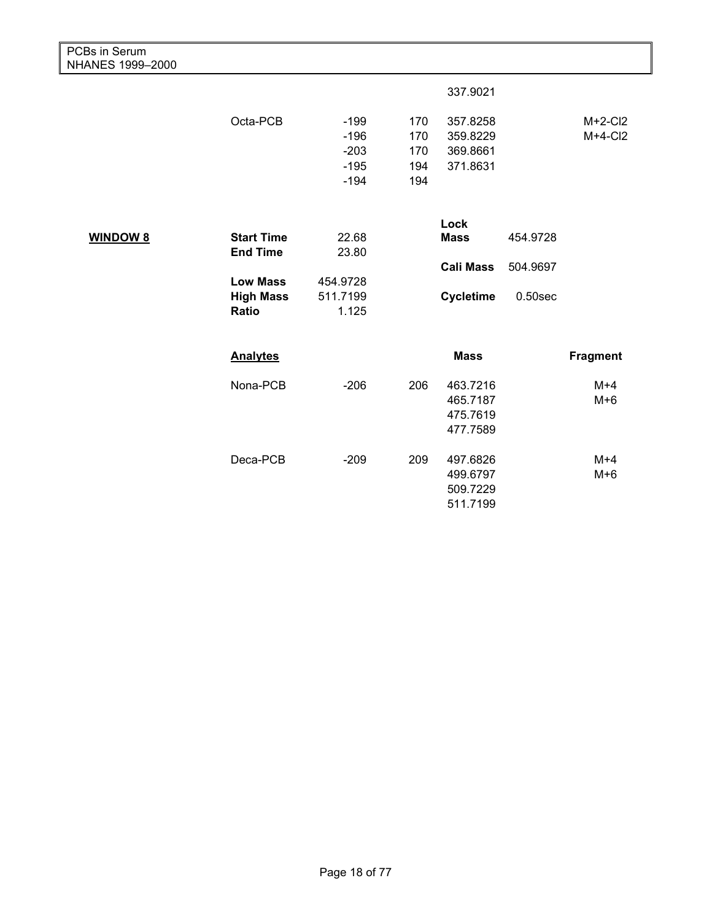| | | | | | |
|---|---|---|---|---|---|
| | | | 337.9021 | | |
| Octa-PCB | -199 | 170 | 357.8258 | | M+2-Cl2 |
| | -196 | 170 | 359.8229 | | M+4-Cl2 |
| | -203 | 170 | 369.8661 | | |
| | -195 | 194 | 371.8631 | | |
| | -194 | 194 | | | |

**WINDOW 8**

| | | | |
|---|---|---|---|
| **Start Time** | 22.68 | **Lock Mass** | 454.9728 |
| **End Time** | 23.80 | **Cali Mass** | 504.9697 |
| **Low Mass** | 454.9728 | **Cycletime** | 0.50sec |
| **High Mass** | 511.7199 | | |
| **Ratio** | 1.125 | | |

| **Analytes** | | | **Mass** | **Fragment** |
|---|---|---|---|---|
| Nona-PCB | -206 | 206 | 463.7216 | M+4 |
| | | | 465.7187 | M+6 |
| | | | 475.7619 | |
| | | | 477.7589 | |
| Deca-PCB | -209 | 209 | 497.6826 | M+4 |
| | | | 499.6797 | M+6 |
| | | | 509.7229 | |
| | | | 511.7199 | |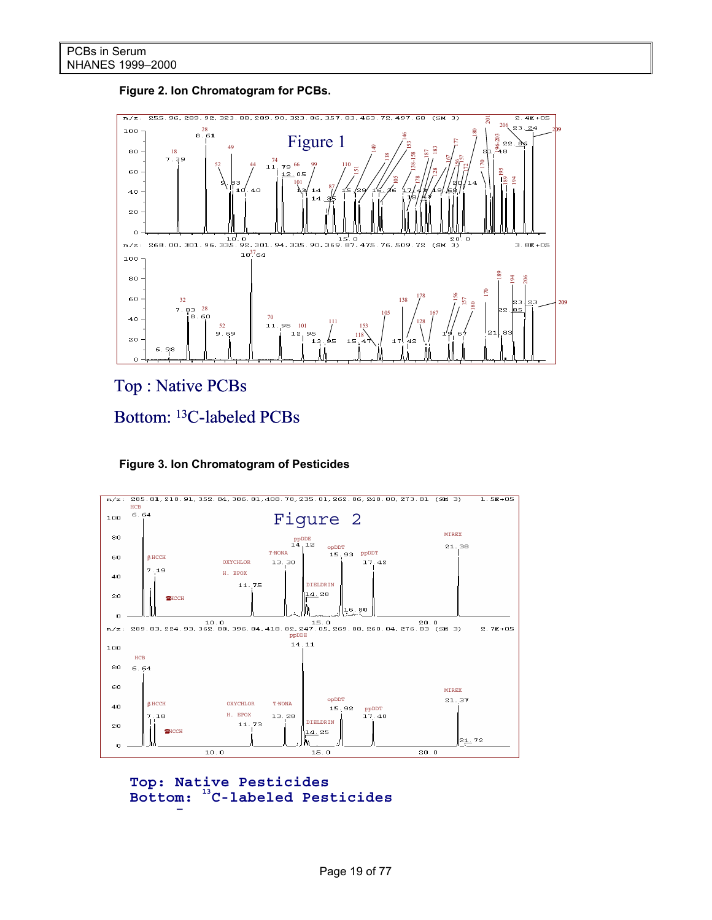**Figure 2. Ion Chromatogram for PCBs.**

Top : Native PCBs

Bottom: $^{13}$C-labeled PCBs

**Figure 3. Ion Chromatogram of Pesticides**

Top: Native Pesticides

Bottom: $^{13}$C-labeled Pesticides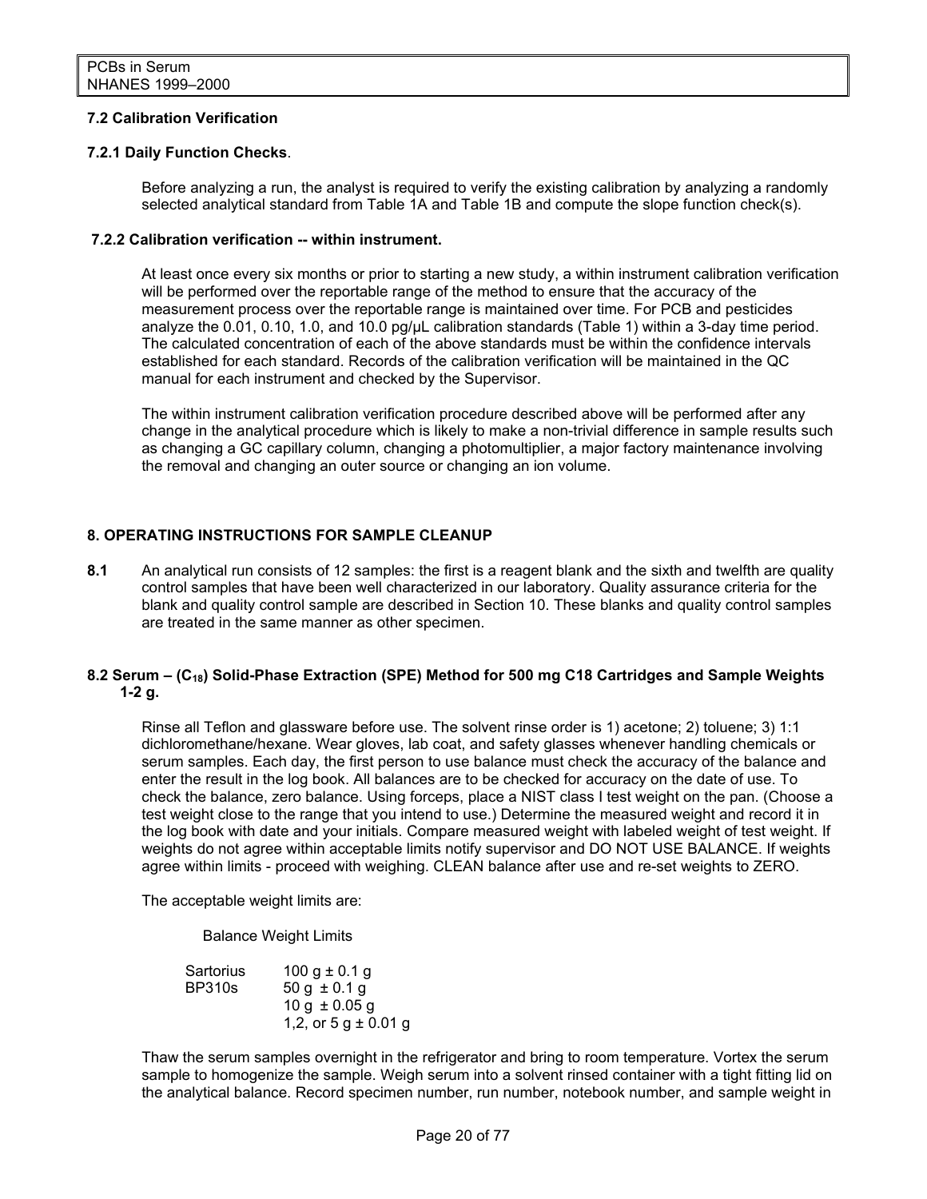### 7.2 Calibration Verification

#### 7.2.1 Daily Function Checks.

Before analyzing a run, the analyst is required to verify the existing calibration by analyzing a randomly selected analytical standard from Table 1A and Table 1B and compute the slope function check(s).

#### 7.2.2 Calibration verification -- within instrument.

At least once every six months or prior to starting a new study, a within instrument calibration verification will be performed over the reportable range of the method to ensure that the accuracy of the measurement process over the reportable range is maintained over time. For PCB and pesticides analyze the 0.01, 0.10, 1.0, and 10.0 pg/μL calibration standards (Table 1) within a 3-day time period. The calculated concentration of each of the above standards must be within the confidence intervals established for each standard. Records of the calibration verification will be maintained in the QC manual for each instrument and checked by the Supervisor.

The within instrument calibration verification procedure described above will be performed after any change in the analytical procedure which is likely to make a non-trivial difference in sample results such as changing a GC capillary column, changing a photomultiplier, a major factory maintenance involving the removal and changing an outer source or changing an ion volume.

## 8. OPERATING INSTRUCTIONS FOR SAMPLE CLEANUP

**8.1** An analytical run consists of 12 samples: the first is a reagent blank and the sixth and twelfth are quality control samples that have been well characterized in our laboratory. Quality assurance criteria for the blank and quality control sample are described in Section 10. These blanks and quality control samples are treated in the same manner as other specimen.

### 8.2 Serum – ($C_{18}$) Solid-Phase Extraction (SPE) Method for 500 mg C18 Cartridges and Sample Weights 1-2 g.

Rinse all Teflon and glassware before use. The solvent rinse order is 1) acetone; 2) toluene; 3) 1:1 dichloromethane/hexane. Wear gloves, lab coat, and safety glasses whenever handling chemicals or serum samples. Each day, the first person to use balance must check the accuracy of the balance and enter the result in the log book. All balances are to be checked for accuracy on the date of use. To check the balance, zero balance. Using forceps, place a NIST class I test weight on the pan. (Choose a test weight close to the range that you intend to use.) Determine the measured weight and record it in the log book with date and your initials. Compare measured weight with labeled weight of test weight. If weights do not agree within acceptable limits notify supervisor and DO NOT USE BALANCE. If weights agree within limits - proceed with weighing. CLEAN balance after use and re-set weights to ZERO.

The acceptable weight limits are:

| Balance | Weight Limits |
|---|---|
| Sartorius BP310s | 100 g ± 0.1 g |
| | 50 g ± 0.1 g |
| | 10 g ± 0.05 g |
| | 1,2, or 5 g ± 0.01 g |

Thaw the serum samples overnight in the refrigerator and bring to room temperature. Vortex the serum sample to homogenize the sample. Weigh serum into a solvent rinsed container with a tight fitting lid on the analytical balance. Record specimen number, run number, notebook number, and sample weight in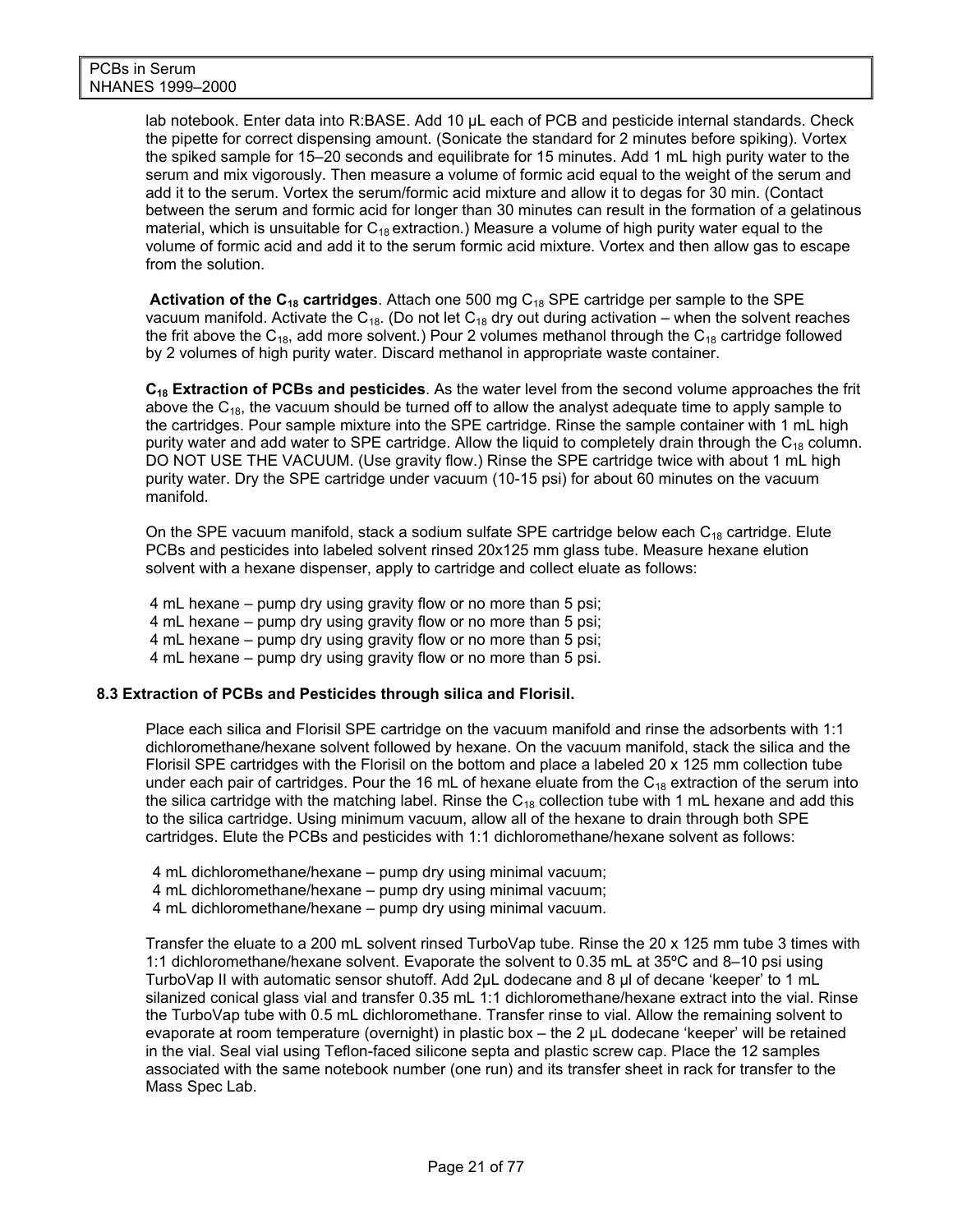lab notebook. Enter data into R:BASE. Add 10 µL each of PCB and pesticide internal standards. Check the pipette for correct dispensing amount. (Sonicate the standard for 2 minutes before spiking). Vortex the spiked sample for 15–20 seconds and equilibrate for 15 minutes. Add 1 mL high purity water to the serum and mix vigorously. Then measure a volume of formic acid equal to the weight of the serum and add it to the serum. Vortex the serum/formic acid mixture and allow it to degas for 30 min. (Contact between the serum and formic acid for longer than 30 minutes can result in the formation of a gelatinous material, which is unsuitable for $C_{18}$ extraction.) Measure a volume of high purity water equal to the volume of formic acid and add it to the serum formic acid mixture. Vortex and then allow gas to escape from the solution.

**Activation of the $C_{18}$ cartridges**. Attach one 500 mg $C_{18}$ SPE cartridge per sample to the SPE vacuum manifold. Activate the $C_{18}$. (Do not let $C_{18}$ dry out during activation – when the solvent reaches the frit above the $C_{18}$, add more solvent.) Pour 2 volumes methanol through the $C_{18}$ cartridge followed by 2 volumes of high purity water. Discard methanol in appropriate waste container.

**$C_{18}$ Extraction of PCBs and pesticides**. As the water level from the second volume approaches the frit above the $C_{18}$, the vacuum should be turned off to allow the analyst adequate time to apply sample to the cartridges. Pour sample mixture into the SPE cartridge. Rinse the sample container with 1 mL high purity water and add water to SPE cartridge. Allow the liquid to completely drain through the $C_{18}$ column. DO NOT USE THE VACUUM. (Use gravity flow.) Rinse the SPE cartridge twice with about 1 mL high purity water. Dry the SPE cartridge under vacuum (10-15 psi) for about 60 minutes on the vacuum manifold.

On the SPE vacuum manifold, stack a sodium sulfate SPE cartridge below each $C_{18}$ cartridge. Elute PCBs and pesticides into labeled solvent rinsed 20x125 mm glass tube. Measure hexane elution solvent with a hexane dispenser, apply to cartridge and collect eluate as follows:

4 mL hexane – pump dry using gravity flow or no more than 5 psi;
4 mL hexane – pump dry using gravity flow or no more than 5 psi;
4 mL hexane – pump dry using gravity flow or no more than 5 psi;
4 mL hexane – pump dry using gravity flow or no more than 5 psi.

### 8.3 Extraction of PCBs and Pesticides through silica and Florisil.

Place each silica and Florisil SPE cartridge on the vacuum manifold and rinse the adsorbents with 1:1 dichloromethane/hexane solvent followed by hexane. On the vacuum manifold, stack the silica and the Florisil SPE cartridges with the Florisil on the bottom and place a labeled 20 x 125 mm collection tube under each pair of cartridges. Pour the 16 mL of hexane eluate from the $C_{18}$ extraction of the serum into the silica cartridge with the matching label. Rinse the $C_{18}$ collection tube with 1 mL hexane and add this to the silica cartridge. Using minimum vacuum, allow all of the hexane to drain through both SPE cartridges. Elute the PCBs and pesticides with 1:1 dichloromethane/hexane solvent as follows:

4 mL dichloromethane/hexane – pump dry using minimal vacuum;
4 mL dichloromethane/hexane – pump dry using minimal vacuum;
4 mL dichloromethane/hexane – pump dry using minimal vacuum.

Transfer the eluate to a 200 mL solvent rinsed TurboVap tube. Rinse the 20 x 125 mm tube 3 times with 1:1 dichloromethane/hexane solvent. Evaporate the solvent to 0.35 mL at 35ºC and 8–10 psi using TurboVap II with automatic sensor shutoff. Add 2µL dodecane and 8 µl of decane 'keeper' to 1 mL silanized conical glass vial and transfer 0.35 mL 1:1 dichloromethane/hexane extract into the vial. Rinse the TurboVap tube with 0.5 mL dichloromethane. Transfer rinse to vial. Allow the remaining solvent to evaporate at room temperature (overnight) in plastic box – the 2 µL dodecane 'keeper' will be retained in the vial. Seal vial using Teflon-faced silicone septa and plastic screw cap. Place the 12 samples associated with the same notebook number (one run) and its transfer sheet in rack for transfer to the Mass Spec Lab.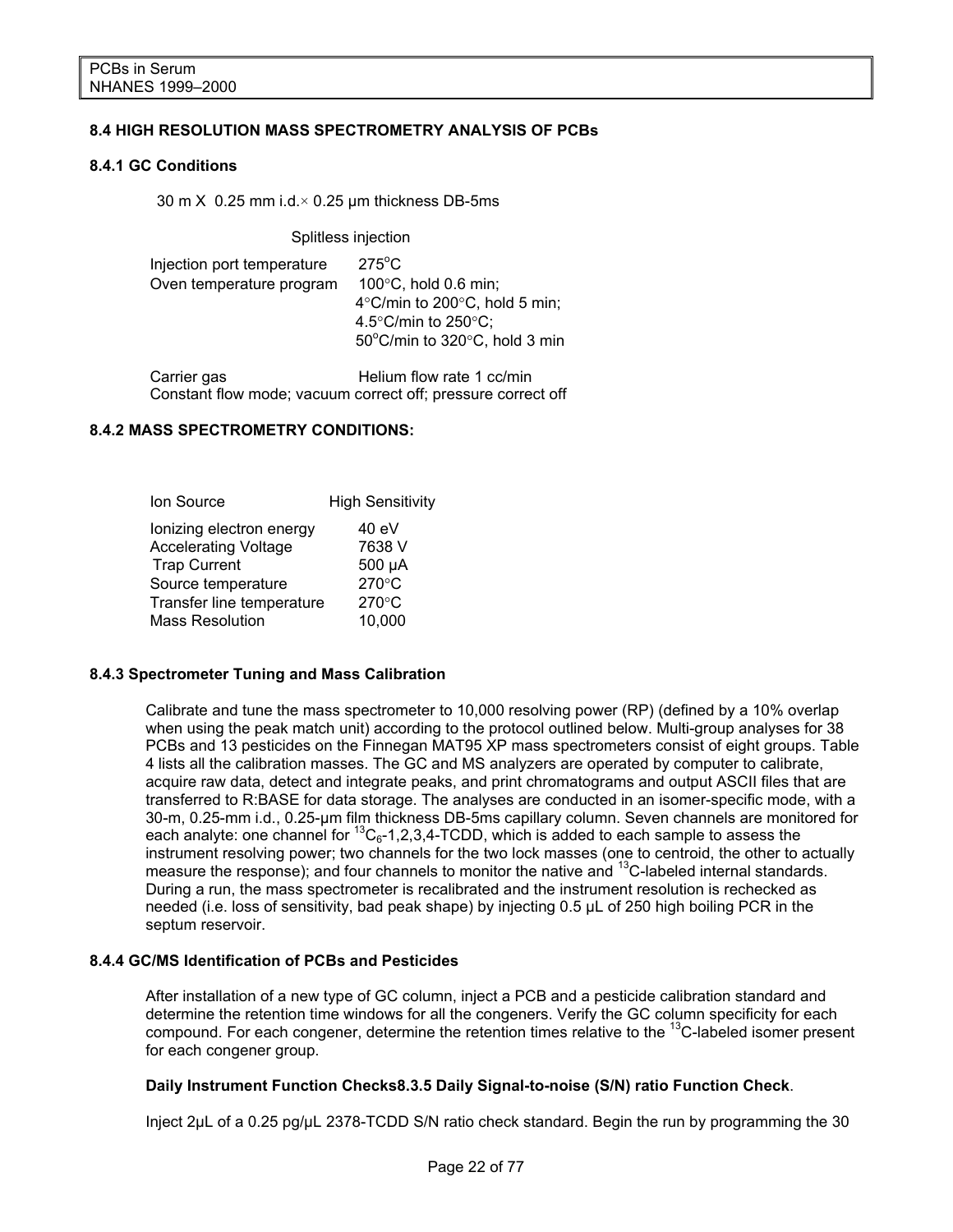### 8.4 HIGH RESOLUTION MASS SPECTROMETRY ANALYSIS OF PCBs

#### 8.4.1 GC Conditions

30 m X 0.25 mm i.d.× 0.25 μm thickness DB-5ms

Splitless injection

| | |
|---|---|
| Injection port temperature | 275°C |
| Oven temperature program | 100°C, hold 0.6 min; 4°C/min to 200°C, hold 5 min; 4.5°C/min to 250°C; 50°C/min to 320°C, hold 3 min |
| Carrier gas | Helium flow rate 1 cc/min |

Constant flow mode; vacuum correct off; pressure correct off

#### 8.4.2 MASS SPECTROMETRY CONDITIONS:

| Ion Source | High Sensitivity |
|---|---|
| Ionizing electron energy | 40 eV |
| Accelerating Voltage | 7638 V |
| Trap Current | 500 μA |
| Source temperature | 270°C |
| Transfer line temperature | 270°C |
| Mass Resolution | 10,000 |

#### 8.4.3 Spectrometer Tuning and Mass Calibration

Calibrate and tune the mass spectrometer to 10,000 resolving power (RP) (defined by a 10% overlap when using the peak match unit) according to the protocol outlined below. Multi-group analyses for 38 PCBs and 13 pesticides on the Finnegan MAT95 XP mass spectrometers consist of eight groups. Table 4 lists all the calibration masses. The GC and MS analyzers are operated by computer to calibrate, acquire raw data, detect and integrate peaks, and print chromatograms and output ASCII files that are transferred to R:BASE for data storage. The analyses are conducted in an isomer-specific mode, with a 30-m, 0.25-mm i.d., 0.25-μm film thickness DB-5ms capillary column. Seven channels are monitored for each analyte: one channel for $^{13}C_6$-1,2,3,4-TCDD, which is added to each sample to assess the instrument resolving power; two channels for the two lock masses (one to centroid, the other to actually measure the response); and four channels to monitor the native and $^{13}C$-labeled internal standards. During a run, the mass spectrometer is recalibrated and the instrument resolution is rechecked as needed (i.e. loss of sensitivity, bad peak shape) by injecting 0.5 μL of 250 high boiling PCR in the septum reservoir.

#### 8.4.4 GC/MS Identification of PCBs and Pesticides

After installation of a new type of GC column, inject a PCB and a pesticide calibration standard and determine the retention time windows for all the congeners. Verify the GC column specificity for each compound. For each congener, determine the retention times relative to the $^{13}C$-labeled isomer present for each congener group.

**Daily Instrument Function Checks8.3.5 Daily Signal-to-noise (S/N) ratio Function Check**.

Inject 2μL of a 0.25 pg/μL 2378-TCDD S/N ratio check standard. Begin the run by programming the 30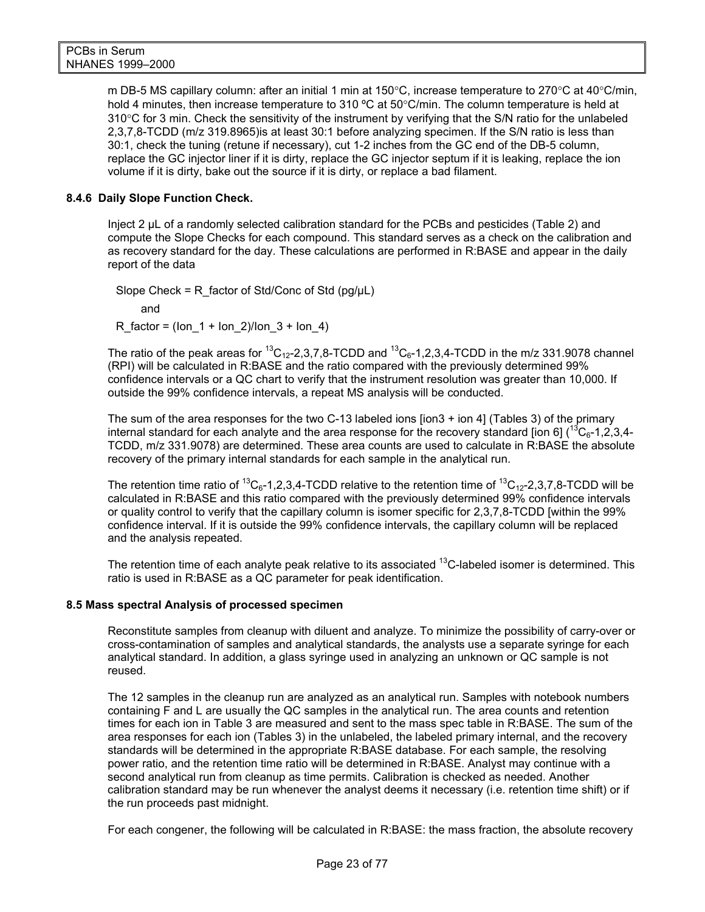m DB-5 MS capillary column: after an initial 1 min at 150°C, increase temperature to 270°C at 40°C/min, hold 4 minutes, then increase temperature to 310 ºC at 50°C/min. The column temperature is held at 310°C for 3 min. Check the sensitivity of the instrument by verifying that the S/N ratio for the unlabeled 2,3,7,8-TCDD (m/z 319.8965)is at least 30:1 before analyzing specimen. If the S/N ratio is less than 30:1, check the tuning (retune if necessary), cut 1-2 inches from the GC end of the DB-5 column, replace the GC injector liner if it is dirty, replace the GC injector septum if it is leaking, replace the ion volume if it is dirty, bake out the source if it is dirty, or replace a bad filament.

### 8.4.6 Daily Slope Function Check.

Inject 2 µL of a randomly selected calibration standard for the PCBs and pesticides (Table 2) and compute the Slope Checks for each compound. This standard serves as a check on the calibration and as recovery standard for the day. These calculations are performed in R:BASE and appear in the daily report of the data

Slope Check = R_factor of Std/Conc of Std (pg/µL)

and

R_factor = (Ion_1 + Ion_2)/Ion_3 + Ion_4)

The ratio of the peak areas for $^{13}C_{12}$-2,3,7,8-TCDD and $^{13}C_{6}$-1,2,3,4-TCDD in the m/z 331.9078 channel (RPI) will be calculated in R:BASE and the ratio compared with the previously determined 99% confidence intervals or a QC chart to verify that the instrument resolution was greater than 10,000. If outside the 99% confidence intervals, a repeat MS analysis will be conducted.

The sum of the area responses for the two C-13 labeled ions [ion3 + ion 4] (Tables 3) of the primary internal standard for each analyte and the area response for the recovery standard [ion 6] ($^{13}C_{6}$-1,2,3,4-TCDD, m/z 331.9078) are determined. These area counts are used to calculate in R:BASE the absolute recovery of the primary internal standards for each sample in the analytical run.

The retention time ratio of $^{13}C_{6}$-1,2,3,4-TCDD relative to the retention time of $^{13}C_{12}$-2,3,7,8-TCDD will be calculated in R:BASE and this ratio compared with the previously determined 99% confidence intervals or quality control to verify that the capillary column is isomer specific for 2,3,7,8-TCDD [within the 99% confidence interval. If it is outside the 99% confidence intervals, the capillary column will be replaced and the analysis repeated.

The retention time of each analyte peak relative to its associated $^{13}C$-labeled isomer is determined. This ratio is used in R:BASE as a QC parameter for peak identification.

### 8.5 Mass spectral Analysis of processed specimen

Reconstitute samples from cleanup with diluent and analyze. To minimize the possibility of carry-over or cross-contamination of samples and analytical standards, the analysts use a separate syringe for each analytical standard. In addition, a glass syringe used in analyzing an unknown or QC sample is not reused.

The 12 samples in the cleanup run are analyzed as an analytical run. Samples with notebook numbers containing F and L are usually the QC samples in the analytical run. The area counts and retention times for each ion in Table 3 are measured and sent to the mass spec table in R:BASE. The sum of the area responses for each ion (Tables 3) in the unlabeled, the labeled primary internal, and the recovery standards will be determined in the appropriate R:BASE database. For each sample, the resolving power ratio, and the retention time ratio will be determined in R:BASE. Analyst may continue with a second analytical run from cleanup as time permits. Calibration is checked as needed. Another calibration standard may be run whenever the analyst deems it necessary (i.e. retention time shift) or if the run proceeds past midnight.

For each congener, the following will be calculated in R:BASE: the mass fraction, the absolute recovery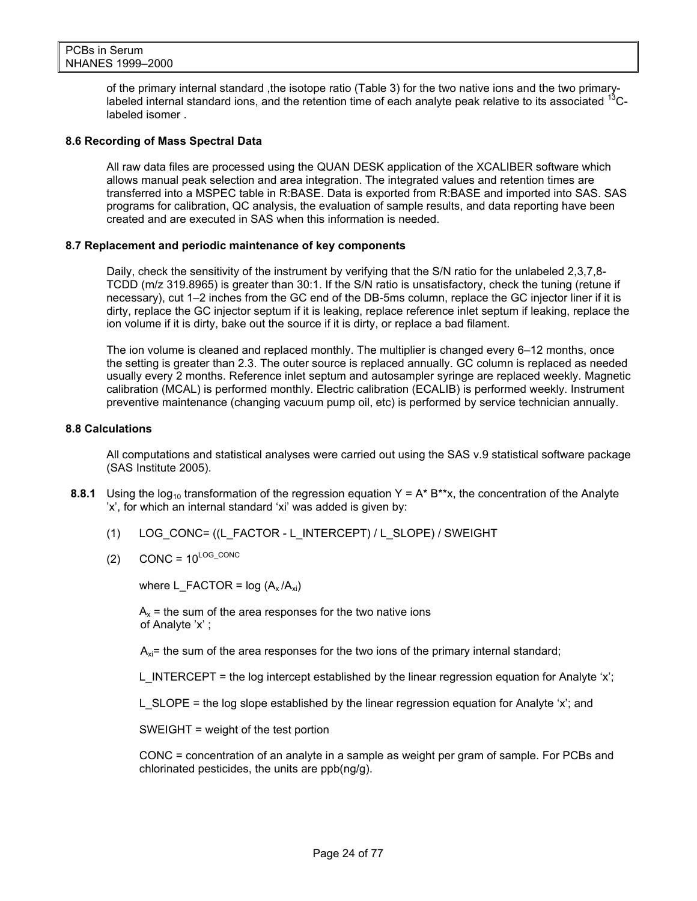of the primary internal standard ,the isotope ratio (Table 3) for the two native ions and the two primary-labeled internal standard ions, and the retention time of each analyte peak relative to its associated $^{13}$C-labeled isomer .

### 8.6 Recording of Mass Spectral Data

All raw data files are processed using the QUAN DESK application of the XCALIBER software which allows manual peak selection and area integration. The integrated values and retention times are transferred into a MSPEC table in R:BASE. Data is exported from R:BASE and imported into SAS. SAS programs for calibration, QC analysis, the evaluation of sample results, and data reporting have been created and are executed in SAS when this information is needed.

### 8.7 Replacement and periodic maintenance of key components

Daily, check the sensitivity of the instrument by verifying that the S/N ratio for the unlabeled 2,3,7,8-TCDD (m/z 319.8965) is greater than 30:1. If the S/N ratio is unsatisfactory, check the tuning (retune if necessary), cut 1–2 inches from the GC end of the DB-5ms column, replace the GC injector liner if it is dirty, replace the GC injector septum if it is leaking, replace reference inlet septum if leaking, replace the ion volume if it is dirty, bake out the source if it is dirty, or replace a bad filament.

The ion volume is cleaned and replaced monthly. The multiplier is changed every 6–12 months, once the setting is greater than 2.3. The outer source is replaced annually. GC column is replaced as needed usually every 2 months. Reference inlet septum and autosampler syringe are replaced weekly. Magnetic calibration (MCAL) is performed monthly. Electric calibration (ECALIB) is performed weekly. Instrument preventive maintenance (changing vacuum pump oil, etc) is performed by service technician annually.

### 8.8 Calculations

All computations and statistical analyses were carried out using the SAS v.9 statistical software package (SAS Institute 2005).

**8.8.1** Using the $\log_{10}$ transformation of the regression equation Y = A* B**x, the concentration of the Analyte 'x', for which an internal standard 'xi' was added is given by:

(1) LOG_CONC= ((L_FACTOR - L_INTERCEPT) / L_SLOPE) / SWEIGHT

(2) CONC = $10^{LOG\_CONC}$

where L_FACTOR = log $(A_x / A_{xi})$

$A_x$ = the sum of the area responses for the two native ions of Analyte 'x' ;

$A_{xi}$= the sum of the area responses for the two ions of the primary internal standard;

L_INTERCEPT = the log intercept established by the linear regression equation for Analyte 'x';

L_SLOPE = the log slope established by the linear regression equation for Analyte 'x'; and

SWEIGHT = weight of the test portion

CONC = concentration of an analyte in a sample as weight per gram of sample. For PCBs and chlorinated pesticides, the units are ppb(ng/g).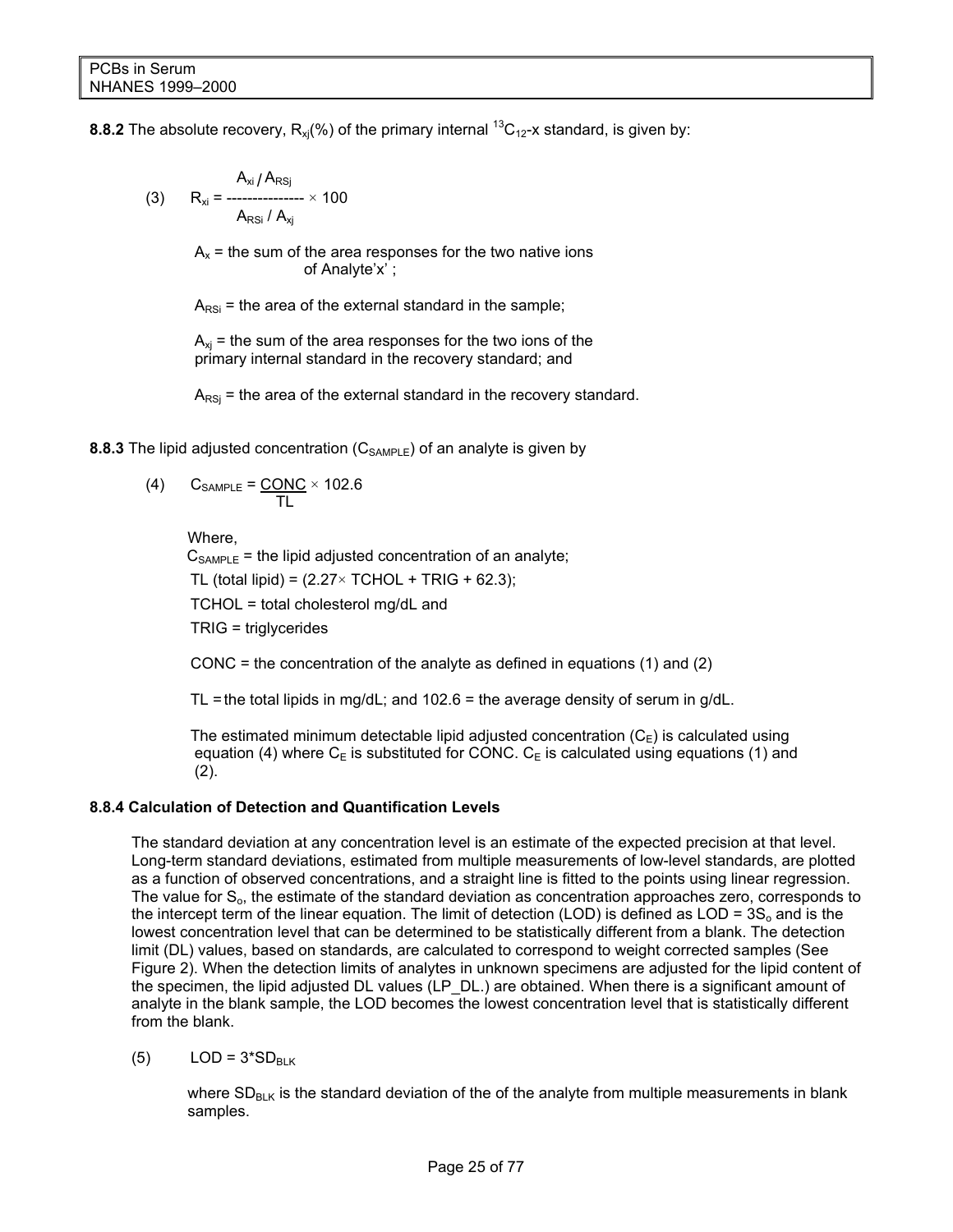**8.8.2** The absolute recovery, $R_{xj}$(%) of the primary internal $^{13}C_{12}$-x standard, is given by:

$$(3) \qquad R_{xi} = \frac{A_{xi} / A_{RSj}}{A_{RSi} / A_{xj}} \times 100$$

$A_x$ = the sum of the area responses for the two native ions of Analyte'x' ;

$A_{RSi}$ = the area of the external standard in the sample;

$A_{xj}$ = the sum of the area responses for the two ions of the primary internal standard in the recovery standard; and

$A_{RSj}$ = the area of the external standard in the recovery standard.

**8.8.3** The lipid adjusted concentration ($C_{SAMPLE}$) of an analyte is given by

$$(4) \qquad C_{SAMPLE} = \frac{CONC}{TL} \times 102.6$$

Where,

$C_{SAMPLE}$ = the lipid adjusted concentration of an analyte;

TL (total lipid) = (2.27× TCHOL + TRIG + 62.3);

TCHOL = total cholesterol mg/dL and

TRIG = triglycerides

CONC = the concentration of the analyte as defined in equations (1) and (2)

TL = the total lipids in mg/dL; and 102.6 = the average density of serum in g/dL.

The estimated minimum detectable lipid adjusted concentration ($C_E$) is calculated using equation (4) where $C_E$ is substituted for CONC. $C_E$ is calculated using equations (1) and (2).

**8.8.4 Calculation of Detection and Quantification Levels**

The standard deviation at any concentration level is an estimate of the expected precision at that level. Long-term standard deviations, estimated from multiple measurements of low-level standards, are plotted as a function of observed concentrations, and a straight line is fitted to the points using linear regression. The value for $S_o$, the estimate of the standard deviation as concentration approaches zero, corresponds to the intercept term of the linear equation. The limit of detection (LOD) is defined as LOD = $3S_o$ and is the lowest concentration level that can be determined to be statistically different from a blank. The detection limit (DL) values, based on standards, are calculated to correspond to weight corrected samples (See Figure 2). When the detection limits of analytes in unknown specimens are adjusted for the lipid content of the specimen, the lipid adjusted DL values (LP_DL.) are obtained. When there is a significant amount of analyte in the blank sample, the LOD becomes the lowest concentration level that is statistically different from the blank.

$$(5) \qquad LOD = 3 * SD_{BLK}$$

where $SD_{BLK}$ is the standard deviation of the of the analyte from multiple measurements in blank samples.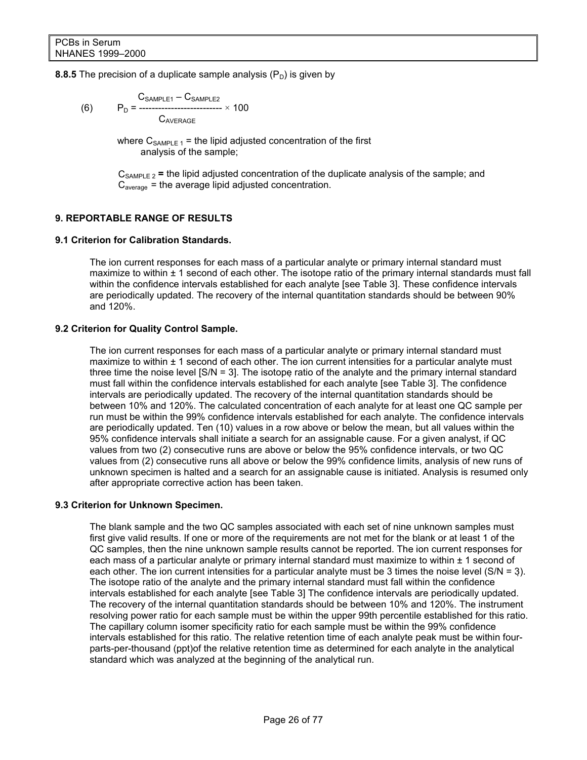**8.8.5** The precision of a duplicate sample analysis ($P_D$) is given by

$$(6) \qquad P_D = \frac{C_{SAMPLE1} - C_{SAMPLE2}}{C_{AVERAGE}} \times 100$$

where $C_{SAMPLE\ 1}$ = the lipid adjusted concentration of the first analysis of the sample;

$C_{SAMPLE\ 2}$ **=** the lipid adjusted concentration of the duplicate analysis of the sample; and $C_{average}$ = the average lipid adjusted concentration.

## 9. REPORTABLE RANGE OF RESULTS

### 9.1 Criterion for Calibration Standards.

The ion current responses for each mass of a particular analyte or primary internal standard must maximize to within ± 1 second of each other. The isotope ratio of the primary internal standards must fall within the confidence intervals established for each analyte [see Table 3]. These confidence intervals are periodically updated. The recovery of the internal quantitation standards should be between 90% and 120%.

### 9.2 Criterion for Quality Control Sample.

The ion current responses for each mass of a particular analyte or primary internal standard must maximize to within ± 1 second of each other. The ion current intensities for a particular analyte must three time the noise level [S/N = 3]. The isotope ratio of the analyte and the primary internal standard must fall within the confidence intervals established for each analyte [see Table 3]. The confidence intervals are periodically updated. The recovery of the internal quantitation standards should be between 10% and 120%. The calculated concentration of each analyte for at least one QC sample per run must be within the 99% confidence intervals established for each analyte. The confidence intervals are periodically updated. Ten (10) values in a row above or below the mean, but all values within the 95% confidence intervals shall initiate a search for an assignable cause. For a given analyst, if QC values from two (2) consecutive runs are above or below the 95% confidence intervals, or two QC values from (2) consecutive runs all above or below the 99% confidence limits, analysis of new runs of unknown specimen is halted and a search for an assignable cause is initiated. Analysis is resumed only after appropriate corrective action has been taken.

### 9.3 Criterion for Unknown Specimen.

The blank sample and the two QC samples associated with each set of nine unknown samples must first give valid results. If one or more of the requirements are not met for the blank or at least 1 of the QC samples, then the nine unknown sample results cannot be reported. The ion current responses for each mass of a particular analyte or primary internal standard must maximize to within ± 1 second of each other. The ion current intensities for a particular analyte must be 3 times the noise level (S/N = 3). The isotope ratio of the analyte and the primary internal standard must fall within the confidence intervals established for each analyte [see Table 3] The confidence intervals are periodically updated. The recovery of the internal quantitation standards should be between 10% and 120%. The instrument resolving power ratio for each sample must be within the upper 99th percentile established for this ratio. The capillary column isomer specificity ratio for each sample must be within the 99% confidence intervals established for this ratio. The relative retention time of each analyte peak must be within four-parts-per-thousand (ppt)of the relative retention time as determined for each analyte in the analytical standard which was analyzed at the beginning of the analytical run.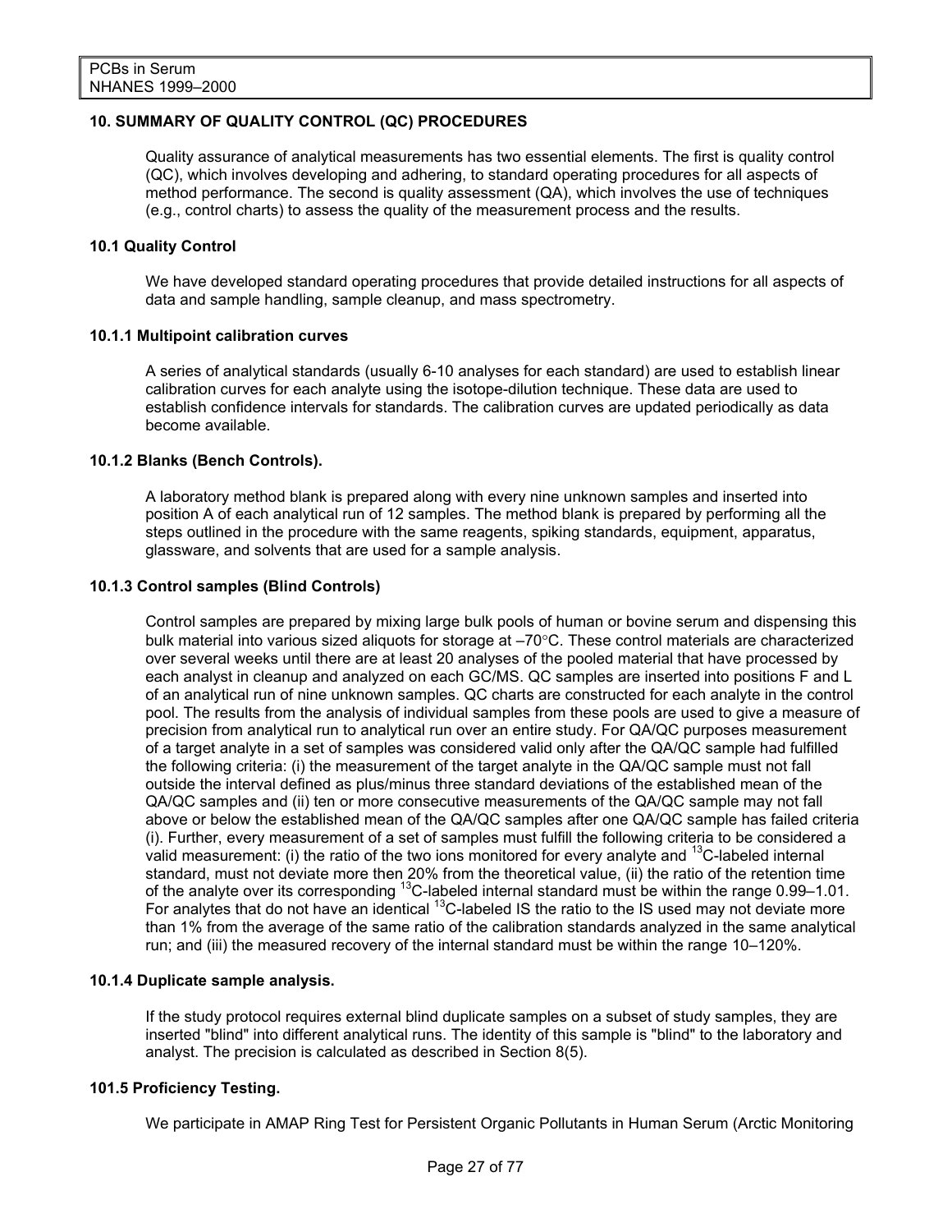## 10. SUMMARY OF QUALITY CONTROL (QC) PROCEDURES

Quality assurance of analytical measurements has two essential elements. The first is quality control (QC), which involves developing and adhering, to standard operating procedures for all aspects of method performance. The second is quality assessment (QA), which involves the use of techniques (e.g., control charts) to assess the quality of the measurement process and the results.

### 10.1 Quality Control

We have developed standard operating procedures that provide detailed instructions for all aspects of data and sample handling, sample cleanup, and mass spectrometry.

#### 10.1.1 Multipoint calibration curves

A series of analytical standards (usually 6-10 analyses for each standard) are used to establish linear calibration curves for each analyte using the isotope-dilution technique. These data are used to establish confidence intervals for standards. The calibration curves are updated periodically as data become available.

#### 10.1.2 Blanks (Bench Controls).

A laboratory method blank is prepared along with every nine unknown samples and inserted into position A of each analytical run of 12 samples. The method blank is prepared by performing all the steps outlined in the procedure with the same reagents, spiking standards, equipment, apparatus, glassware, and solvents that are used for a sample analysis.

#### 10.1.3 Control samples (Blind Controls)

Control samples are prepared by mixing large bulk pools of human or bovine serum and dispensing this bulk material into various sized aliquots for storage at –70°C. These control materials are characterized over several weeks until there are at least 20 analyses of the pooled material that have processed by each analyst in cleanup and analyzed on each GC/MS. QC samples are inserted into positions F and L of an analytical run of nine unknown samples. QC charts are constructed for each analyte in the control pool. The results from the analysis of individual samples from these pools are used to give a measure of precision from analytical run to analytical run over an entire study. For QA/QC purposes measurement of a target analyte in a set of samples was considered valid only after the QA/QC sample had fulfilled the following criteria: (i) the measurement of the target analyte in the QA/QC sample must not fall outside the interval defined as plus/minus three standard deviations of the established mean of the QA/QC samples and (ii) ten or more consecutive measurements of the QA/QC sample may not fall above or below the established mean of the QA/QC samples after one QA/QC sample has failed criteria (i). Further, every measurement of a set of samples must fulfill the following criteria to be considered a valid measurement: (i) the ratio of the two ions monitored for every analyte and $^{13}C$-labeled internal standard, must not deviate more then 20% from the theoretical value, (ii) the ratio of the retention time of the analyte over its corresponding $^{13}C$-labeled internal standard must be within the range 0.99–1.01. For analytes that do not have an identical $^{13}C$-labeled IS the ratio to the IS used may not deviate more than 1% from the average of the same ratio of the calibration standards analyzed in the same analytical run; and (iii) the measured recovery of the internal standard must be within the range 10–120%.

#### 10.1.4 Duplicate sample analysis.

If the study protocol requires external blind duplicate samples on a subset of study samples, they are inserted "blind" into different analytical runs. The identity of this sample is "blind" to the laboratory and analyst. The precision is calculated as described in Section 8(5).

#### 101.5 Proficiency Testing.

We participate in AMAP Ring Test for Persistent Organic Pollutants in Human Serum (Arctic Monitoring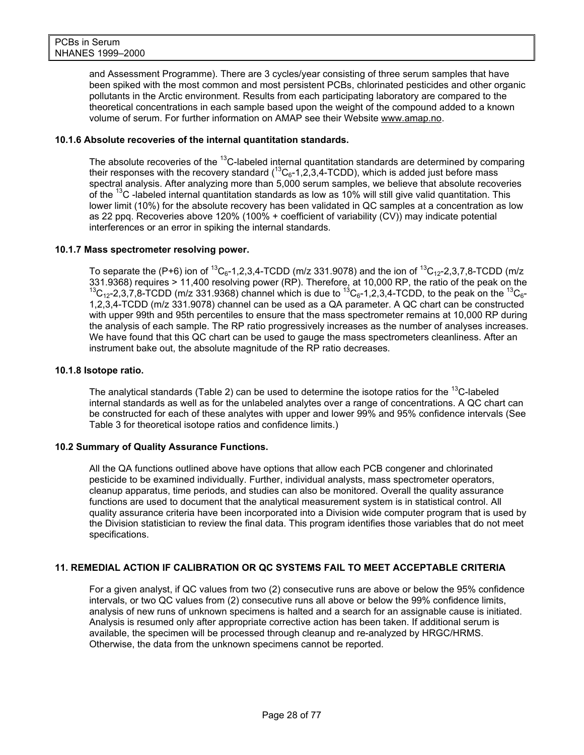and Assessment Programme). There are 3 cycles/year consisting of three serum samples that have been spiked with the most common and most persistent PCBs, chlorinated pesticides and other organic pollutants in the Arctic environment. Results from each participating laboratory are compared to the theoretical concentrations in each sample based upon the weight of the compound added to a known volume of serum. For further information on AMAP see their Website www.amap.no.

### 10.1.6 Absolute recoveries of the internal quantitation standards.

The absolute recoveries of the $^{13}C$-labeled internal quantitation standards are determined by comparing their responses with the recovery standard ($^{13}C_6$-1,2,3,4-TCDD), which is added just before mass spectral analysis. After analyzing more than 5,000 serum samples, we believe that absolute recoveries of the $^{13}C$ -labeled internal quantitation standards as low as 10% will still give valid quantitation. This lower limit (10%) for the absolute recovery has been validated in QC samples at a concentration as low as 22 ppq. Recoveries above 120% (100% + coefficient of variability (CV)) may indicate potential interferences or an error in spiking the internal standards.

### 10.1.7 Mass spectrometer resolving power.

To separate the (P+6) ion of $^{13}C_6$-1,2,3,4-TCDD (m/z 331.9078) and the ion of $^{13}C_{12}$-2,3,7,8-TCDD (m/z 331.9368) requires > 11,400 resolving power (RP). Therefore, at 10,000 RP, the ratio of the peak on the $^{13}C_{12}$-2,3,7,8-TCDD (m/z 331.9368) channel which is due to $^{13}C_6$-1,2,3,4-TCDD, to the peak on the $^{13}C_6$-1,2,3,4-TCDD (m/z 331.9078) channel can be used as a QA parameter. A QC chart can be constructed with upper 99th and 95th percentiles to ensure that the mass spectrometer remains at 10,000 RP during the analysis of each sample. The RP ratio progressively increases as the number of analyses increases. We have found that this QC chart can be used to gauge the mass spectrometers cleanliness. After an instrument bake out, the absolute magnitude of the RP ratio decreases.

### 10.1.8 Isotope ratio.

The analytical standards (Table 2) can be used to determine the isotope ratios for the $^{13}C$-labeled internal standards as well as for the unlabeled analytes over a range of concentrations. A QC chart can be constructed for each of these analytes with upper and lower 99% and 95% confidence intervals (See Table 3 for theoretical isotope ratios and confidence limits.)

### 10.2 Summary of Quality Assurance Functions.

All the QA functions outlined above have options that allow each PCB congener and chlorinated pesticide to be examined individually. Further, individual analysts, mass spectrometer operators, cleanup apparatus, time periods, and studies can also be monitored. Overall the quality assurance functions are used to document that the analytical measurement system is in statistical control. All quality assurance criteria have been incorporated into a Division wide computer program that is used by the Division statistician to review the final data. This program identifies those variables that do not meet specifications.

## 11. REMEDIAL ACTION IF CALIBRATION OR QC SYSTEMS FAIL TO MEET ACCEPTABLE CRITERIA

For a given analyst, if QC values from two (2) consecutive runs are above or below the 95% confidence intervals, or two QC values from (2) consecutive runs all above or below the 99% confidence limits, analysis of new runs of unknown specimens is halted and a search for an assignable cause is initiated. Analysis is resumed only after appropriate corrective action has been taken. If additional serum is available, the specimen will be processed through cleanup and re-analyzed by HRGC/HRMS. Otherwise, the data from the unknown specimens cannot be reported.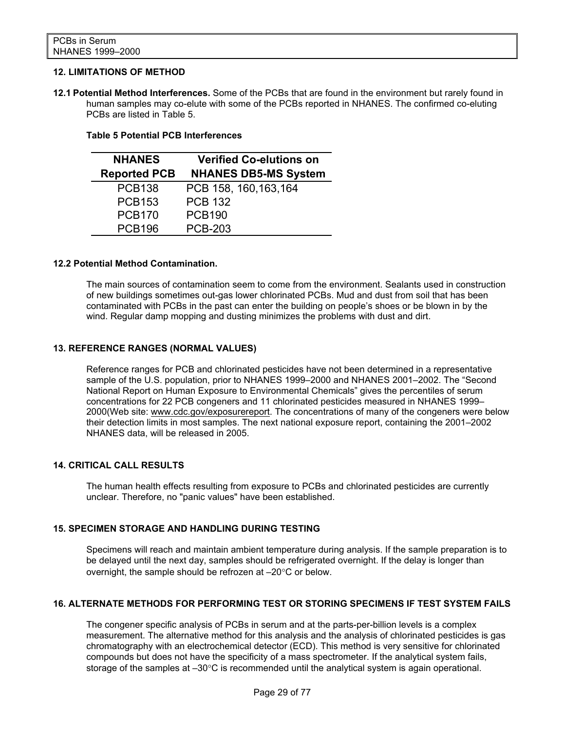## 12. LIMITATIONS OF METHOD

**12.1 Potential Method Interferences.** Some of the PCBs that are found in the environment but rarely found in human samples may co-elute with some of the PCBs reported in NHANES. The confirmed co-eluting PCBs are listed in Table 5.

**Table 5 Potential PCB Interferences**

| NHANES Reported PCB | Verified Co-elutions on NHANES DB5-MS System |
|---|---|
| PCB138 | PCB 158, 160,163,164 |
| PCB153 | PCB 132 |
| PCB170 | PCB190 |
| PCB196 | PCB-203 |

**12.2 Potential Method Contamination.**

The main sources of contamination seem to come from the environment. Sealants used in construction of new buildings sometimes out-gas lower chlorinated PCBs. Mud and dust from soil that has been contaminated with PCBs in the past can enter the building on people's shoes or be blown in by the wind. Regular damp mopping and dusting minimizes the problems with dust and dirt.

## 13. REFERENCE RANGES (NORMAL VALUES)

Reference ranges for PCB and chlorinated pesticides have not been determined in a representative sample of the U.S. population, prior to NHANES 1999–2000 and NHANES 2001–2002. The "Second National Report on Human Exposure to Environmental Chemicals" gives the percentiles of serum concentrations for 22 PCB congeners and 11 chlorinated pesticides measured in NHANES 1999–2000(Web site: www.cdc.gov/exposurereport. The concentrations of many of the congeners were below their detection limits in most samples. The next national exposure report, containing the 2001–2002 NHANES data, will be released in 2005.

## 14. CRITICAL CALL RESULTS

The human health effects resulting from exposure to PCBs and chlorinated pesticides are currently unclear. Therefore, no "panic values" have been established.

## 15. SPECIMEN STORAGE AND HANDLING DURING TESTING

Specimens will reach and maintain ambient temperature during analysis. If the sample preparation is to be delayed until the next day, samples should be refrigerated overnight. If the delay is longer than overnight, the sample should be refrozen at –20°C or below.

## 16. ALTERNATE METHODS FOR PERFORMING TEST OR STORING SPECIMENS IF TEST SYSTEM FAILS

The congener specific analysis of PCBs in serum and at the parts-per-billion levels is a complex measurement. The alternative method for this analysis and the analysis of chlorinated pesticides is gas chromatography with an electrochemical detector (ECD). This method is very sensitive for chlorinated compounds but does not have the specificity of a mass spectrometer. If the analytical system fails, storage of the samples at –30°C is recommended until the analytical system is again operational.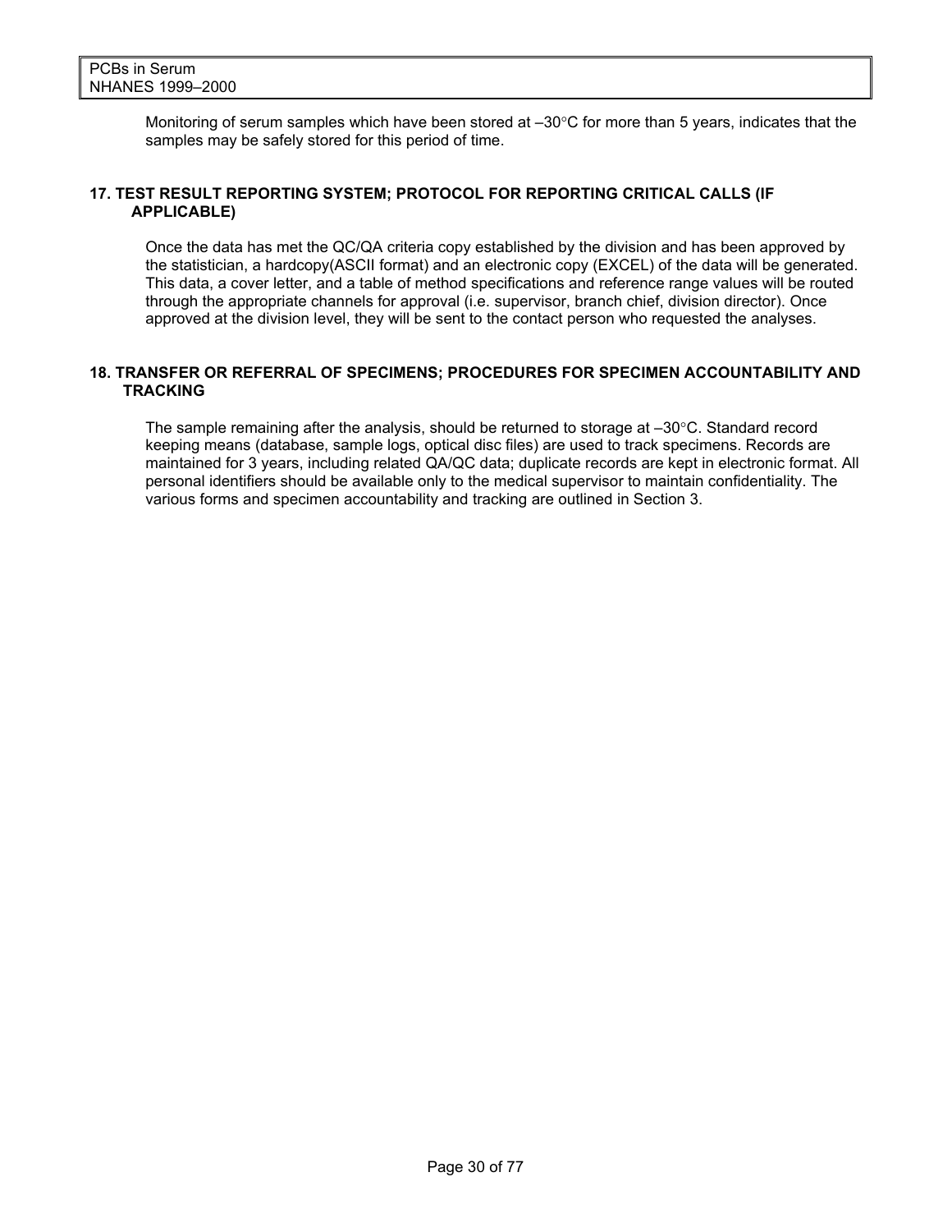Monitoring of serum samples which have been stored at –30°C for more than 5 years, indicates that the samples may be safely stored for this period of time.

### 17. TEST RESULT REPORTING SYSTEM; PROTOCOL FOR REPORTING CRITICAL CALLS (IF APPLICABLE)

Once the data has met the QC/QA criteria copy established by the division and has been approved by the statistician, a hardcopy(ASCII format) and an electronic copy (EXCEL) of the data will be generated. This data, a cover letter, and a table of method specifications and reference range values will be routed through the appropriate channels for approval (i.e. supervisor, branch chief, division director). Once approved at the division level, they will be sent to the contact person who requested the analyses.

### 18. TRANSFER OR REFERRAL OF SPECIMENS; PROCEDURES FOR SPECIMEN ACCOUNTABILITY AND TRACKING

The sample remaining after the analysis, should be returned to storage at –30°C. Standard record keeping means (database, sample logs, optical disc files) are used to track specimens. Records are maintained for 3 years, including related QA/QC data; duplicate records are kept in electronic format. All personal identifiers should be available only to the medical supervisor to maintain confidentiality. The various forms and specimen accountability and tracking are outlined in Section 3.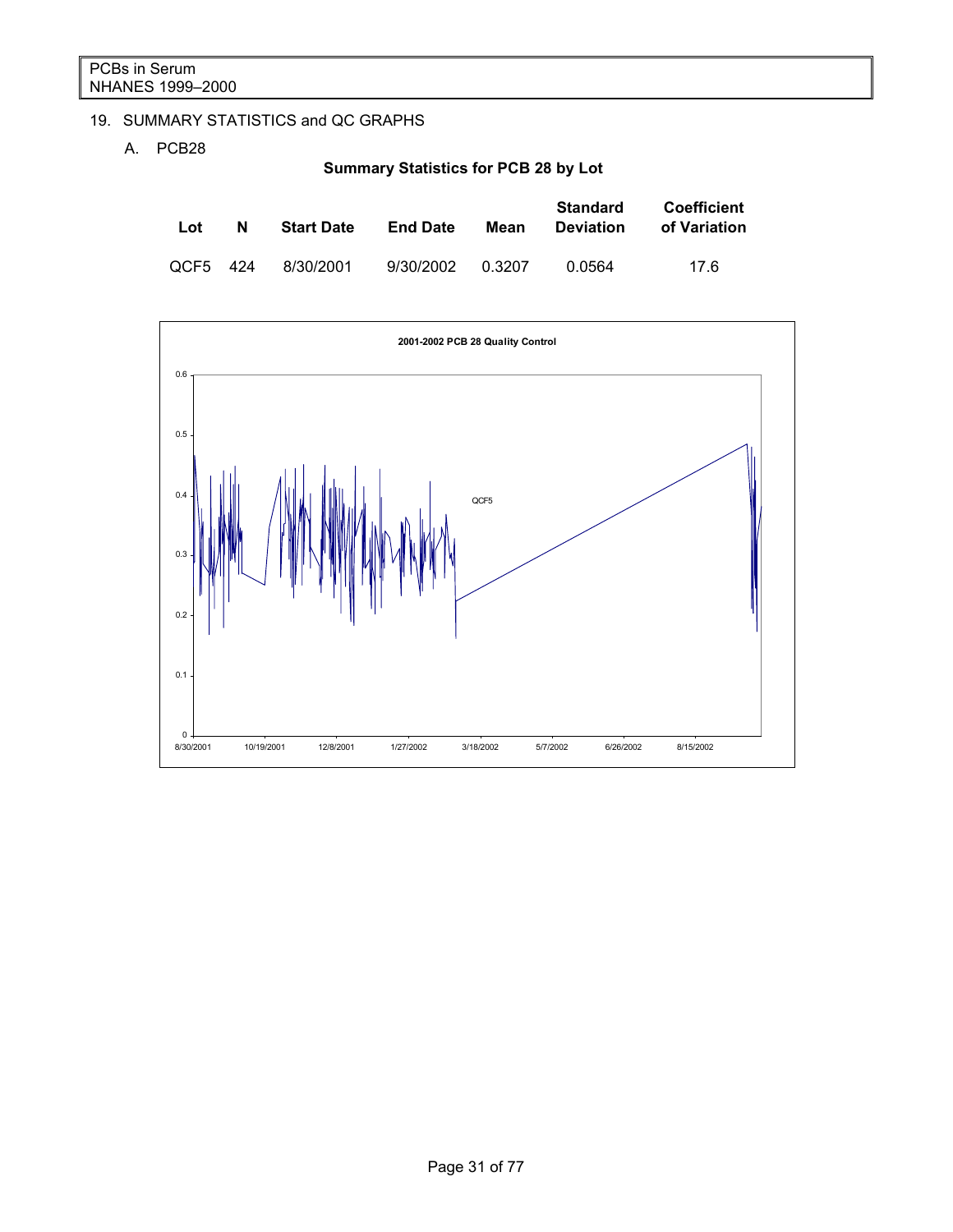## 19. SUMMARY STATISTICS and QC GRAPHS

### A. PCB28

**Summary Statistics for PCB 28 by Lot**

| Lot | N | Start Date | End Date | Mean | Standard Deviation | Coefficient of Variation |
|---|---|---|---|---|---|---|
| QCF5 | 424 | 8/30/2001 | 9/30/2002 | 0.3207 | 0.0564 | 17.6 |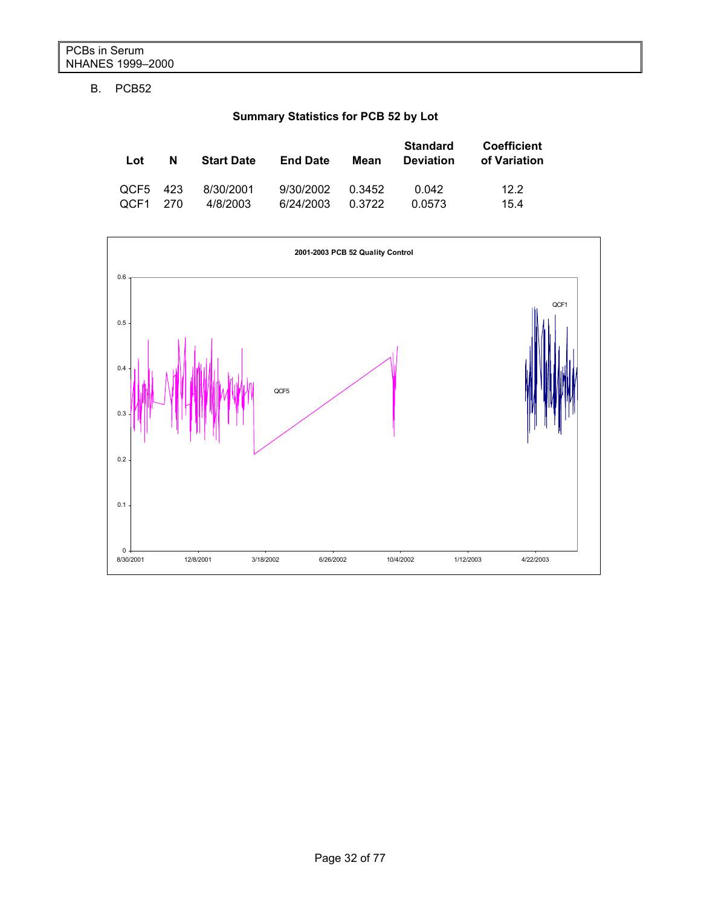B. PCB52

**Summary Statistics for PCB 52 by Lot**

| Lot | N | Start Date | End Date | Mean | Standard Deviation | Coefficient of Variation |
|---|---|---|---|---|---|---|
| QCF5 | 423 | 8/30/2001 | 9/30/2002 | 0.3452 | 0.042 | 12.2 |
| QCF1 | 270 | 4/8/2003 | 6/24/2003 | 0.3722 | 0.0573 | 15.4 |

**2001-2003 PCB 52 Quality Control**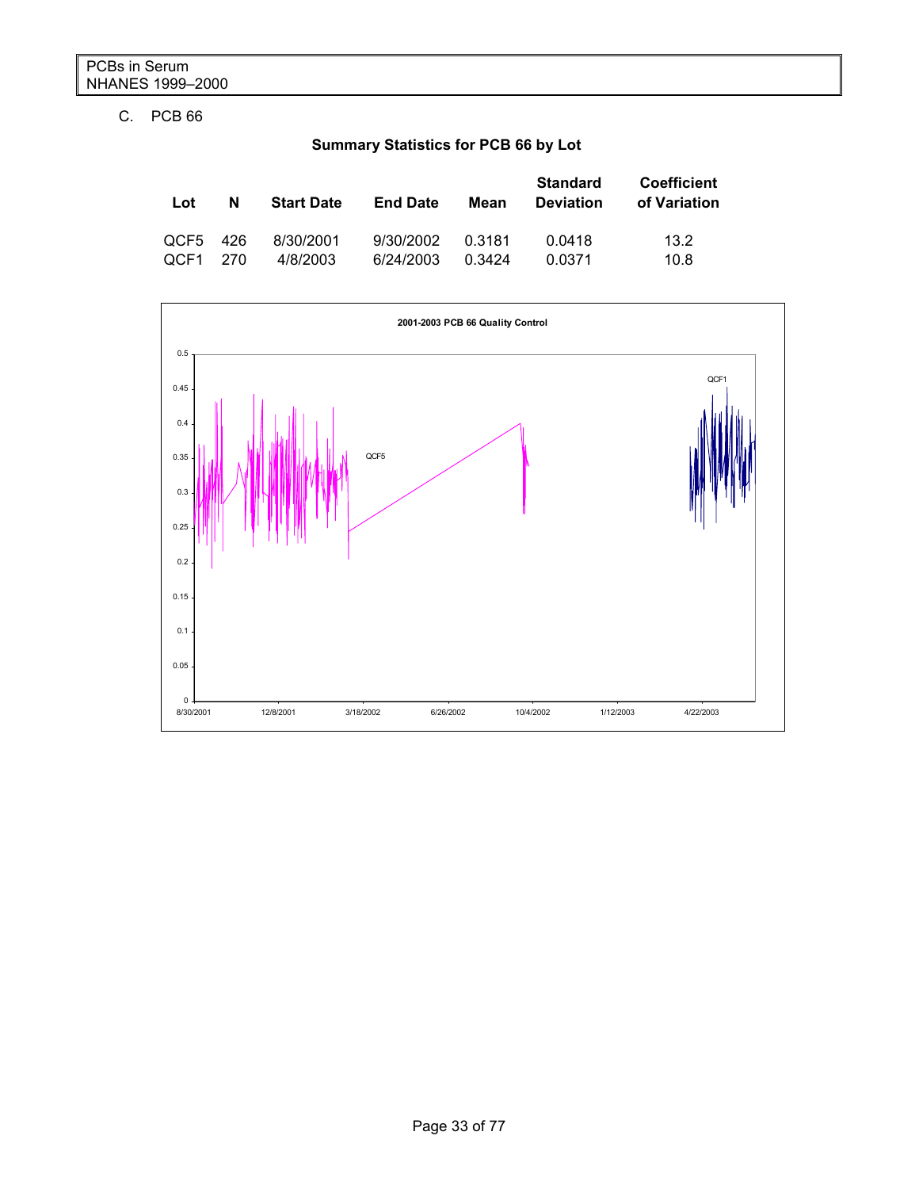C. PCB 66

**Summary Statistics for PCB 66 by Lot**

| Lot | N | Start Date | End Date | Mean | Standard Deviation | Coefficient of Variation |
|---|---|---|---|---|---|---|
| QCF5 | 426 | 8/30/2001 | 9/30/2002 | 0.3181 | 0.0418 | 13.2 |
| QCF1 | 270 | 4/8/2003 | 6/24/2003 | 0.3424 | 0.0371 | 10.8 |

**2001-2003 PCB 66 Quality Control**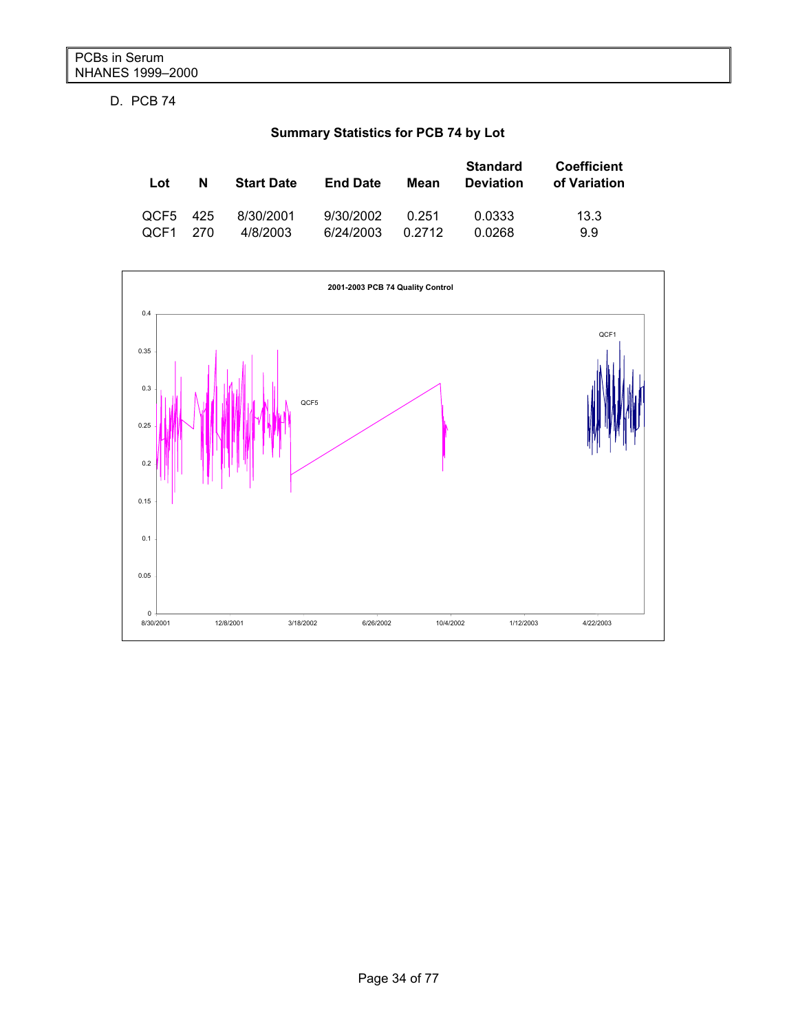D. PCB 74

**Summary Statistics for PCB 74 by Lot**

| Lot | N | Start Date | End Date | Mean | Standard Deviation | Coefficient of Variation |
|---|---|---|---|---|---|---|
| QCF5 | 425 | 8/30/2001 | 9/30/2002 | 0.251 | 0.0333 | 13.3 |
| QCF1 | 270 | 4/8/2003 | 6/24/2003 | 0.2712 | 0.0268 | 9.9 |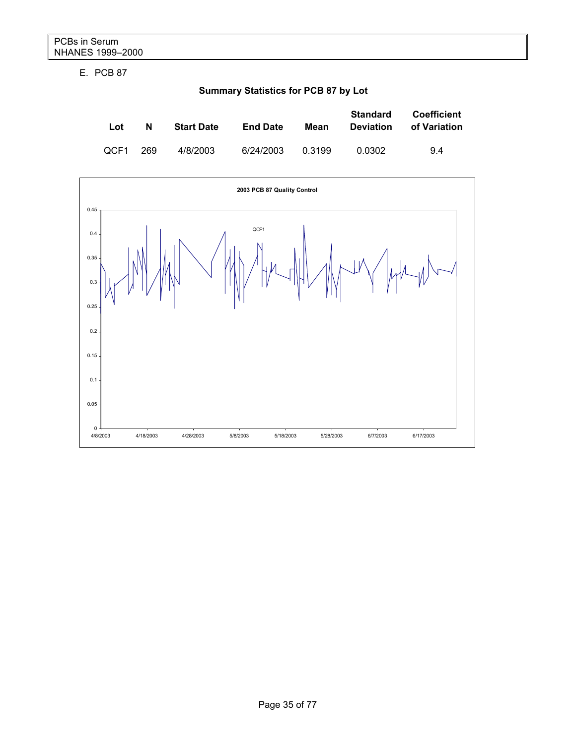E. PCB 87

**Summary Statistics for PCB 87 by Lot**

| Lot | N | Start Date | End Date | Mean | Standard Deviation | Coefficient of Variation |
|---|---|---|---|---|---|---|
| QCF1 | 269 | 4/8/2003 | 6/24/2003 | 0.3199 | 0.0302 | 9.4 |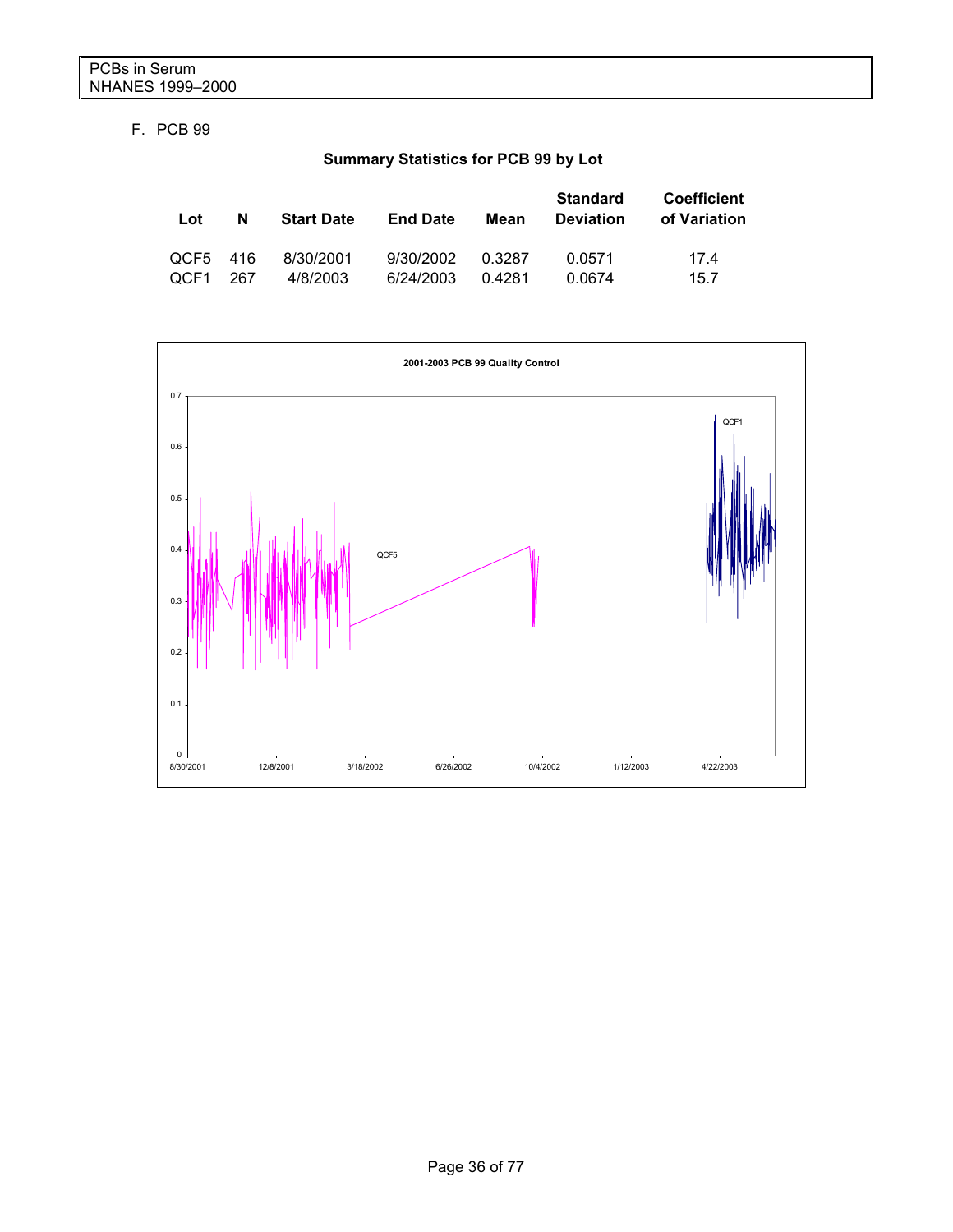F. PCB 99

**Summary Statistics for PCB 99 by Lot**

| Lot | N | Start Date | End Date | Mean | Standard Deviation | Coefficient of Variation |
|---|---|---|---|---|---|---|
| QCF5 | 416 | 8/30/2001 | 9/30/2002 | 0.3287 | 0.0571 | 17.4 |
| QCF1 | 267 | 4/8/2003 | 6/24/2003 | 0.4281 | 0.0674 | 15.7 |

**2001-2003 PCB 99 Quality Control**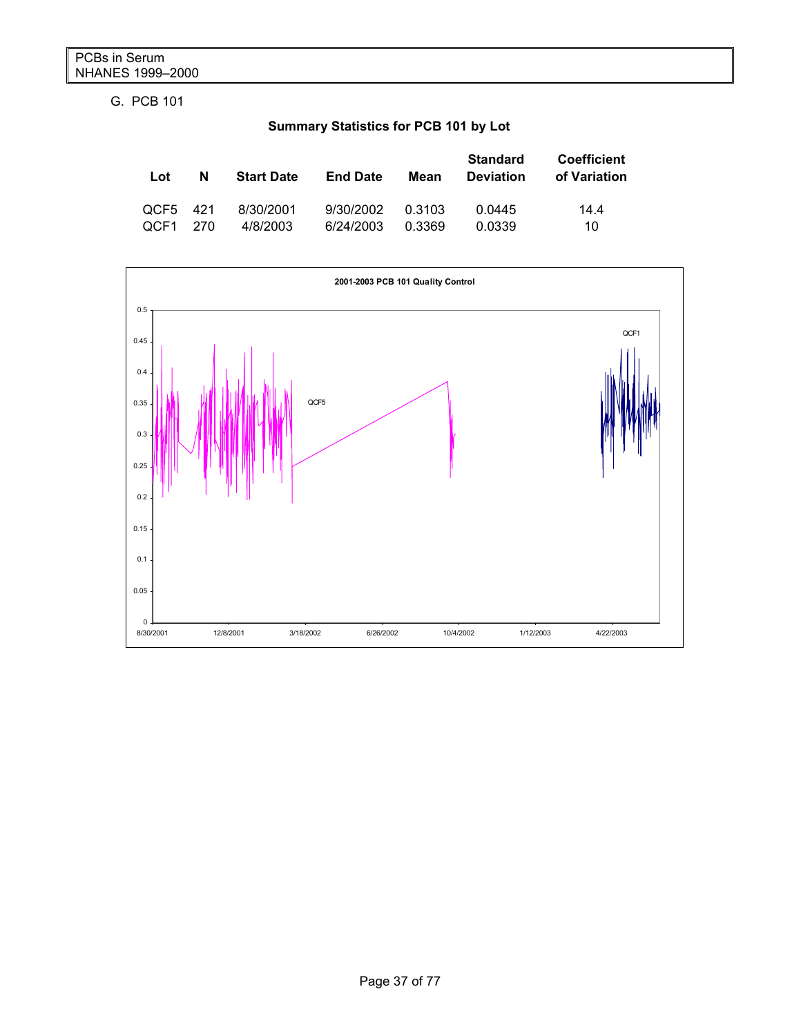G. PCB 101

**Summary Statistics for PCB 101 by Lot**

| Lot | N | Start Date | End Date | Mean | Standard Deviation | Coefficient of Variation |
|---|---|---|---|---|---|---|
| QCF5 | 421 | 8/30/2001 | 9/30/2002 | 0.3103 | 0.0445 | 14.4 |
| QCF1 | 270 | 4/8/2003 | 6/24/2003 | 0.3369 | 0.0339 | 10 |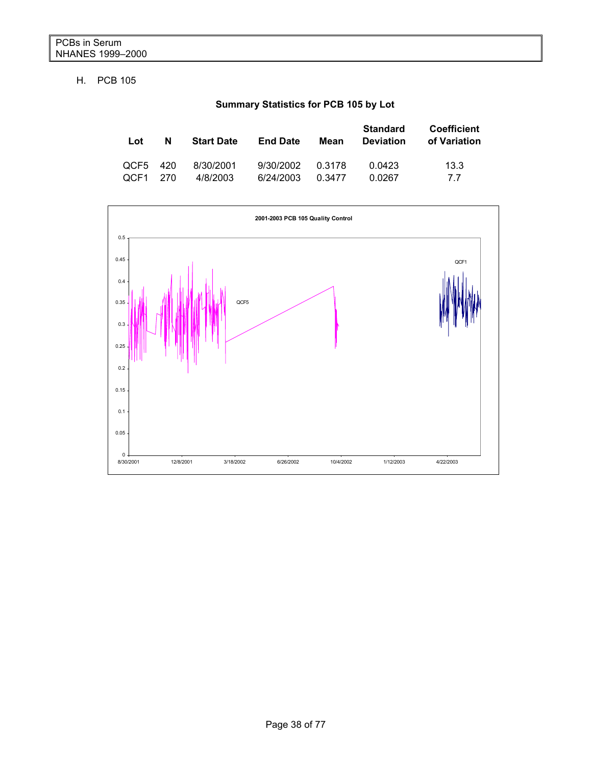## H. PCB 105

**Summary Statistics for PCB 105 by Lot**

| Lot | N | Start Date | End Date | Mean | Standard Deviation | Coefficient of Variation |
|---|---|---|---|---|---|---|
| QCF5 | 420 | 8/30/2001 | 9/30/2002 | 0.3178 | 0.0423 | 13.3 |
| QCF1 | 270 | 4/8/2003 | 6/24/2003 | 0.3477 | 0.0267 | 7.7 |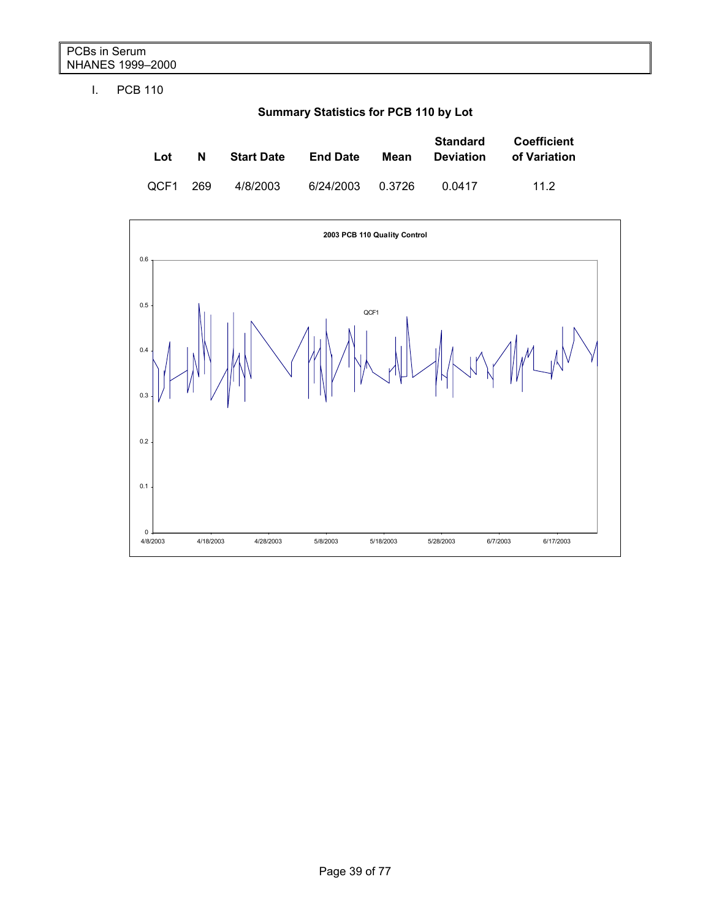I. PCB 110

**Summary Statistics for PCB 110 by Lot**

| Lot | N | Start Date | End Date | Mean | Standard Deviation | Coefficient of Variation |
|---|---|---|---|---|---|---|
| QCF1 | 269 | 4/8/2003 | 6/24/2003 | 0.3726 | 0.0417 | 11.2 |

**2003 PCB 110 Quality Control**

QCF1

0.6
0.5
0.4
0.3
0.2
0.1
0

4/8/2003 4/18/2003 4/28/2003 5/8/2003 5/18/2003 5/28/2003 6/7/2003 6/17/2003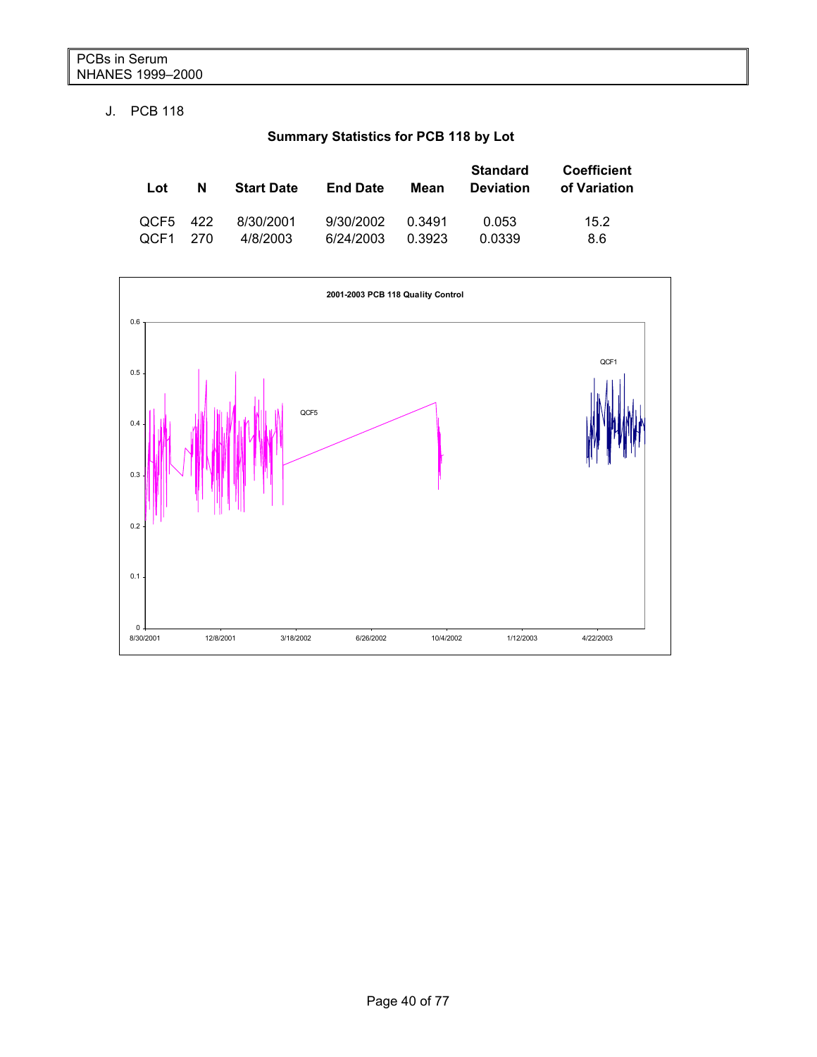## J. PCB 118

**Summary Statistics for PCB 118 by Lot**

| Lot | N | Start Date | End Date | Mean | Standard Deviation | Coefficient of Variation |
|---|---|---|---|---|---|---|
| QCF5 | 422 | 8/30/2001 | 9/30/2002 | 0.3491 | 0.053 | 15.2 |
| QCF1 | 270 | 4/8/2003 | 6/24/2003 | 0.3923 | 0.0339 | 8.6 |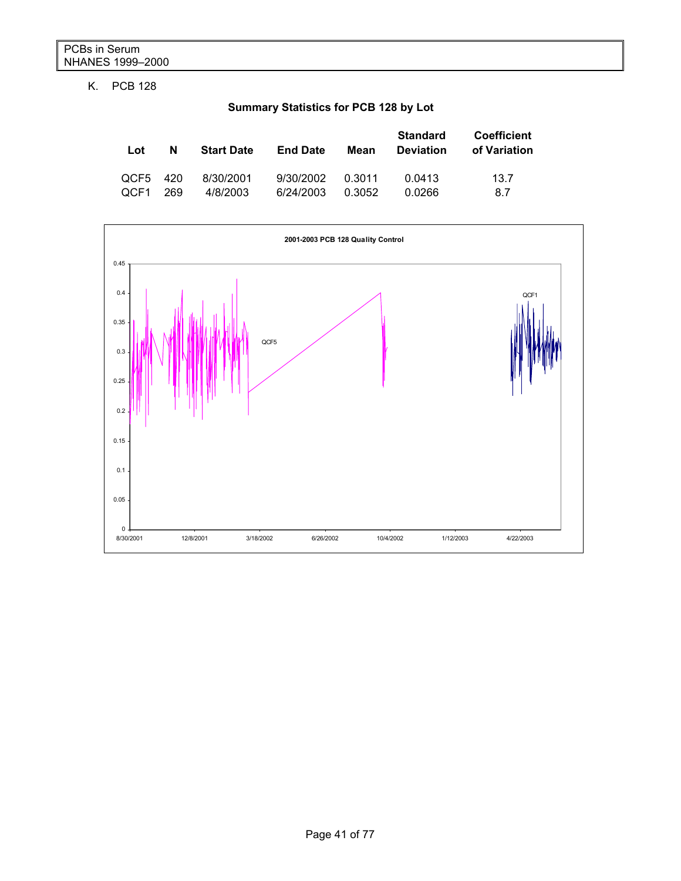K. PCB 128

**Summary Statistics for PCB 128 by Lot**

| Lot | N | Start Date | End Date | Mean | Standard Deviation | Coefficient of Variation |
|---|---|---|---|---|---|---|
| QCF5 | 420 | 8/30/2001 | 9/30/2002 | 0.3011 | 0.0413 | 13.7 |
| QCF1 | 269 | 4/8/2003 | 6/24/2003 | 0.3052 | 0.0266 | 8.7 |

**2001-2003 PCB 128 Quality Control**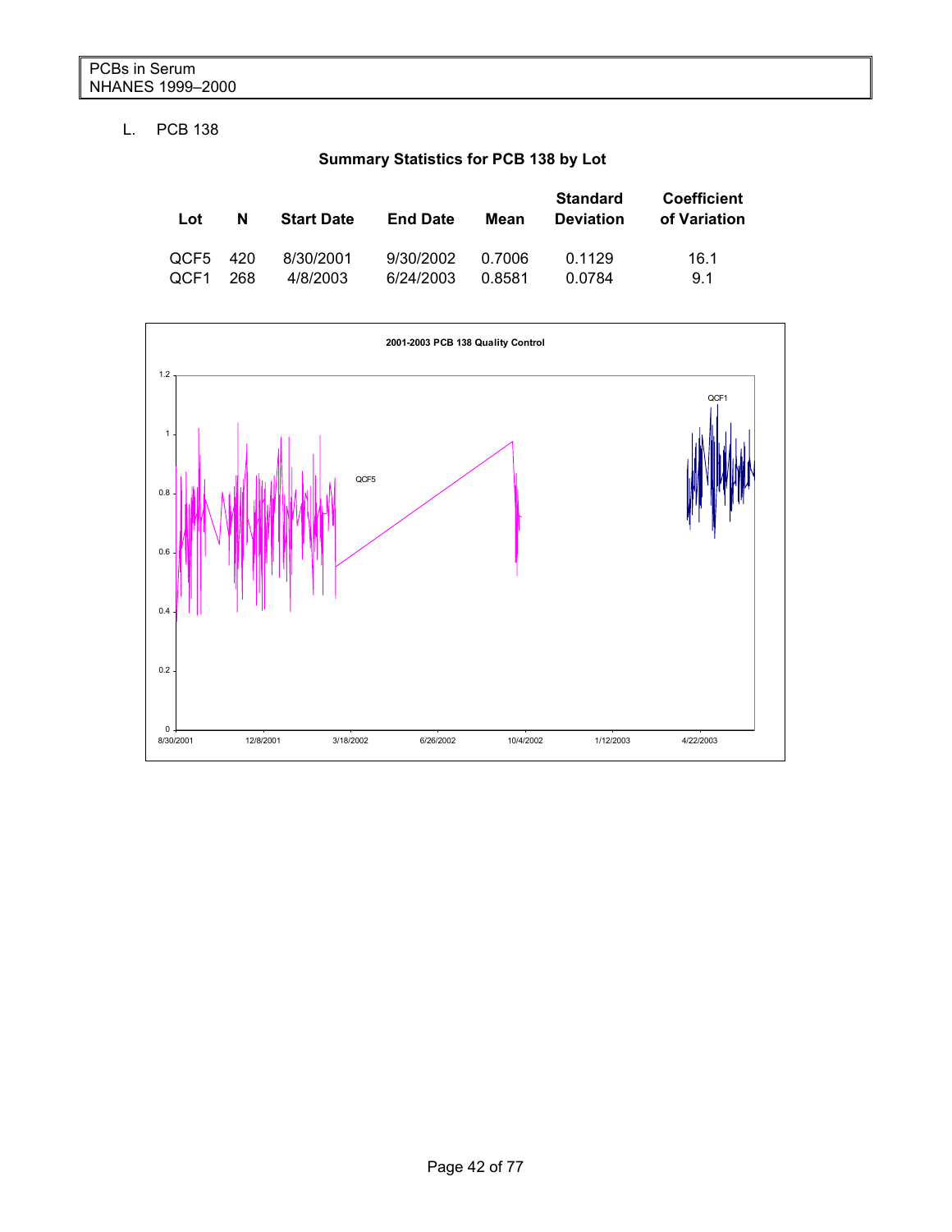L. PCB 138

**Summary Statistics for PCB 138 by Lot**

| Lot | N | Start Date | End Date | Mean | Standard Deviation | Coefficient of Variation |
|---|---|---|---|---|---|---|
| QCF5 | 420 | 8/30/2001 | 9/30/2002 | 0.7006 | 0.1129 | 16.1 |
| QCF1 | 268 | 4/8/2003 | 6/24/2003 | 0.8581 | 0.0784 | 9.1 |

**2001-2003 PCB 138 Quality Control**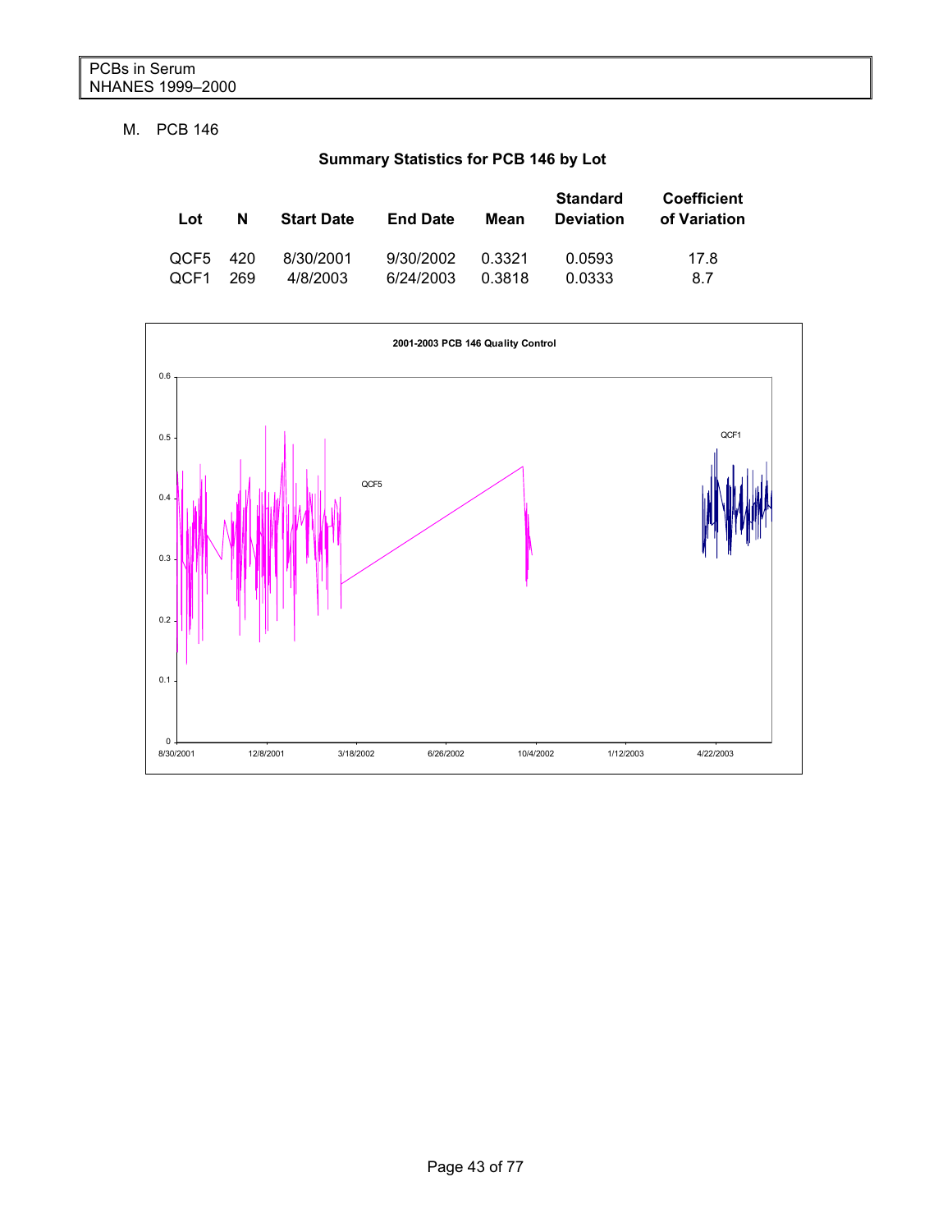M. PCB 146

**Summary Statistics for PCB 146 by Lot**

| Lot | N | Start Date | End Date | Mean | Standard Deviation | Coefficient of Variation |
|---|---|---|---|---|---|---|
| QCF5 | 420 | 8/30/2001 | 9/30/2002 | 0.3321 | 0.0593 | 17.8 |
| QCF1 | 269 | 4/8/2003 | 6/24/2003 | 0.3818 | 0.0333 | 8.7 |

**2001-2003 PCB 146 Quality Control**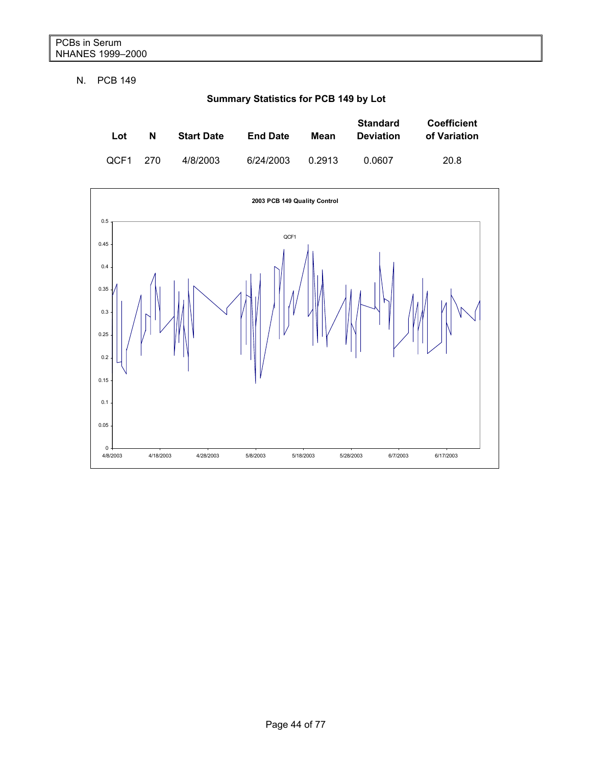N. PCB 149

**Summary Statistics for PCB 149 by Lot**

| Lot | N | Start Date | End Date | Mean | Standard Deviation | Coefficient of Variation |
|---|---|---|---|---|---|---|
| QCF1 | 270 | 4/8/2003 | 6/24/2003 | 0.2913 | 0.0607 | 20.8 |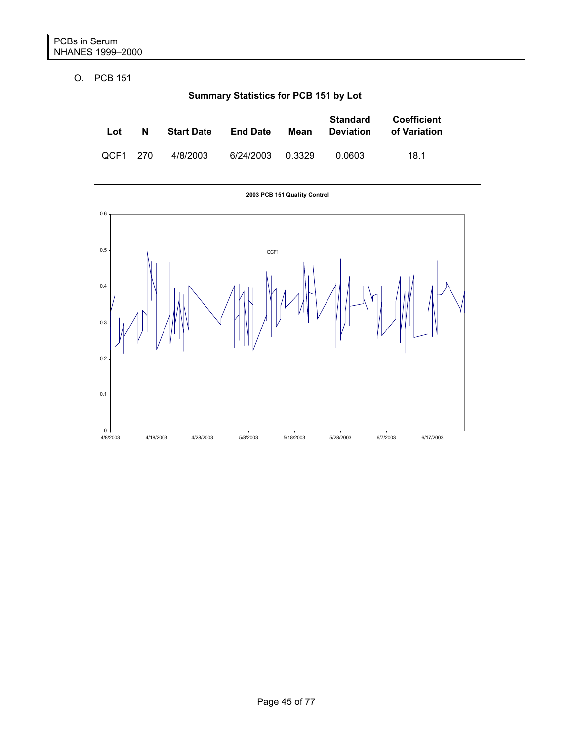O. PCB 151

**Summary Statistics for PCB 151 by Lot**

| Lot | N | Start Date | End Date | Mean | Standard Deviation | Coefficient of Variation |
|---|---|---|---|---|---|---|
| QCF1 | 270 | 4/8/2003 | 6/24/2003 | 0.3329 | 0.0603 | 18.1 |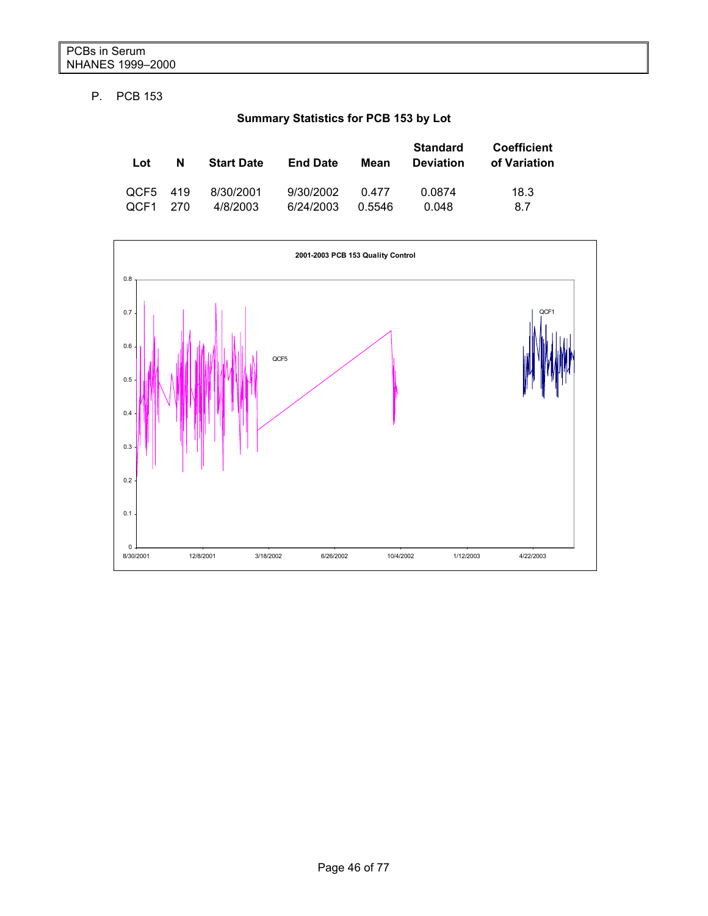P. PCB 153

**Summary Statistics for PCB 153 by Lot**

| Lot | N | Start Date | End Date | Mean | Standard Deviation | Coefficient of Variation |
|---|---|---|---|---|---|---|
| QCF5 | 419 | 8/30/2001 | 9/30/2002 | 0.477 | 0.0874 | 18.3 |
| QCF1 | 270 | 4/8/2003 | 6/24/2003 | 0.5546 | 0.048 | 8.7 |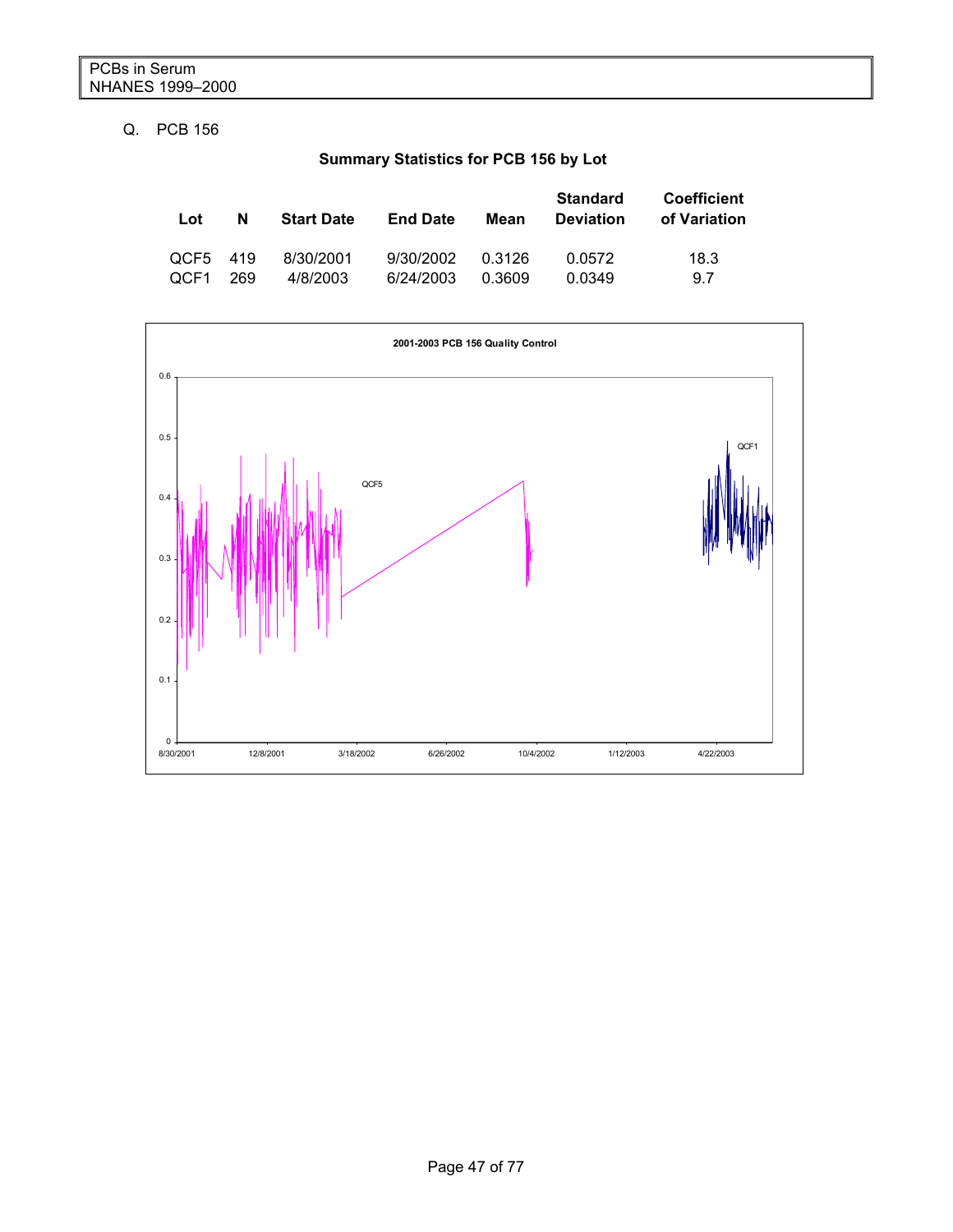Q. PCB 156

**Summary Statistics for PCB 156 by Lot**

| Lot | N | Start Date | End Date | Mean | Standard Deviation | Coefficient of Variation |
|---|---|---|---|---|---|---|
| QCF5 | 419 | 8/30/2001 | 9/30/2002 | 0.3126 | 0.0572 | 18.3 |
| QCF1 | 269 | 4/8/2003 | 6/24/2003 | 0.3609 | 0.0349 | 9.7 |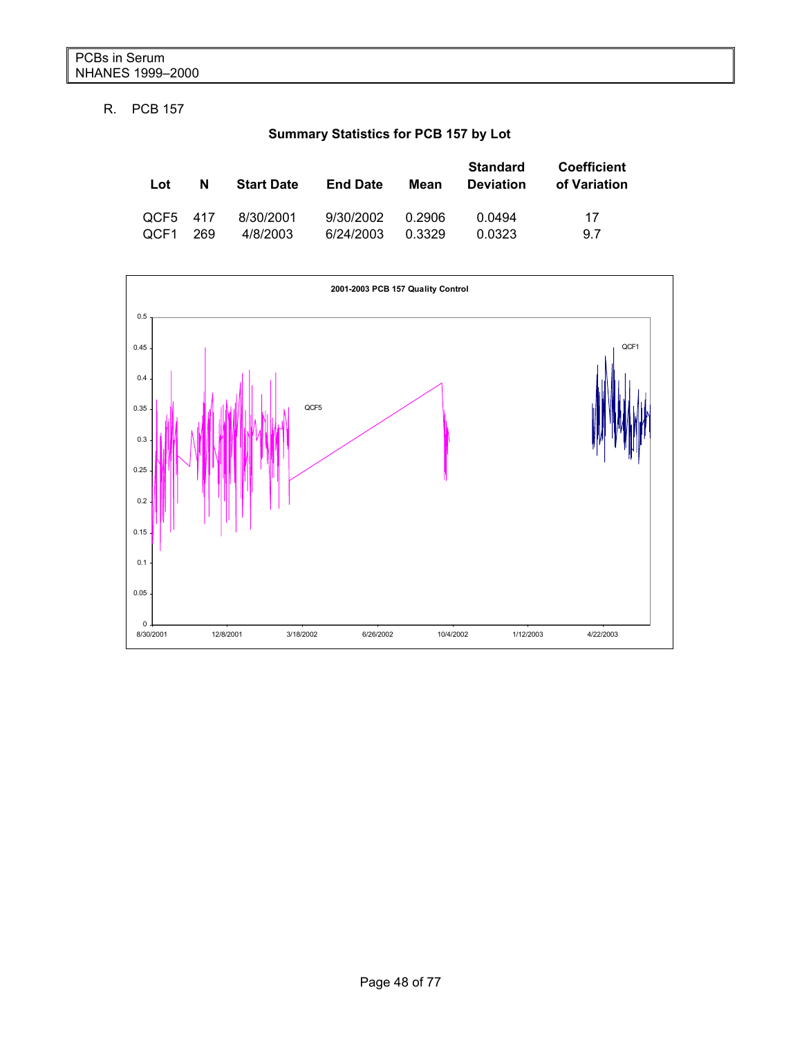R. PCB 157

**Summary Statistics for PCB 157 by Lot**

| Lot | N | Start Date | End Date | Mean | Standard Deviation | Coefficient of Variation |
|---|---|---|---|---|---|---|
| QCF5 | 417 | 8/30/2001 | 9/30/2002 | 0.2906 | 0.0494 | 17 |
| QCF1 | 269 | 4/8/2003 | 6/24/2003 | 0.3329 | 0.0323 | 9.7 |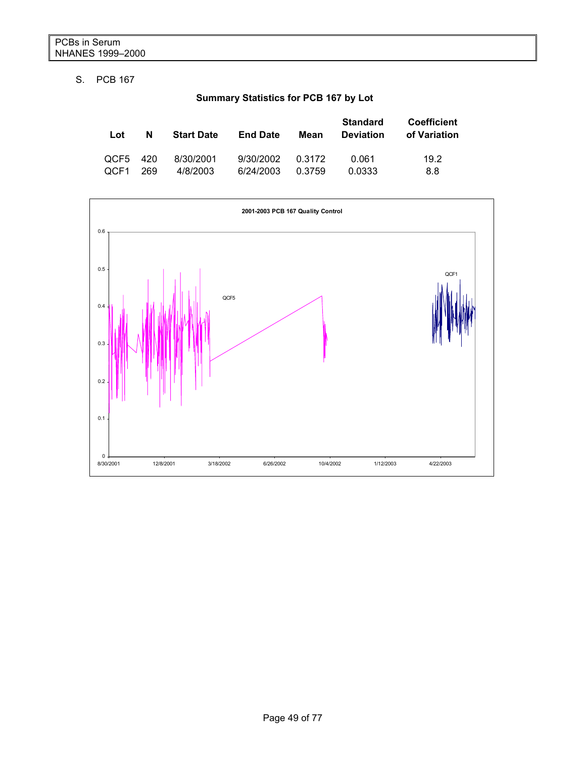S. PCB 167

**Summary Statistics for PCB 167 by Lot**

| Lot | N | Start Date | End Date | Mean | Standard Deviation | Coefficient of Variation |
|---|---|---|---|---|---|---|
| QCF5 | 420 | 8/30/2001 | 9/30/2002 | 0.3172 | 0.061 | 19.2 |
| QCF1 | 269 | 4/8/2003 | 6/24/2003 | 0.3759 | 0.0333 | 8.8 |

**2001-2003 PCB 167 Quality Control**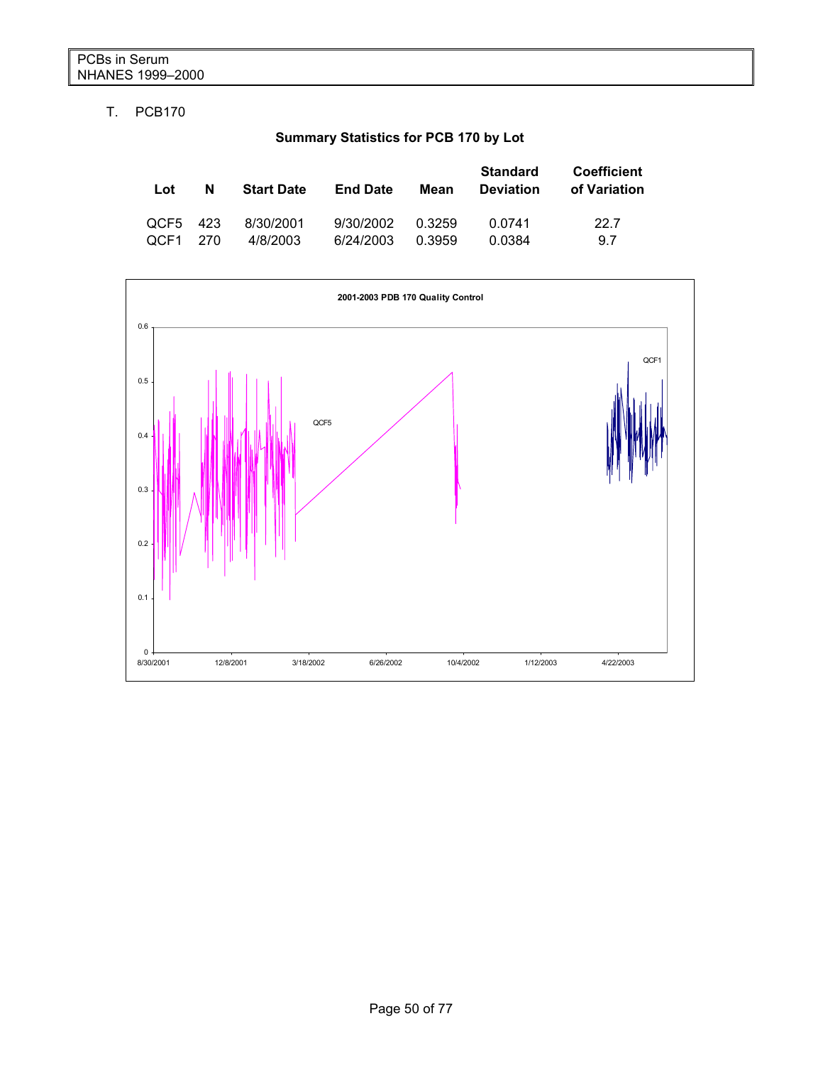T. PCB170

**Summary Statistics for PCB 170 by Lot**

| Lot | N | Start Date | End Date | Mean | Standard Deviation | Coefficient of Variation |
|---|---|---|---|---|---|---|
| QCF5 | 423 | 8/30/2001 | 9/30/2002 | 0.3259 | 0.0741 | 22.7 |
| QCF1 | 270 | 4/8/2003 | 6/24/2003 | 0.3959 | 0.0384 | 9.7 |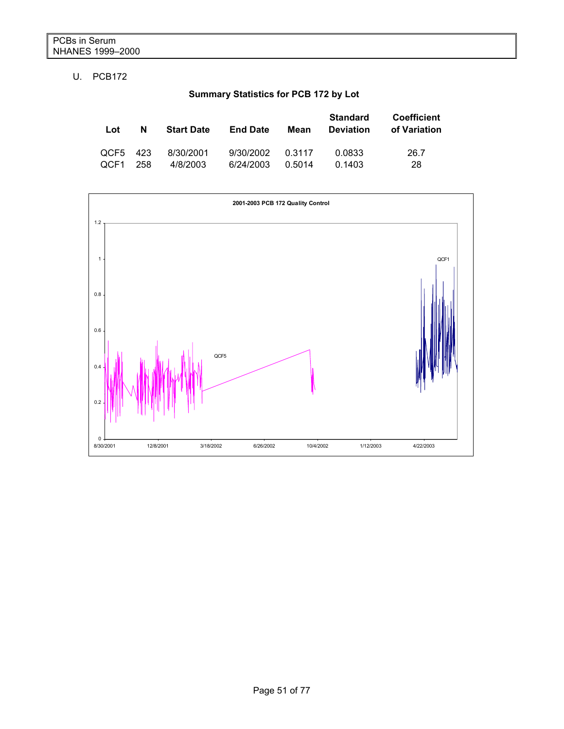U. PCB172

**Summary Statistics for PCB 172 by Lot**

| Lot | N | Start Date | End Date | Mean | Standard Deviation | Coefficient of Variation |
|---|---|---|---|---|---|---|
| QCF5 | 423 | 8/30/2001 | 9/30/2002 | 0.3117 | 0.0833 | 26.7 |
| QCF1 | 258 | 4/8/2003 | 6/24/2003 | 0.5014 | 0.1403 | 28 |

**2001-2003 PCB 172 Quality Control**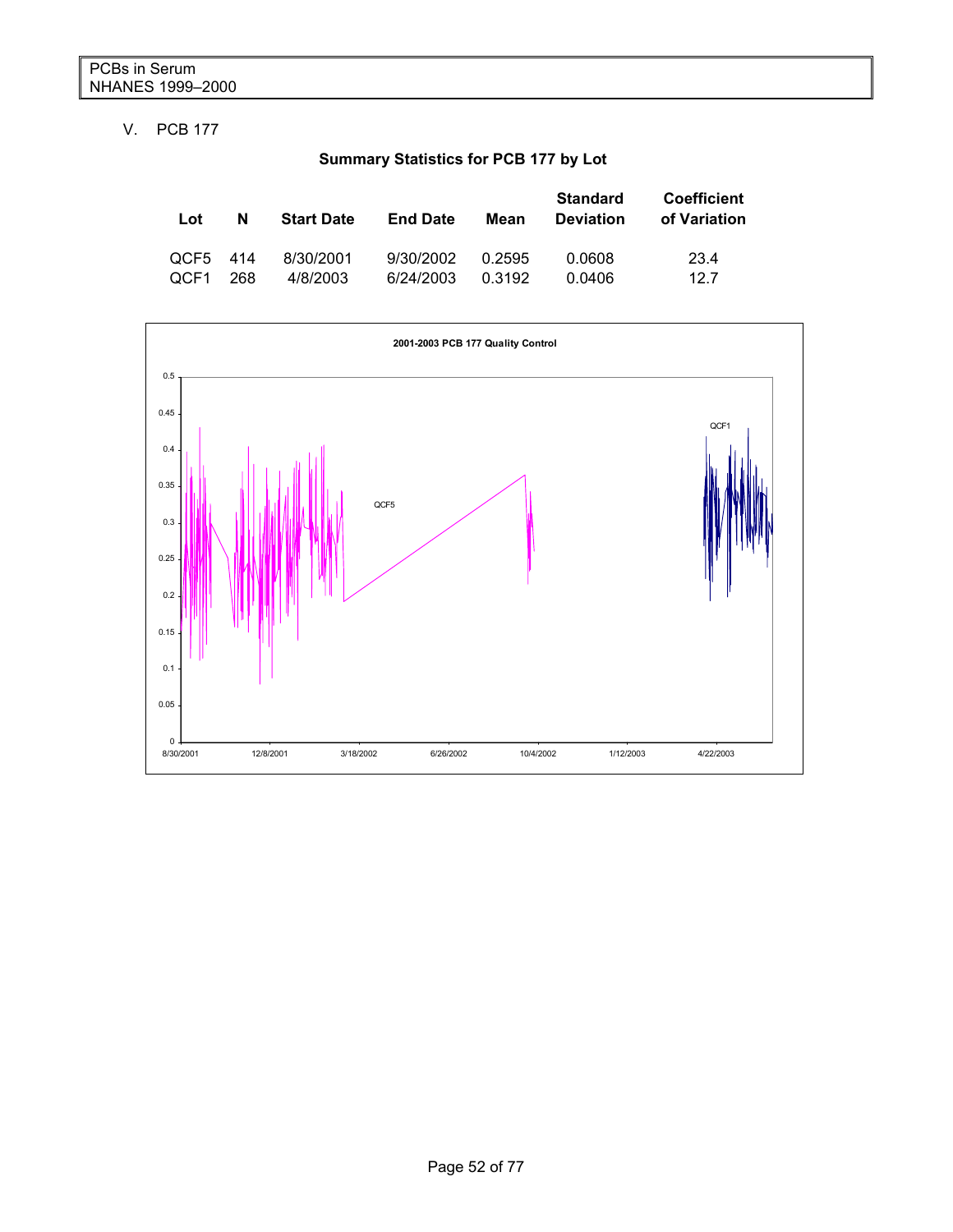V. PCB 177

**Summary Statistics for PCB 177 by Lot**

| Lot | N | Start Date | End Date | Mean | Standard Deviation | Coefficient of Variation |
|---|---|---|---|---|---|---|
| QCF5 | 414 | 8/30/2001 | 9/30/2002 | 0.2595 | 0.0608 | 23.4 |
| QCF1 | 268 | 4/8/2003 | 6/24/2003 | 0.3192 | 0.0406 | 12.7 |

**2001-2003 PCB 177 Quality Control**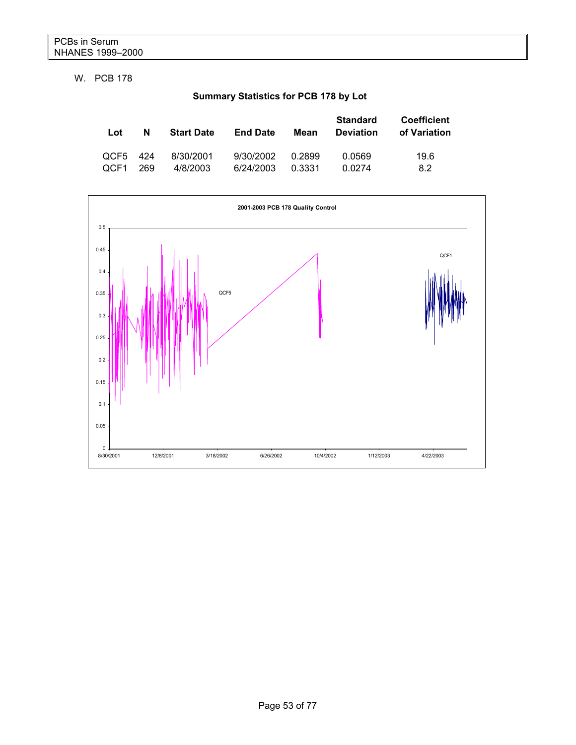W. PCB 178

**Summary Statistics for PCB 178 by Lot**

| Lot | N | Start Date | End Date | Mean | Standard Deviation | Coefficient of Variation |
|---|---|---|---|---|---|---|
| QCF5 | 424 | 8/30/2001 | 9/30/2002 | 0.2899 | 0.0569 | 19.6 |
| QCF1 | 269 | 4/8/2003 | 6/24/2003 | 0.3331 | 0.0274 | 8.2 |

2001-2003 PCB 178 Quality Control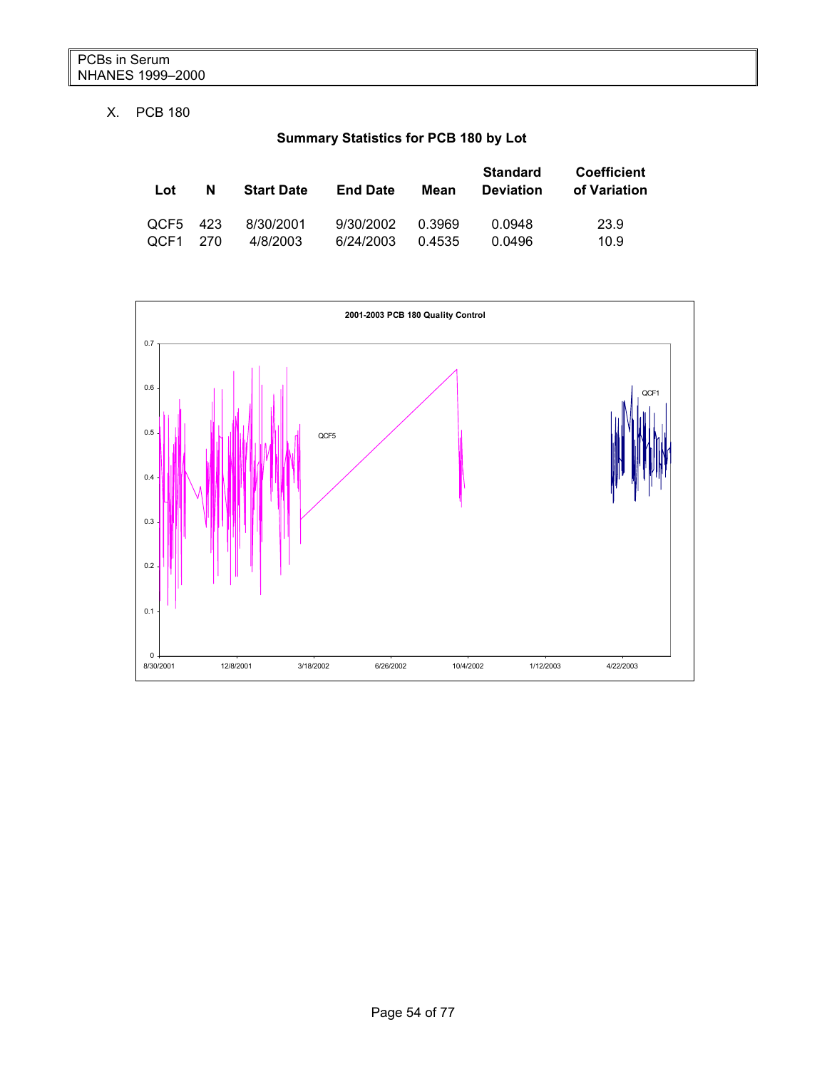X. PCB 180

**Summary Statistics for PCB 180 by Lot**

| Lot | N | Start Date | End Date | Mean | Standard Deviation | Coefficient of Variation |
|---|---|---|---|---|---|---|
| QCF5 | 423 | 8/30/2001 | 9/30/2002 | 0.3969 | 0.0948 | 23.9 |
| QCF1 | 270 | 4/8/2003 | 6/24/2003 | 0.4535 | 0.0496 | 10.9 |

**2001-2003 PCB 180 Quality Control**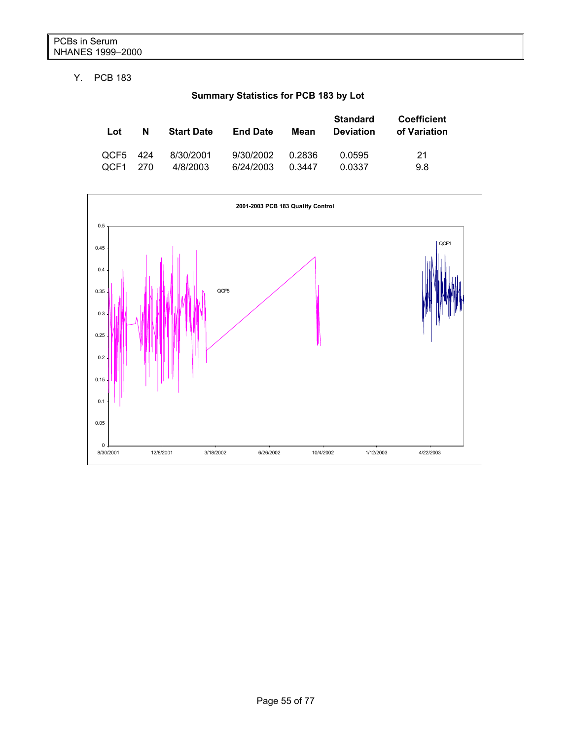Y. PCB 183

**Summary Statistics for PCB 183 by Lot**

| Lot | N | Start Date | End Date | Mean | Standard Deviation | Coefficient of Variation |
|---|---|---|---|---|---|---|
| QCF5 | 424 | 8/30/2001 | 9/30/2002 | 0.2836 | 0.0595 | 21 |
| QCF1 | 270 | 4/8/2003 | 6/24/2003 | 0.3447 | 0.0337 | 9.8 |

**2001-2003 PCB 183 Quality Control**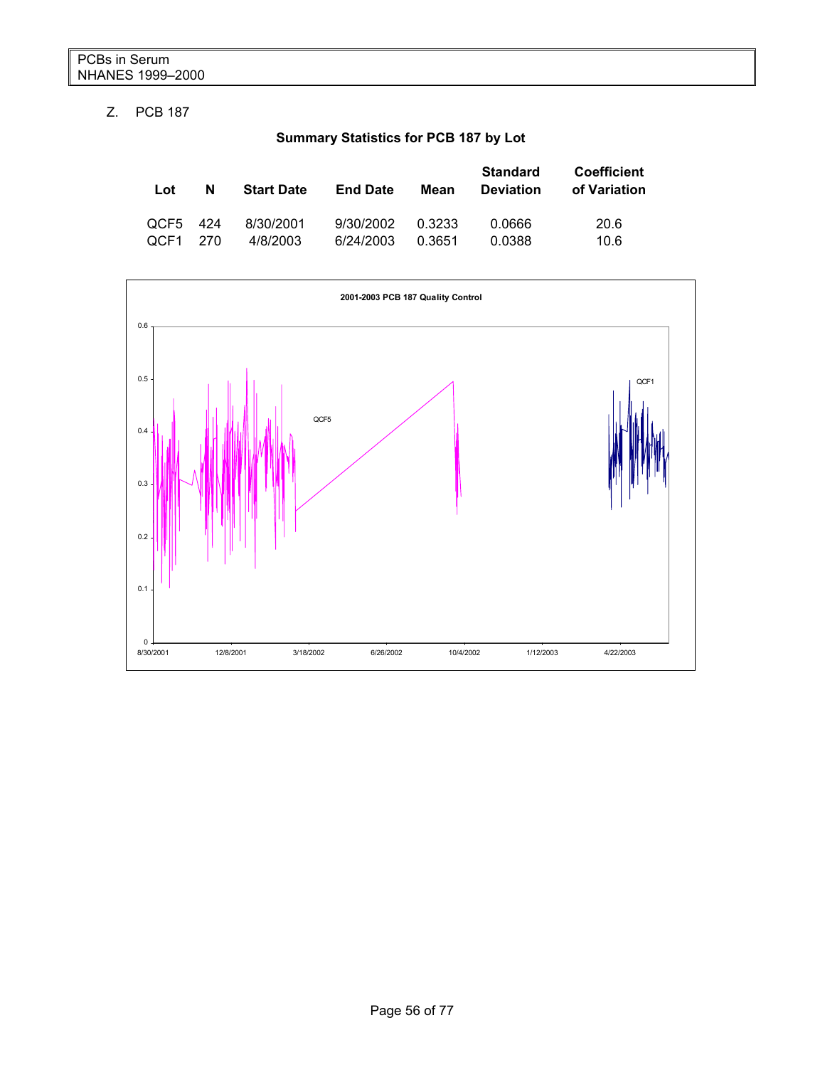Z. PCB 187

**Summary Statistics for PCB 187 by Lot**

| Lot | N | Start Date | End Date | Mean | Standard Deviation | Coefficient of Variation |
|---|---|---|---|---|---|---|
| QCF5 | 424 | 8/30/2001 | 9/30/2002 | 0.3233 | 0.0666 | 20.6 |
| QCF1 | 270 | 4/8/2003 | 6/24/2003 | 0.3651 | 0.0388 | 10.6 |

**2001-2003 PCB 187 Quality Control**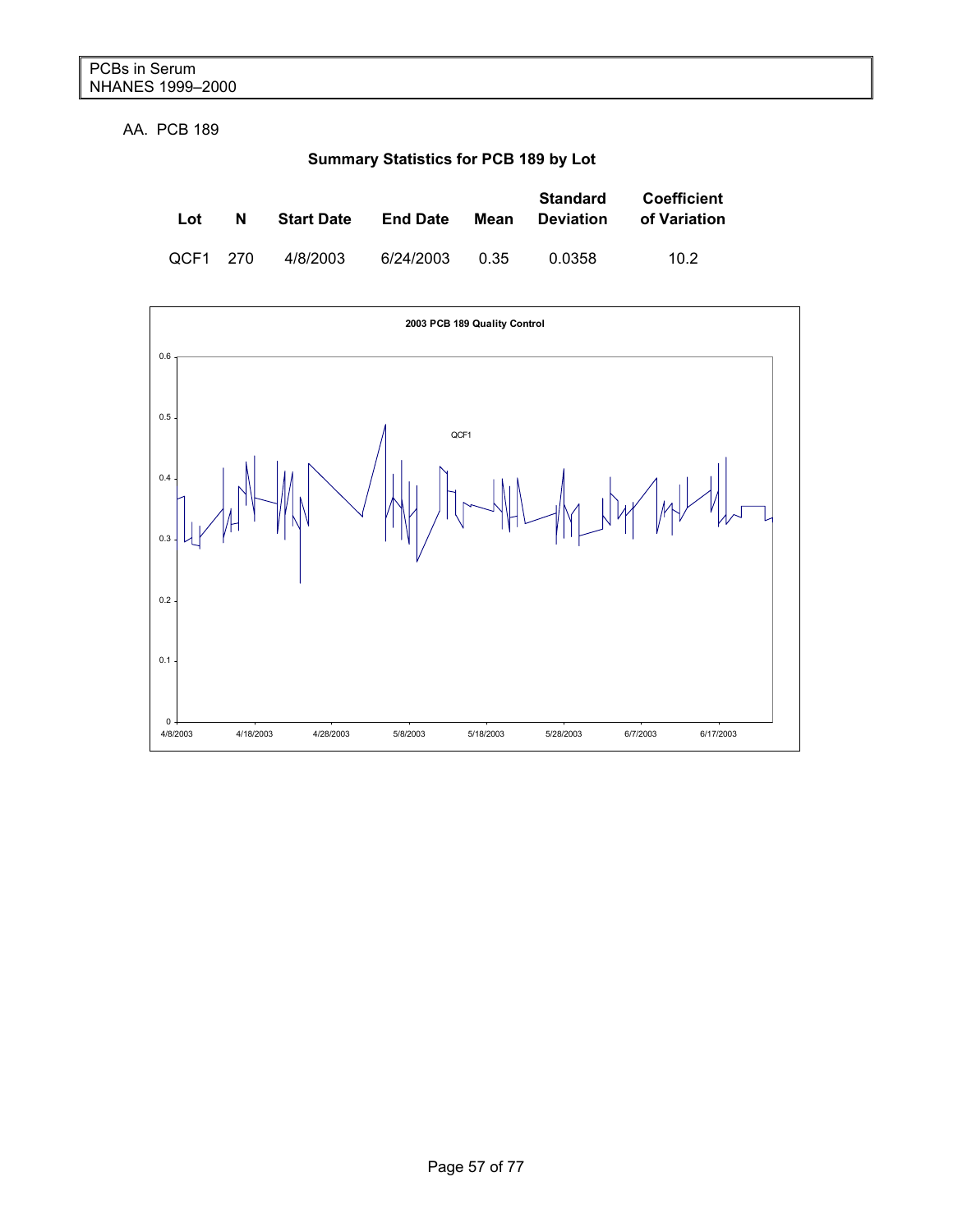AA. PCB 189

**Summary Statistics for PCB 189 by Lot**

| Lot | N | Start Date | End Date | Mean | Standard Deviation | Coefficient of Variation |
|---|---|---|---|---|---|---|
| QCF1 | 270 | 4/8/2003 | 6/24/2003 | 0.35 | 0.0358 | 10.2 |

**2003 PCB 189 Quality Control**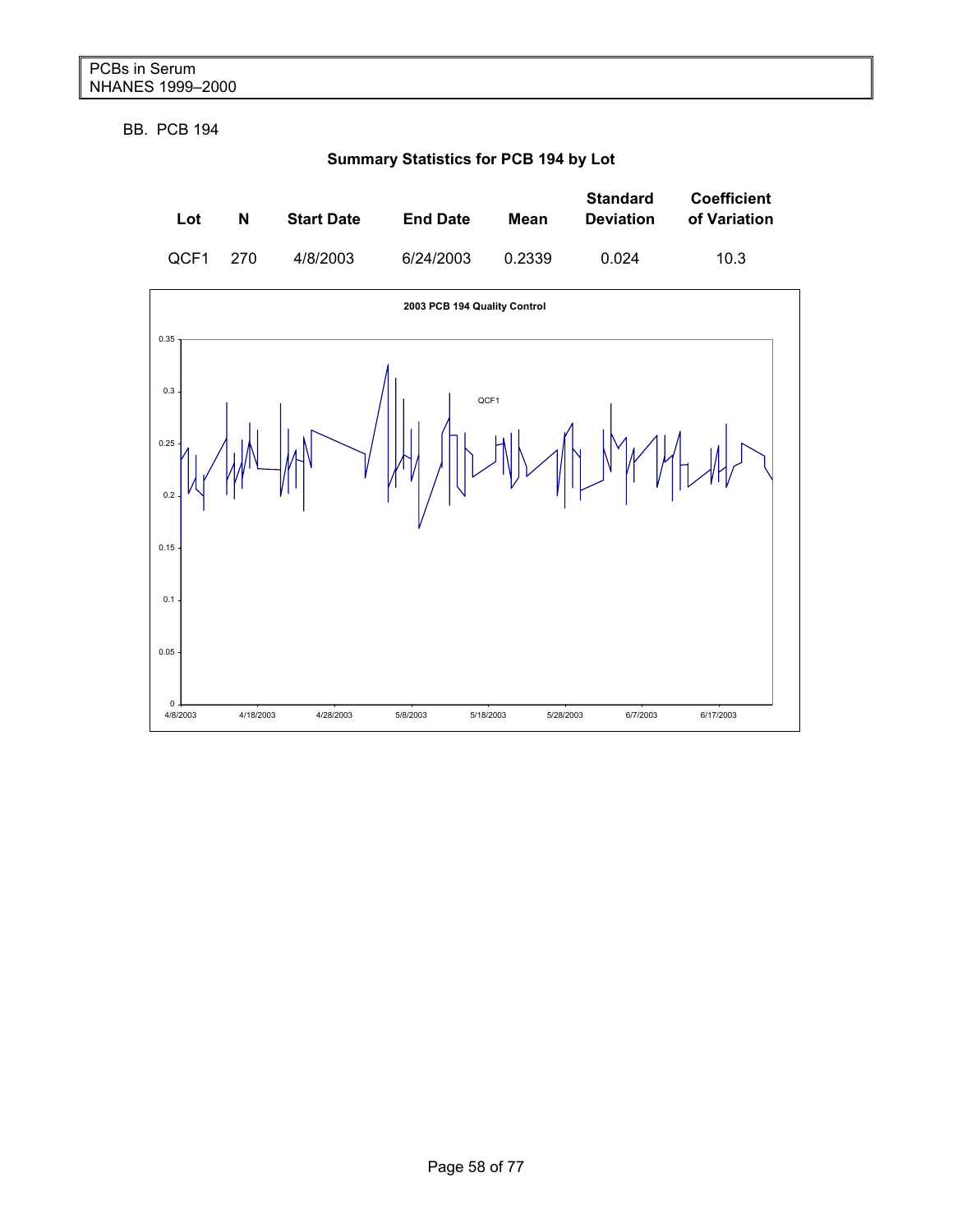BB. PCB 194

**Summary Statistics for PCB 194 by Lot**

| Lot | N | Start Date | End Date | Mean | Standard Deviation | Coefficient of Variation |
|---|---|---|---|---|---|---|
| QCF1 | 270 | 4/8/2003 | 6/24/2003 | 0.2339 | 0.024 | 10.3 |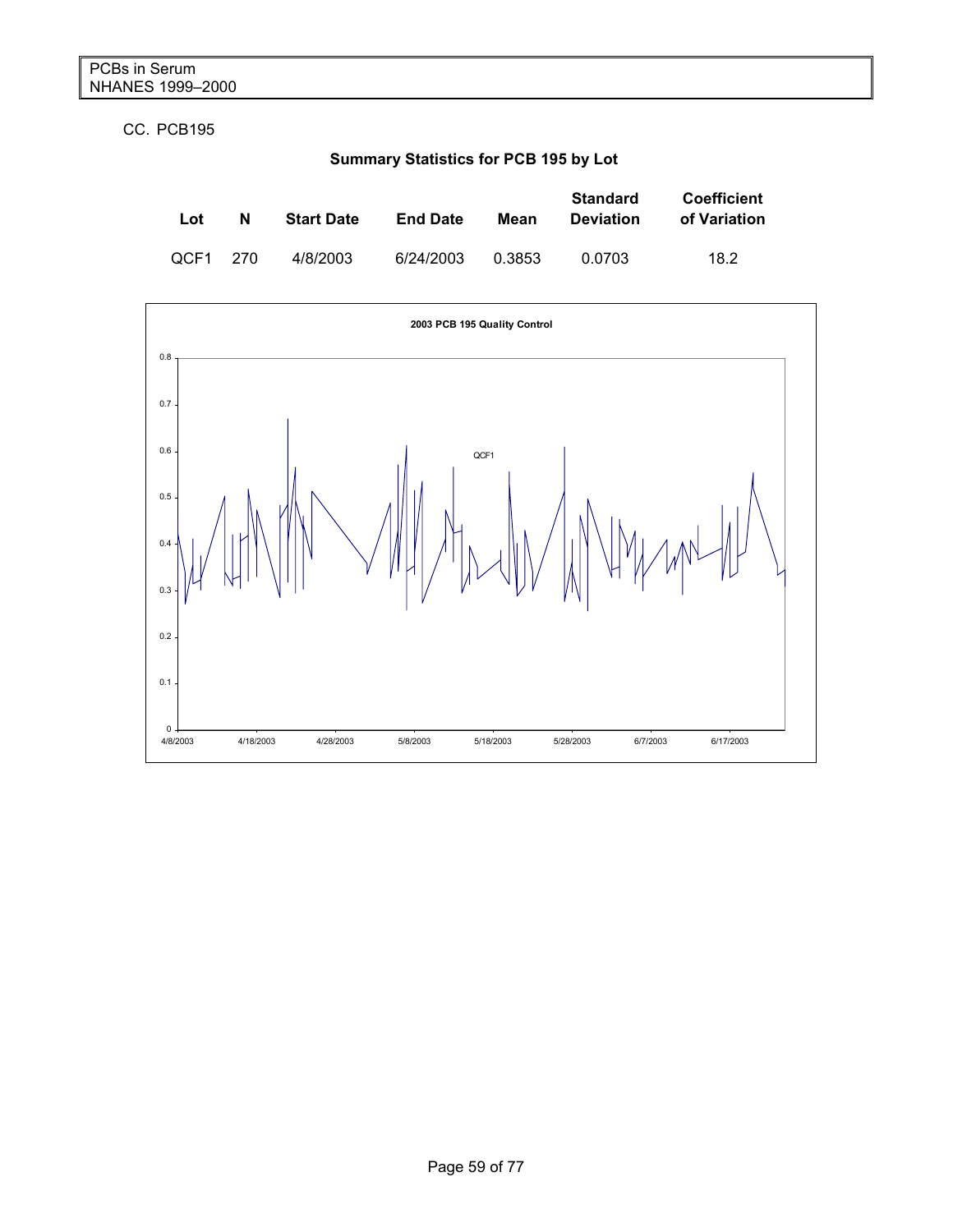CC. PCB195

**Summary Statistics for PCB 195 by Lot**

| Lot | N | Start Date | End Date | Mean | Standard Deviation | Coefficient of Variation |
|---|---|---|---|---|---|---|
| QCF1 | 270 | 4/8/2003 | 6/24/2003 | 0.3853 | 0.0703 | 18.2 |

**2003 PCB 195 Quality Control**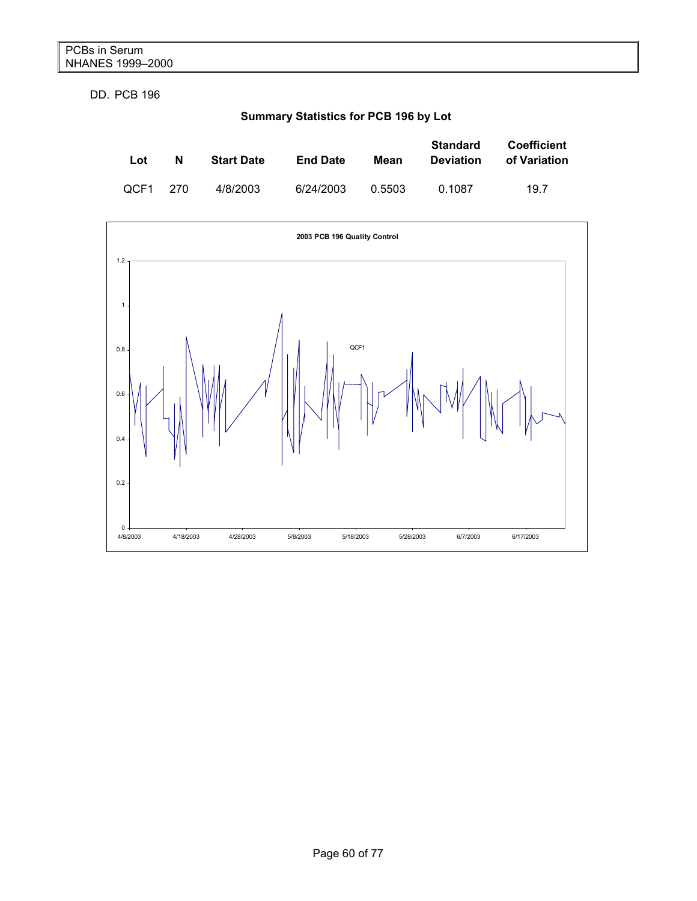DD. PCB 196

**Summary Statistics for PCB 196 by Lot**

| Lot | N | Start Date | End Date | Mean | Standard Deviation | Coefficient of Variation |
|---|---|---|---|---|---|---|
| QCF1 | 270 | 4/8/2003 | 6/24/2003 | 0.5503 | 0.1087 | 19.7 |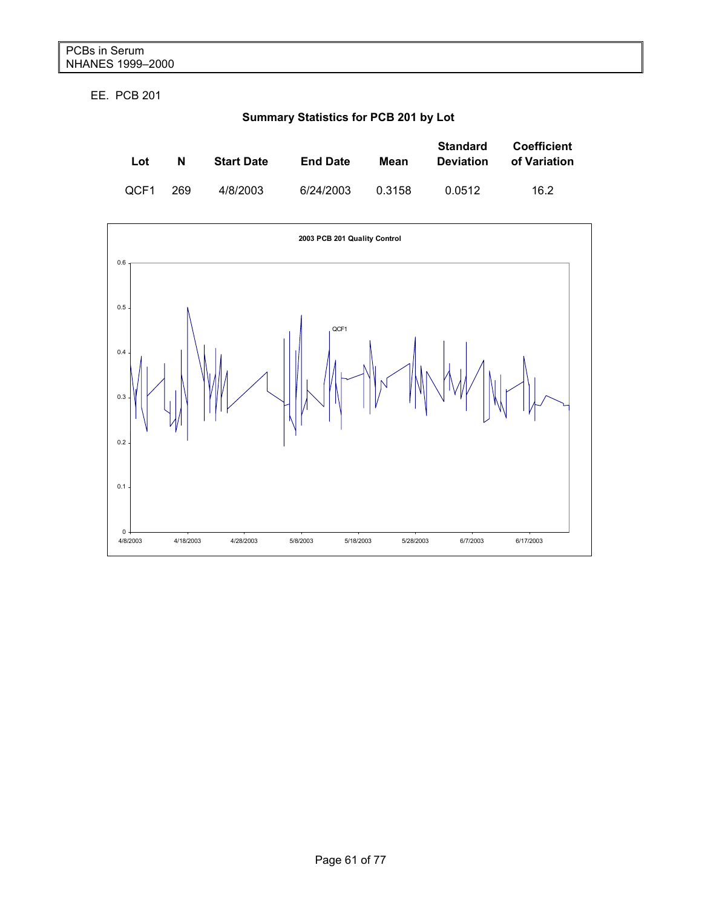## EE. PCB 201

**Summary Statistics for PCB 201 by Lot**

| Lot | N | Start Date | End Date | Mean | Standard Deviation | Coefficient of Variation |
|---|---|---|---|---|---|---|
| QCF1 | 269 | 4/8/2003 | 6/24/2003 | 0.3158 | 0.0512 | 16.2 |

**2003 PCB 201 Quality Control**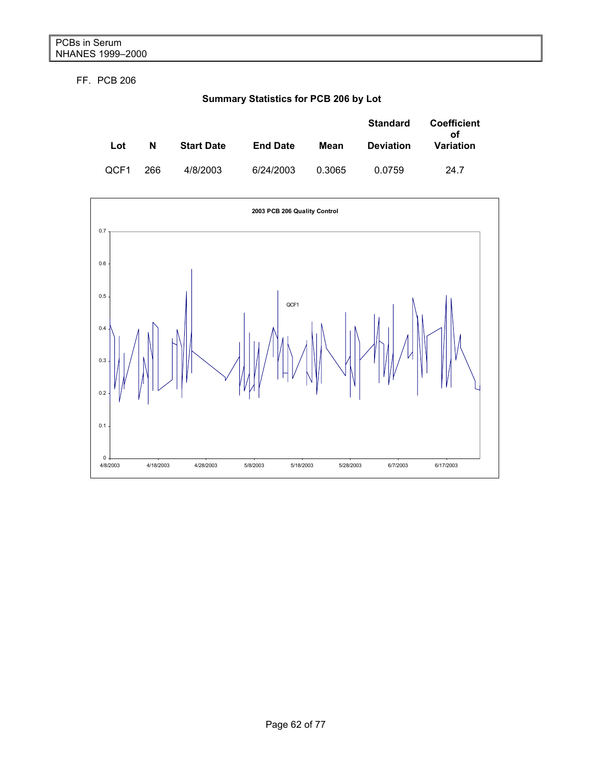FF. PCB 206

**Summary Statistics for PCB 206 by Lot**

| Lot | N | Start Date | End Date | Mean | Standard Deviation | Coefficient of Variation |
|---|---|---|---|---|---|---|
| QCF1 | 266 | 4/8/2003 | 6/24/2003 | 0.3065 | 0.0759 | 24.7 |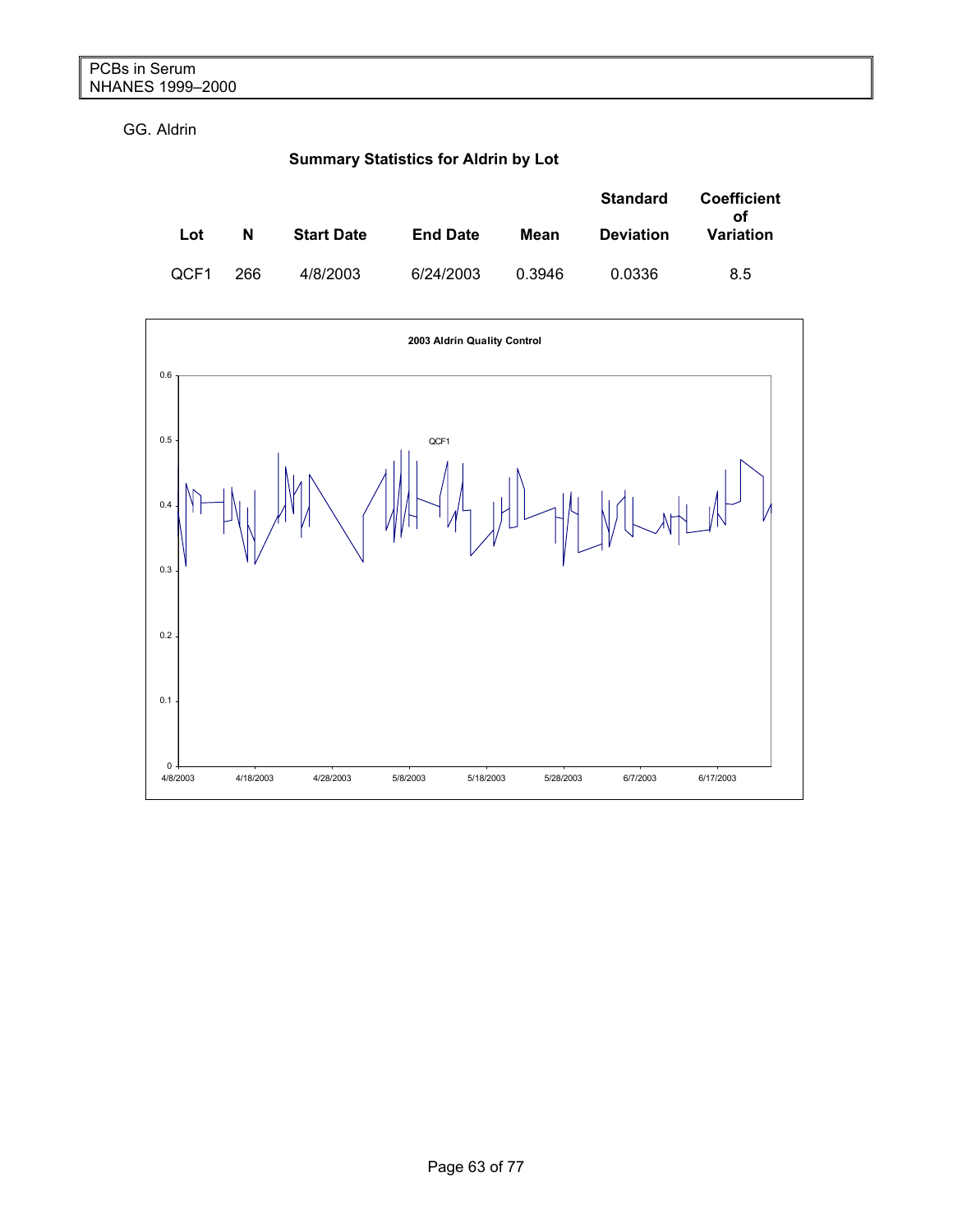GG. Aldrin

**Summary Statistics for Aldrin by Lot**

| Lot | N | Start Date | End Date | Mean | Standard Deviation | Coefficient of Variation |
|---|---|---|---|---|---|---|
| QCF1 | 266 | 4/8/2003 | 6/24/2003 | 0.3946 | 0.0336 | 8.5 |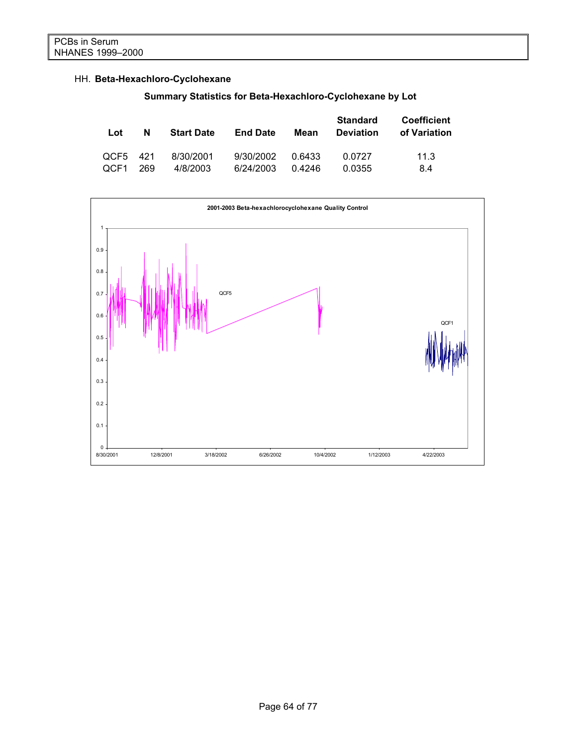## HH. **Beta-Hexachloro-Cyclohexane**

### Summary Statistics for Beta-Hexachloro-Cyclohexane by Lot

| Lot | N | Start Date | End Date | Mean | Standard Deviation | Coefficient of Variation |
|---|---|---|---|---|---|---|
| QCF5 | 421 | 8/30/2001 | 9/30/2002 | 0.6433 | 0.0727 | 11.3 |
| QCF1 | 269 | 4/8/2003 | 6/24/2003 | 0.4246 | 0.0355 | 8.4 |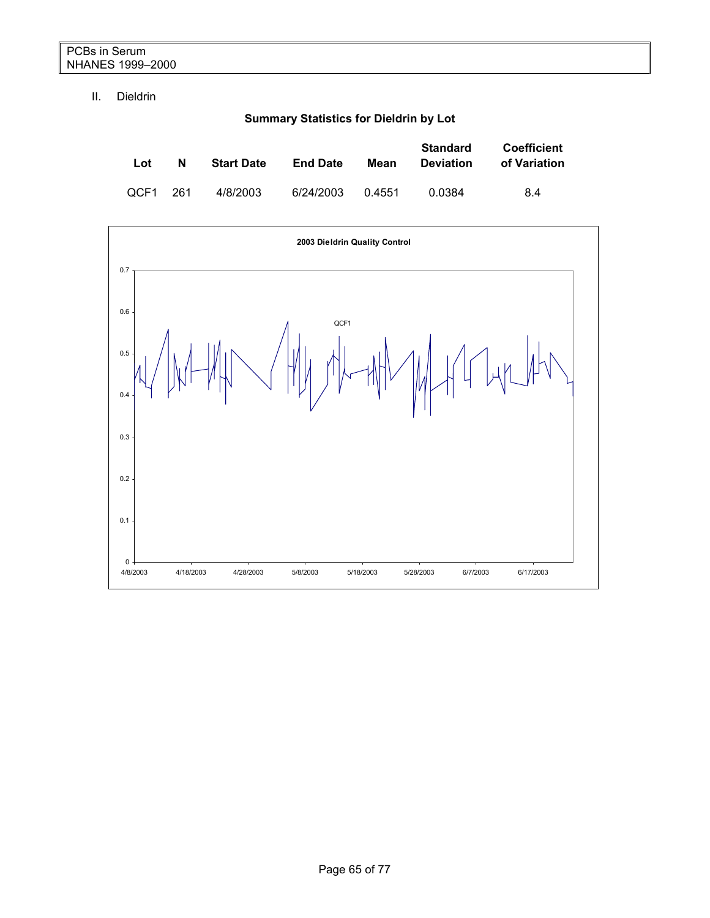II. Dieldrin

**Summary Statistics for Dieldrin by Lot**

| Lot | N | Start Date | End Date | Mean | Standard Deviation | Coefficient of Variation |
|---|---|---|---|---|---|---|
| QCF1 | 261 | 4/8/2003 | 6/24/2003 | 0.4551 | 0.0384 | 8.4 |

**2003 Dieldrin Quality Control**

QCF1

0.7 0.6 0.5 0.4 0.3 0.2 0.1 0

4/8/2003 4/18/2003 4/28/2003 5/8/2003 5/18/2003 5/28/2003 6/7/2003 6/17/2003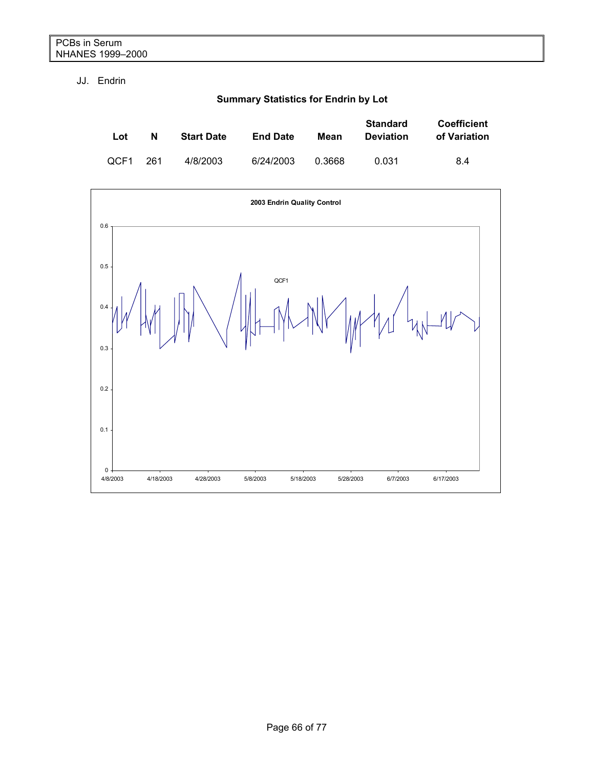JJ. Endrin

**Summary Statistics for Endrin by Lot**

| Lot | N | Start Date | End Date | Mean | Standard Deviation | Coefficient of Variation |
|---|---|---|---|---|---|---|
| QCF1 | 261 | 4/8/2003 | 6/24/2003 | 0.3668 | 0.031 | 8.4 |

**2003 Endrin Quality Control**

QCF1

0.6
0.5
0.4
0.3
0.2
0.1
0

4/8/2003 4/18/2003 4/28/2003 5/8/2003 5/18/2003 5/28/2003 6/7/2003 6/17/2003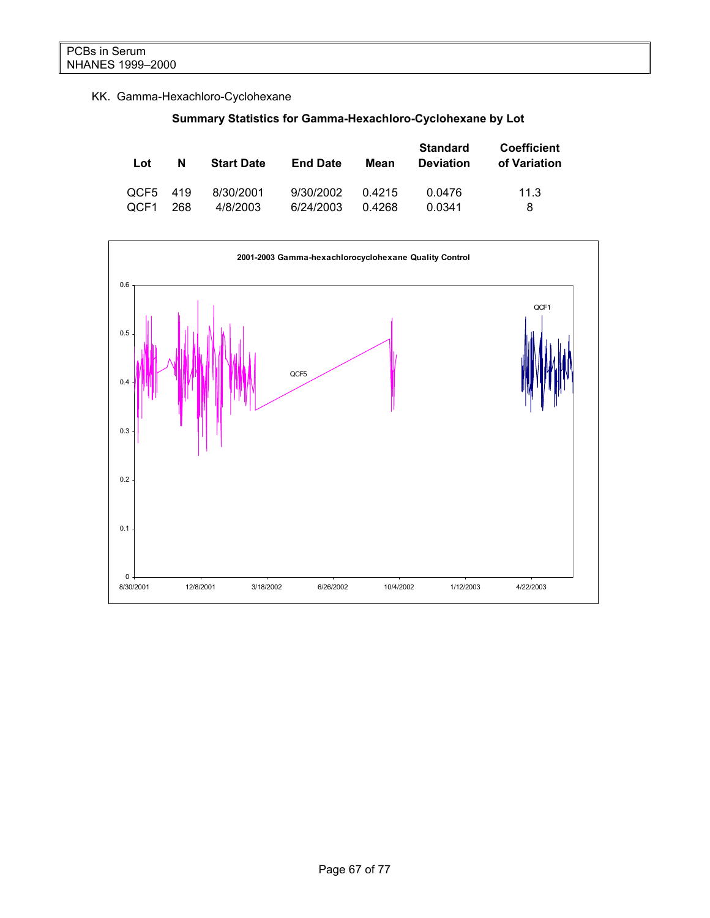KK. Gamma-Hexachloro-Cyclohexane

**Summary Statistics for Gamma-Hexachloro-Cyclohexane by Lot**

| Lot | N | Start Date | End Date | Mean | Standard Deviation | Coefficient of Variation |
|---|---|---|---|---|---|---|
| QCF5 | 419 | 8/30/2001 | 9/30/2002 | 0.4215 | 0.0476 | 11.3 |
| QCF1 | 268 | 4/8/2003 | 6/24/2003 | 0.4268 | 0.0341 | 8 |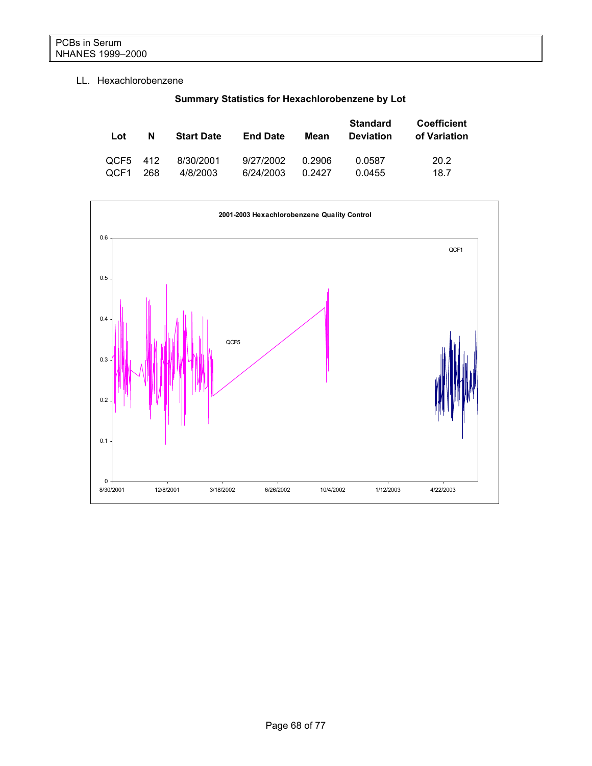LL. Hexachlorobenzene

**Summary Statistics for Hexachlorobenzene by Lot**

| Lot | N | Start Date | End Date | Mean | Standard Deviation | Coefficient of Variation |
|---|---|---|---|---|---|---|
| QCF5 | 412 | 8/30/2001 | 9/27/2002 | 0.2906 | 0.0587 | 20.2 |
| QCF1 | 268 | 4/8/2003 | 6/24/2003 | 0.2427 | 0.0455 | 18.7 |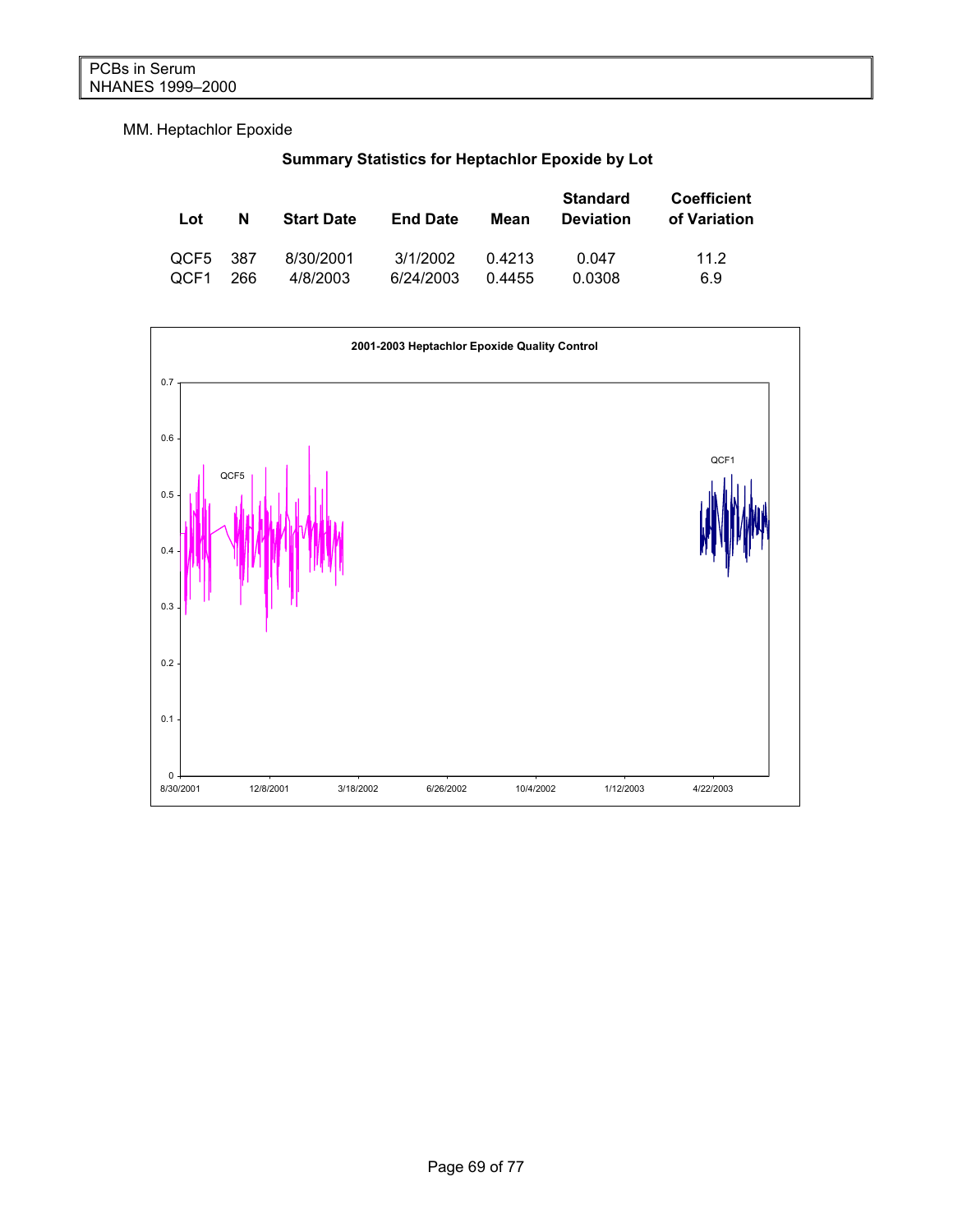MM. Heptachlor Epoxide

**Summary Statistics for Heptachlor Epoxide by Lot**

| Lot | N | Start Date | End Date | Mean | Standard Deviation | Coefficient of Variation |
|---|---|---|---|---|---|---|
| QCF5 | 387 | 8/30/2001 | 3/1/2002 | 0.4213 | 0.047 | 11.2 |
| QCF1 | 266 | 4/8/2003 | 6/24/2003 | 0.4455 | 0.0308 | 6.9 |

**2001-2003 Heptachlor Epoxide Quality Control**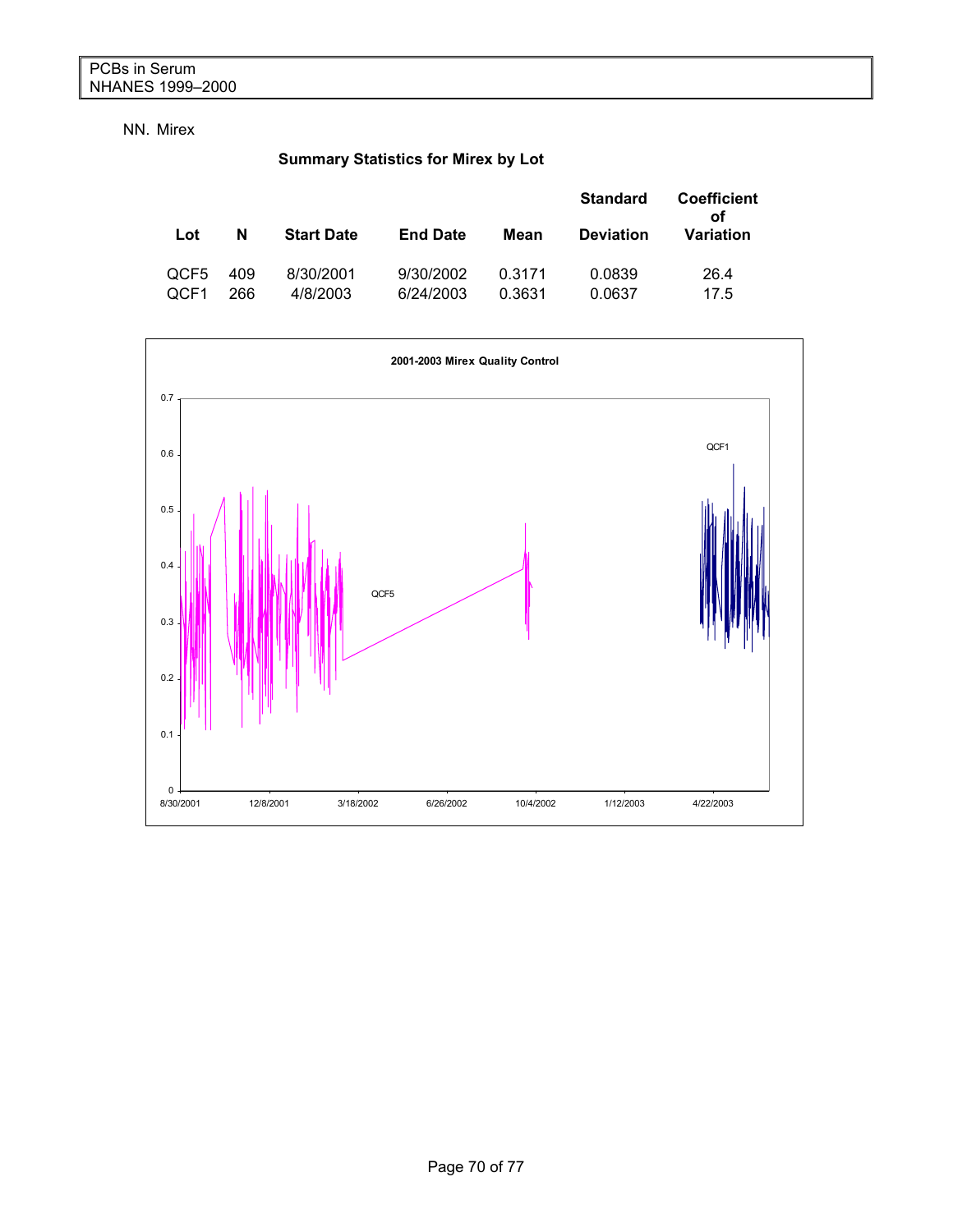NN. Mirex

**Summary Statistics for Mirex by Lot**

| Lot | N | Start Date | End Date | Mean | Standard Deviation | Coefficient of Variation |
|---|---|---|---|---|---|---|
| QCF5 | 409 | 8/30/2001 | 9/30/2002 | 0.3171 | 0.0839 | 26.4 |
| QCF1 | 266 | 4/8/2003 | 6/24/2003 | 0.3631 | 0.0637 | 17.5 |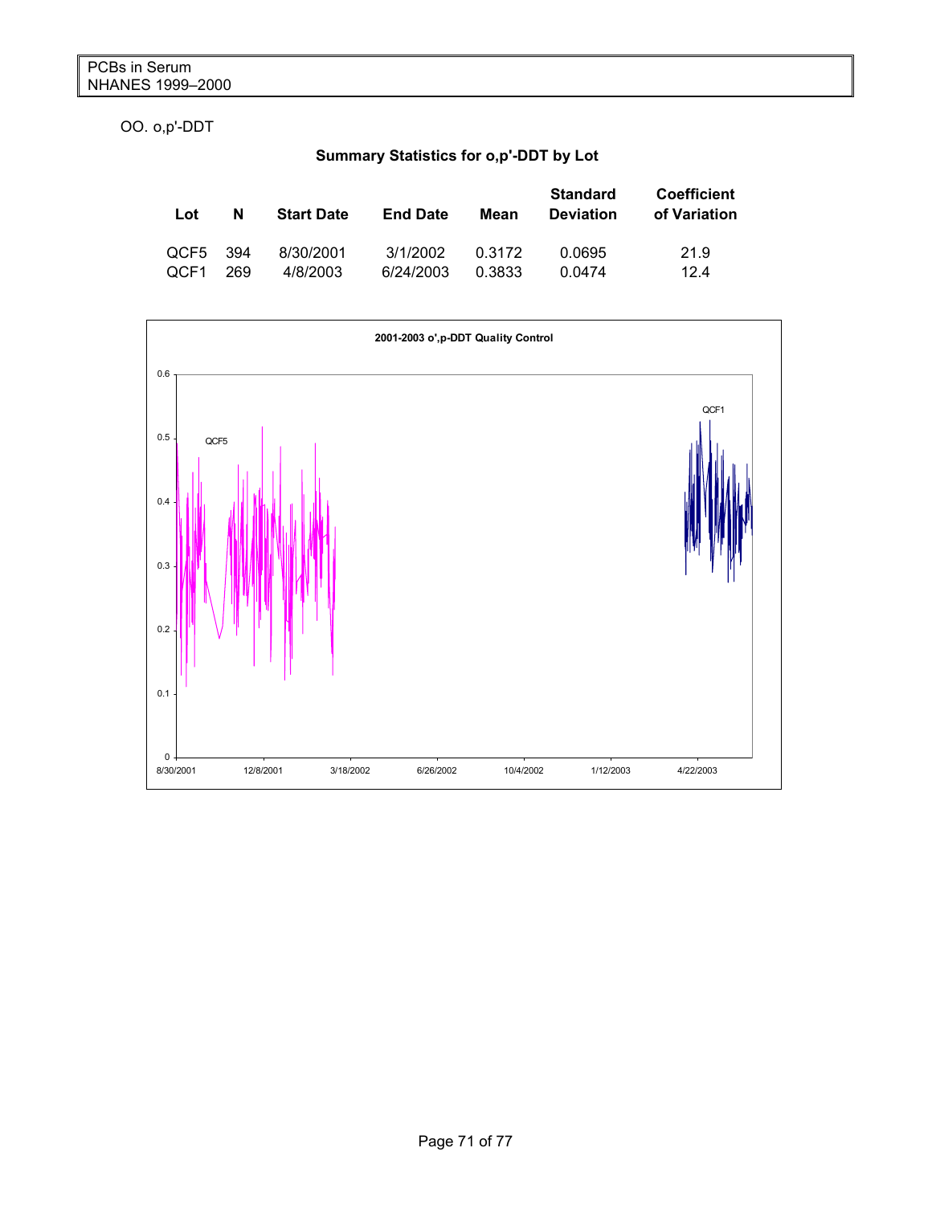OO. o,p'-DDT

**Summary Statistics for o,p'-DDT by Lot**

| Lot | N | Start Date | End Date | Mean | Standard Deviation | Coefficient of Variation |
|---|---|---|---|---|---|---|
| QCF5 | 394 | 8/30/2001 | 3/1/2002 | 0.3172 | 0.0695 | 21.9 |
| QCF1 | 269 | 4/8/2003 | 6/24/2003 | 0.3833 | 0.0474 | 12.4 |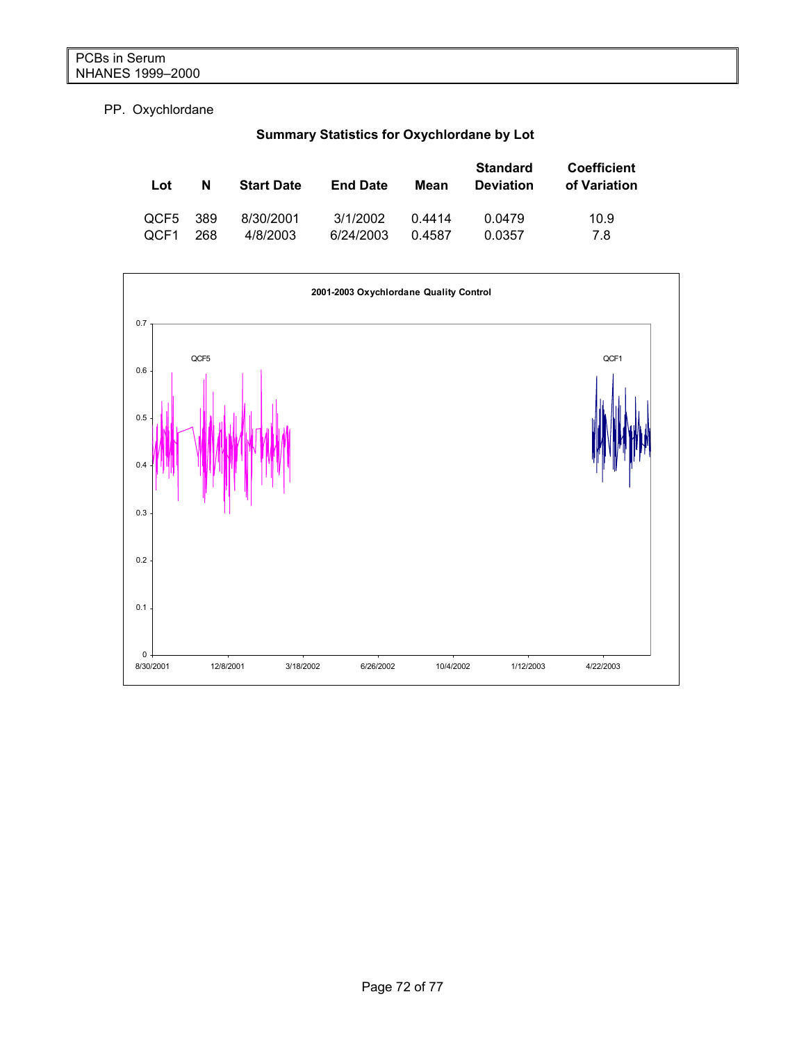PP. Oxychlordane

**Summary Statistics for Oxychlordane by Lot**

| Lot | N | Start Date | End Date | Mean | Standard Deviation | Coefficient of Variation |
|---|---|---|---|---|---|---|
| QCF5 | 389 | 8/30/2001 | 3/1/2002 | 0.4414 | 0.0479 | 10.9 |
| QCF1 | 268 | 4/8/2003 | 6/24/2003 | 0.4587 | 0.0357 | 7.8 |

**2001-2003 Oxychlordane Quality Control**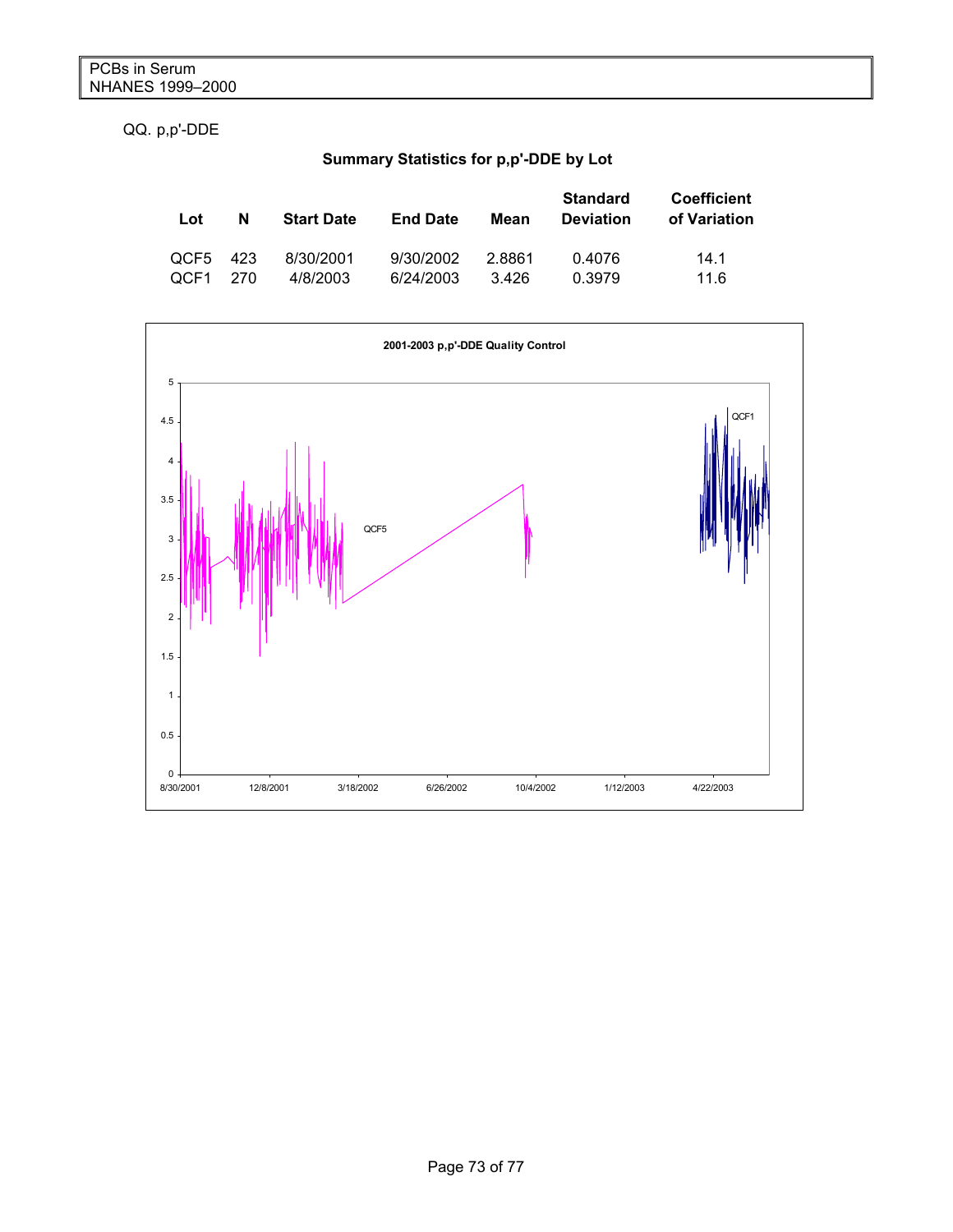QQ. p,p'-DDE

**Summary Statistics for p,p'-DDE by Lot**

| Lot | N | Start Date | End Date | Mean | Standard Deviation | Coefficient of Variation |
|---|---|---|---|---|---|---|
| QCF5 | 423 | 8/30/2001 | 9/30/2002 | 2.8861 | 0.4076 | 14.1 |
| QCF1 | 270 | 4/8/2003 | 6/24/2003 | 3.426 | 0.3979 | 11.6 |

**2001-2003 p,p'-DDE Quality Control**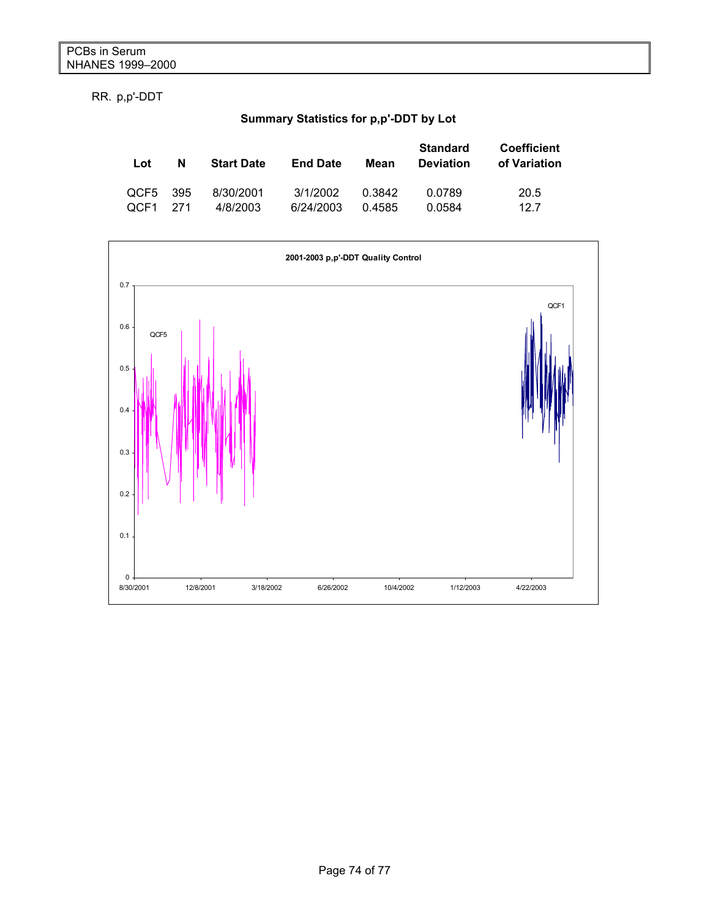RR. p,p'-DDT

**Summary Statistics for p,p'-DDT by Lot**

| Lot | N | Start Date | End Date | Mean | Standard Deviation | Coefficient of Variation |
|---|---|---|---|---|---|---|
| QCF5 | 395 | 8/30/2001 | 3/1/2002 | 0.3842 | 0.0789 | 20.5 |
| QCF1 | 271 | 4/8/2003 | 6/24/2003 | 0.4585 | 0.0584 | 12.7 |

**2001-2003 p,p'-DDT Quality Control**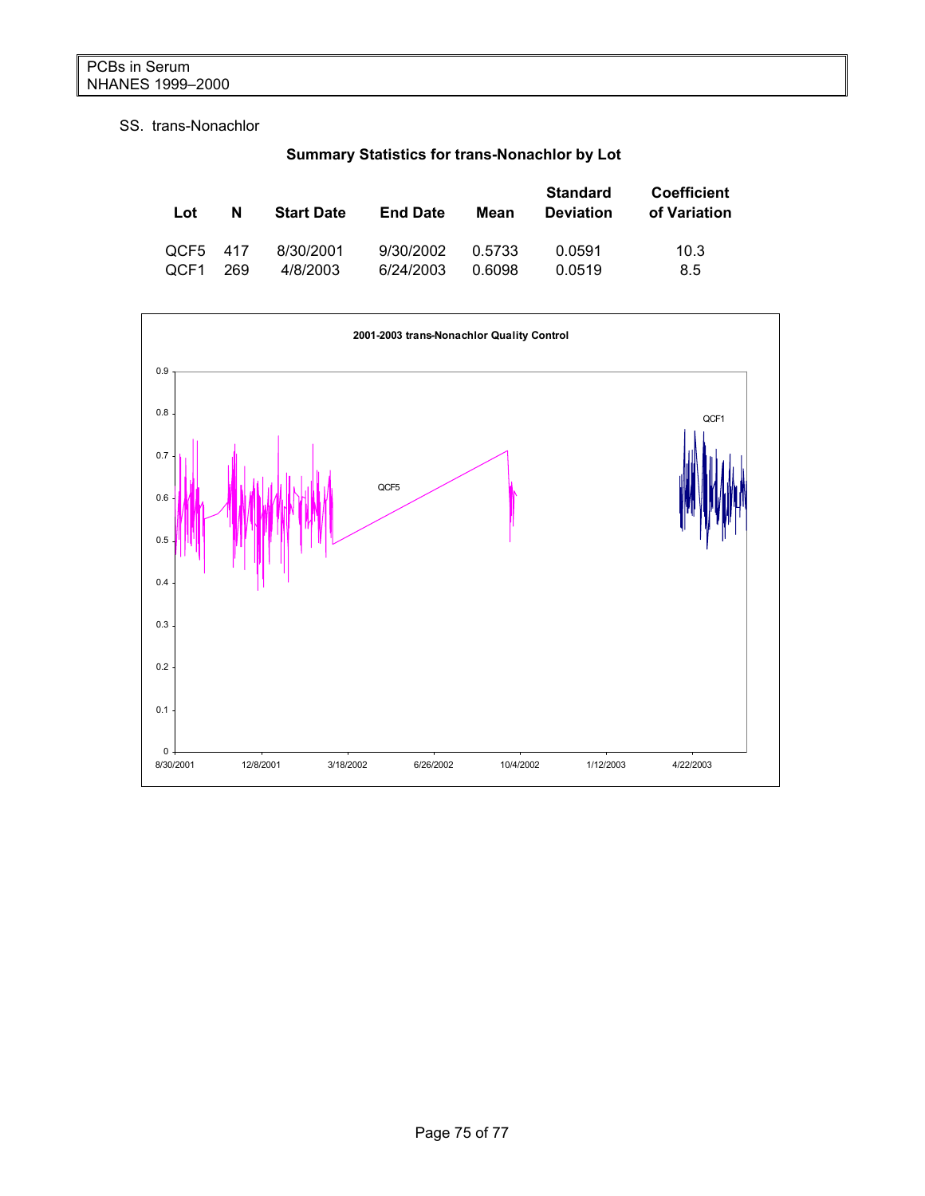SS. trans-Nonachlor

**Summary Statistics for trans-Nonachlor by Lot**

| Lot | N | Start Date | End Date | Mean | Standard Deviation | Coefficient of Variation |
|---|---|---|---|---|---|---|
| QCF5 | 417 | 8/30/2001 | 9/30/2002 | 0.5733 | 0.0591 | 10.3 |
| QCF1 | 269 | 4/8/2003 | 6/24/2003 | 0.6098 | 0.0519 | 8.5 |

**2001-2003 trans-Nonachlor Quality Control**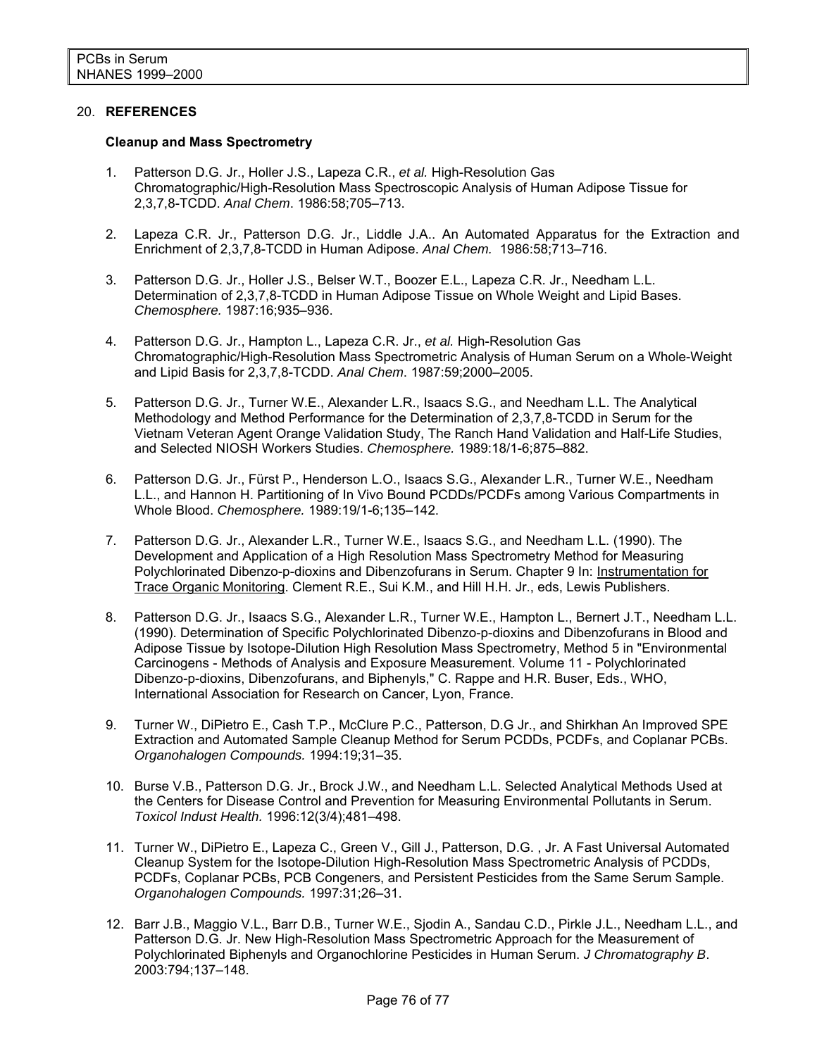## 20. REFERENCES

### Cleanup and Mass Spectrometry

1. Patterson D.G. Jr., Holler J.S., Lapeza C.R., *et al.* High-Resolution Gas Chromatographic/High-Resolution Mass Spectroscopic Analysis of Human Adipose Tissue for 2,3,7,8-TCDD. *Anal Chem*. 1986:58;705–713.

2. Lapeza C.R. Jr., Patterson D.G. Jr., Liddle J.A.. An Automated Apparatus for the Extraction and Enrichment of 2,3,7,8-TCDD in Human Adipose. *Anal Chem.* 1986:58;713–716.

3. Patterson D.G. Jr., Holler J.S., Belser W.T., Boozer E.L., Lapeza C.R. Jr., Needham L.L. Determination of 2,3,7,8-TCDD in Human Adipose Tissue on Whole Weight and Lipid Bases. *Chemosphere.* 1987:16;935–936.

4. Patterson D.G. Jr., Hampton L., Lapeza C.R. Jr., *et al.* High-Resolution Gas Chromatographic/High-Resolution Mass Spectrometric Analysis of Human Serum on a Whole-Weight and Lipid Basis for 2,3,7,8-TCDD. *Anal Chem*. 1987:59;2000–2005.

5. Patterson D.G. Jr., Turner W.E., Alexander L.R., Isaacs S.G., and Needham L.L. The Analytical Methodology and Method Performance for the Determination of 2,3,7,8-TCDD in Serum for the Vietnam Veteran Agent Orange Validation Study, The Ranch Hand Validation and Half-Life Studies, and Selected NIOSH Workers Studies. *Chemosphere.* 1989:18/1-6;875–882.

6. Patterson D.G. Jr., Fürst P., Henderson L.O., Isaacs S.G., Alexander L.R., Turner W.E., Needham L.L., and Hannon H. Partitioning of In Vivo Bound PCDDs/PCDFs among Various Compartments in Whole Blood. *Chemosphere.* 1989:19/1-6;135–142.

7. Patterson D.G. Jr., Alexander L.R., Turner W.E., Isaacs S.G., and Needham L.L. (1990). The Development and Application of a High Resolution Mass Spectrometry Method for Measuring Polychlorinated Dibenzo-p-dioxins and Dibenzofurans in Serum. Chapter 9 In: <u>Instrumentation for Trace Organic Monitoring</u>. Clement R.E., Sui K.M., and Hill H.H. Jr., eds, Lewis Publishers.

8. Patterson D.G. Jr., Isaacs S.G., Alexander L.R., Turner W.E., Hampton L., Bernert J.T., Needham L.L. (1990). Determination of Specific Polychlorinated Dibenzo-p-dioxins and Dibenzofurans in Blood and Adipose Tissue by Isotope-Dilution High Resolution Mass Spectrometry, Method 5 in "Environmental Carcinogens - Methods of Analysis and Exposure Measurement. Volume 11 - Polychlorinated Dibenzo-p-dioxins, Dibenzofurans, and Biphenyls," C. Rappe and H.R. Buser, Eds., WHO, International Association for Research on Cancer, Lyon, France.

9. Turner W., DiPietro E., Cash T.P., McClure P.C., Patterson, D.G Jr., and Shirkhan An Improved SPE Extraction and Automated Sample Cleanup Method for Serum PCDDs, PCDFs, and Coplanar PCBs. *Organohalogen Compounds.* 1994:19;31–35.

10. Burse V.B., Patterson D.G. Jr., Brock J.W., and Needham L.L. Selected Analytical Methods Used at the Centers for Disease Control and Prevention for Measuring Environmental Pollutants in Serum. *Toxicol Indust Health.* 1996:12(3/4);481–498.

11. Turner W., DiPietro E., Lapeza C., Green V., Gill J., Patterson, D.G. , Jr. A Fast Universal Automated Cleanup System for the Isotope-Dilution High-Resolution Mass Spectrometric Analysis of PCDDs, PCDFs, Coplanar PCBs, PCB Congeners, and Persistent Pesticides from the Same Serum Sample. *Organohalogen Compounds.* 1997:31;26–31.

12. Barr J.B., Maggio V.L., Barr D.B., Turner W.E., Sjodin A., Sandau C.D., Pirkle J.L., Needham L.L., and Patterson D.G. Jr. New High-Resolution Mass Spectrometric Approach for the Measurement of Polychlorinated Biphenyls and Organochlorine Pesticides in Human Serum. *J Chromatography B*. 2003:794;137–148.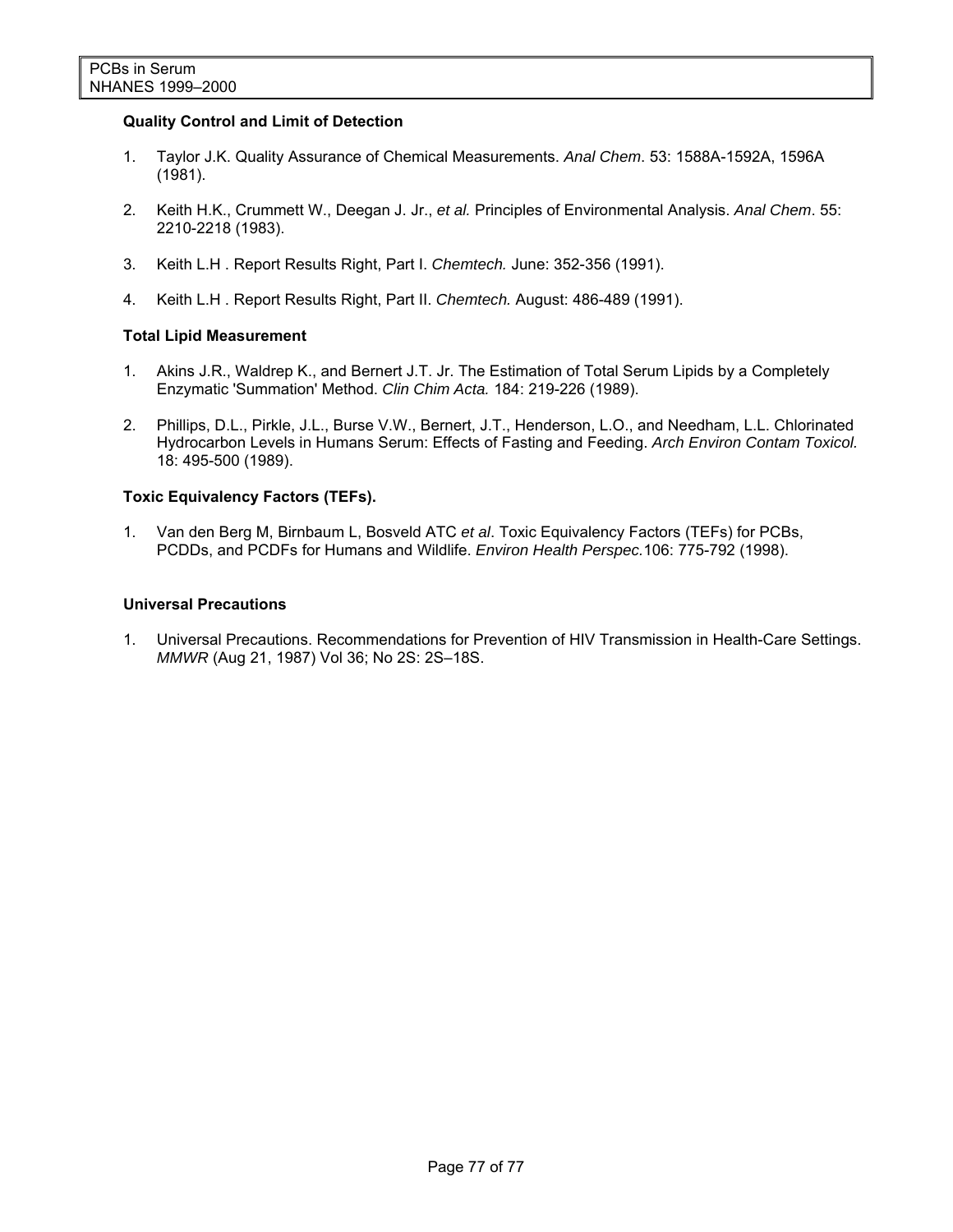**Quality Control and Limit of Detection**

1. Taylor J.K. Quality Assurance of Chemical Measurements. *Anal Chem*. 53: 1588A-1592A, 1596A (1981).

2. Keith H.K., Crummett W., Deegan J. Jr., *et al.* Principles of Environmental Analysis. *Anal Chem*. 55: 2210-2218 (1983).

3. Keith L.H . Report Results Right, Part I. *Chemtech.* June: 352-356 (1991).

4. Keith L.H . Report Results Right, Part II. *Chemtech.* August: 486-489 (1991).

**Total Lipid Measurement**

1. Akins J.R., Waldrep K., and Bernert J.T. Jr. The Estimation of Total Serum Lipids by a Completely Enzymatic 'Summation' Method. *Clin Chim Acta.* 184: 219-226 (1989).

2. Phillips, D.L., Pirkle, J.L., Burse V.W., Bernert, J.T., Henderson, L.O., and Needham, L.L. Chlorinated Hydrocarbon Levels in Humans Serum: Effects of Fasting and Feeding. *Arch Environ Contam Toxicol.* 18: 495-500 (1989).

**Toxic Equivalency Factors (TEFs).**

1. Van den Berg M, Birnbaum L, Bosveld ATC *et al*. Toxic Equivalency Factors (TEFs) for PCBs, PCDDs, and PCDFs for Humans and Wildlife. *Environ Health Perspec.*106: 775-792 (1998).

**Universal Precautions**

1. Universal Precautions. Recommendations for Prevention of HIV Transmission in Health-Care Settings. *MMWR* (Aug 21, 1987) Vol 36; No 2S: 2S–18S.